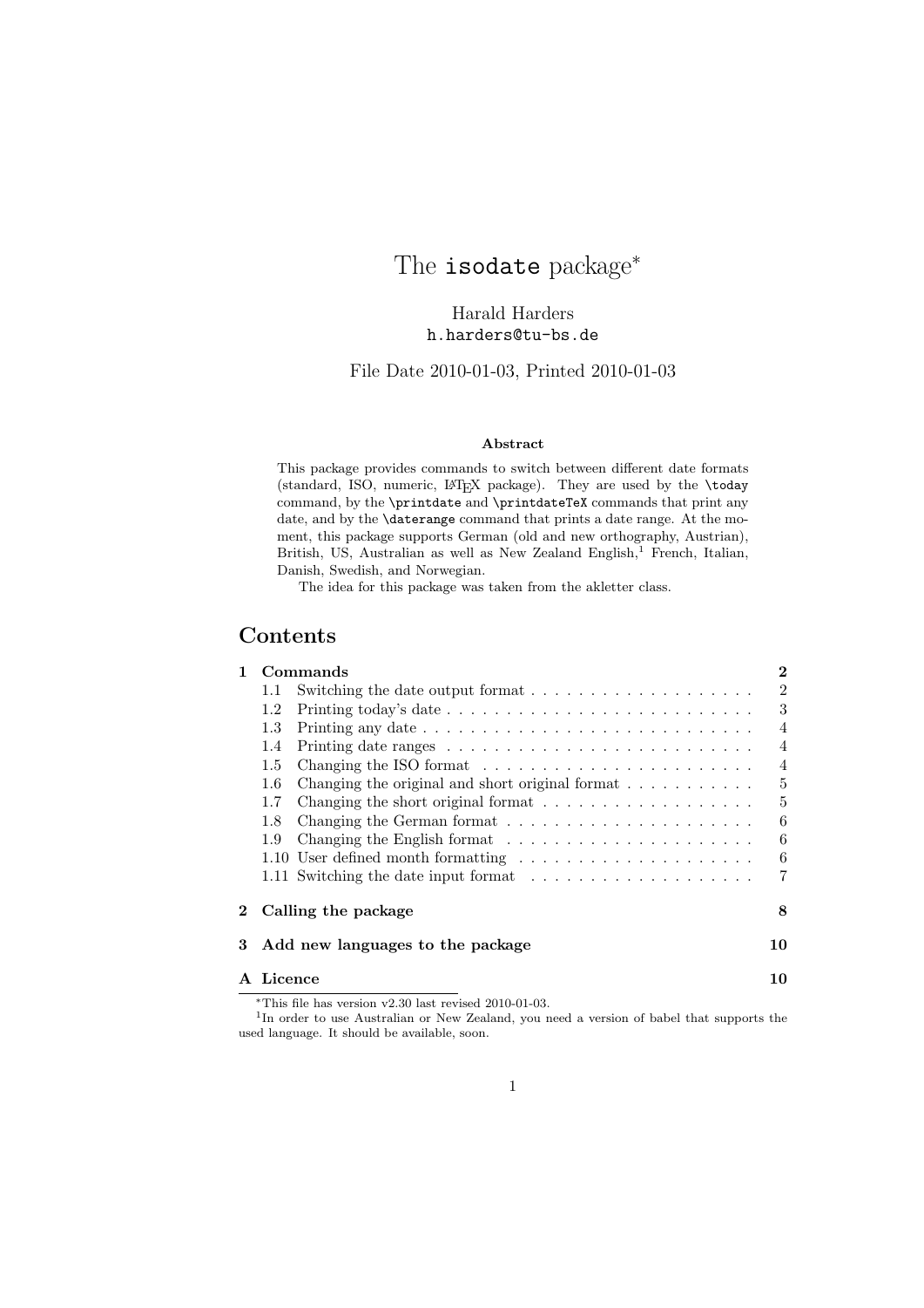# The `isodate` package[*]

Harald Harders
`h.harders@tu-bs.de`

File Date 2010-01-03, Printed 2010-01-03

### Abstract

This package provides commands to switch between different date formats (standard, ISO, numeric, LaTeX package). They are used by the `\today` command, by the `\printdate` and `\printdateTeX` commands that print any date, and by the `\daterange` command that prints a date range. At the moment, this package supports German (old and new orthography, Austrian), British, US, Australian as well as New Zealand English,[1] French, Italian, Danish, Swedish, and Norwegian.

The idea for this package was taken from the akletter class.

## Contents

- **1 Commands** — **2**
  - 1.1 Switching the date output format — 2
  - 1.2 Printing today's date — 3
  - 1.3 Printing any date — 4
  - 1.4 Printing date ranges — 4
  - 1.5 Changing the ISO format — 4
  - 1.6 Changing the original and short original format — 5
  - 1.7 Changing the short original format — 5
  - 1.8 Changing the German format — 6
  - 1.9 Changing the English format — 6
  - 1.10 User defined month formatting — 6
  - 1.11 Switching the date input format — 7
- **2 Calling the package** — **8**
- **3 Add new languages to the package** — **10**
- **A Licence** — **10**

---

[*] This file has version v2.30 last revised 2010-01-03.

[1] In order to use Australian or New Zealand, you need a version of babel that supports the used language. It should be available, soon.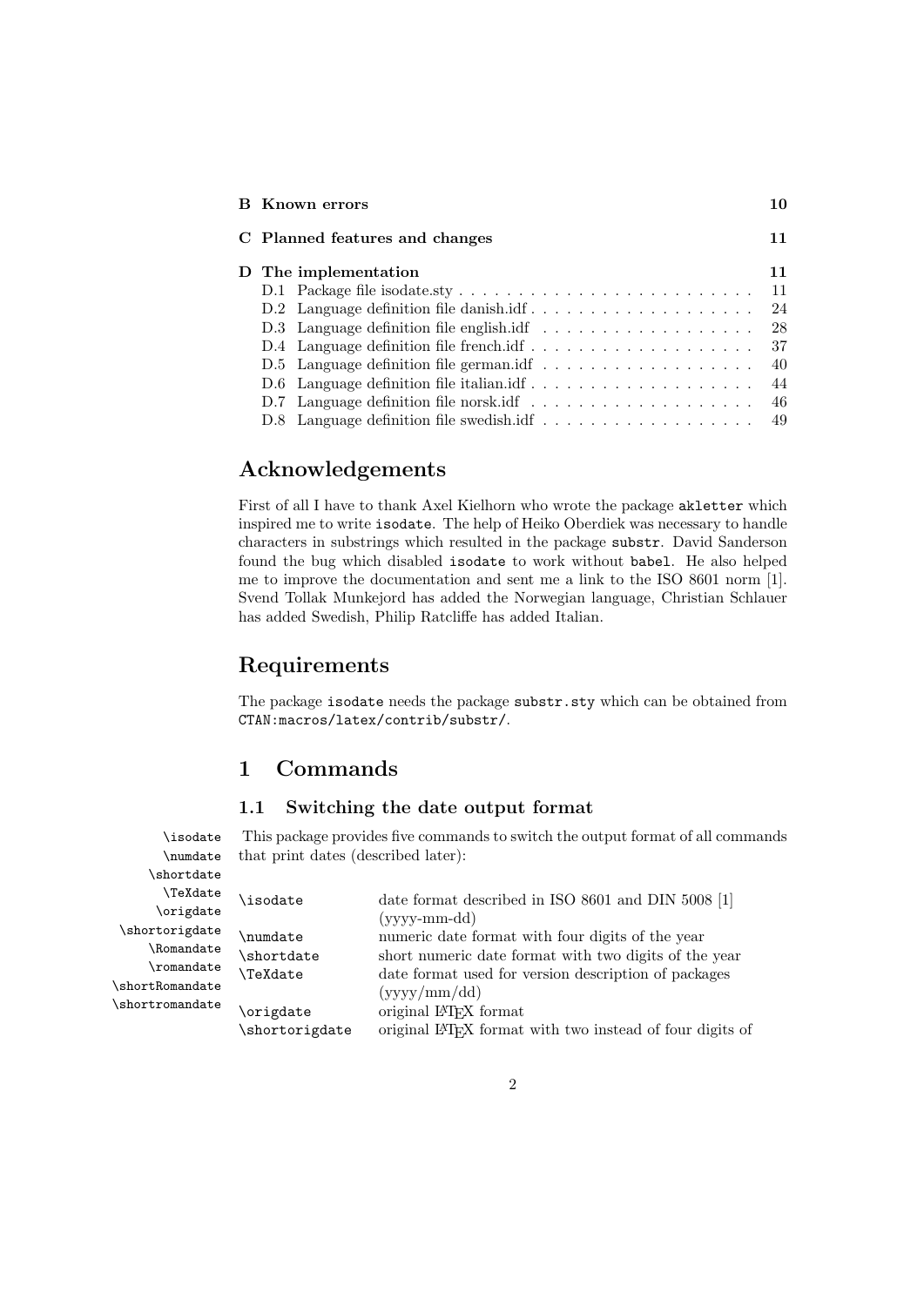| | | |
|---|---|---|
| **B** | **Known errors** | **10** |
| **C** | **Planned features and changes** | **11** |
| **D** | **The implementation** | **11** |
| | D.1 Package file isodate.sty | 11 |
| | D.2 Language definition file danish.idf | 24 |
| | D.3 Language definition file english.idf | 28 |
| | D.4 Language definition file french.idf | 37 |
| | D.5 Language definition file german.idf | 40 |
| | D.6 Language definition file italian.idf | 44 |
| | D.7 Language definition file norsk.idf | 46 |
| | D.8 Language definition file swedish.idf | 49 |

## Acknowledgements

First of all I have to thank Axel Kielhorn who wrote the package `akletter` which inspired me to write `isodate`. The help of Heiko Oberdiek was necessary to handle characters in substrings which resulted in the package `substr`. David Sanderson found the bug which disabled `isodate` to work without `babel`. He also helped me to improve the documentation and sent me a link to the ISO 8601 norm [1]. Svend Tollak Munkejord has added the Norwegian language, Christian Schlauer has added Swedish, Philip Ratcliffe has added Italian.

## Requirements

The package `isodate` needs the package `substr.sty` which can be obtained from `CTAN:macros/latex/contrib/substr/`.

## 1 Commands

### 1.1 Switching the date output format

`\isodate` `\numdate` `\shortdate` `\TeXdate` `\origdate` `\shortorigdate` `\Romandate` `\romandate` `\shortRomandate` `\shortromandate`

This package provides five commands to switch the output format of all commands that print dates (described later):

| | |
|---|---|
| `\isodate` | date format described in ISO 8601 and DIN 5008 [1] (yyyy-mm-dd) |
| `\numdate` | numeric date format with four digits of the year |
| `\shortdate` | short numeric date format with two digits of the year |
| `\TeXdate` | date format used for version description of packages (yyyy/mm/dd) |
| `\origdate` | original LaTeX format |
| `\shortorigdate` | original LaTeX format with two instead of four digits of |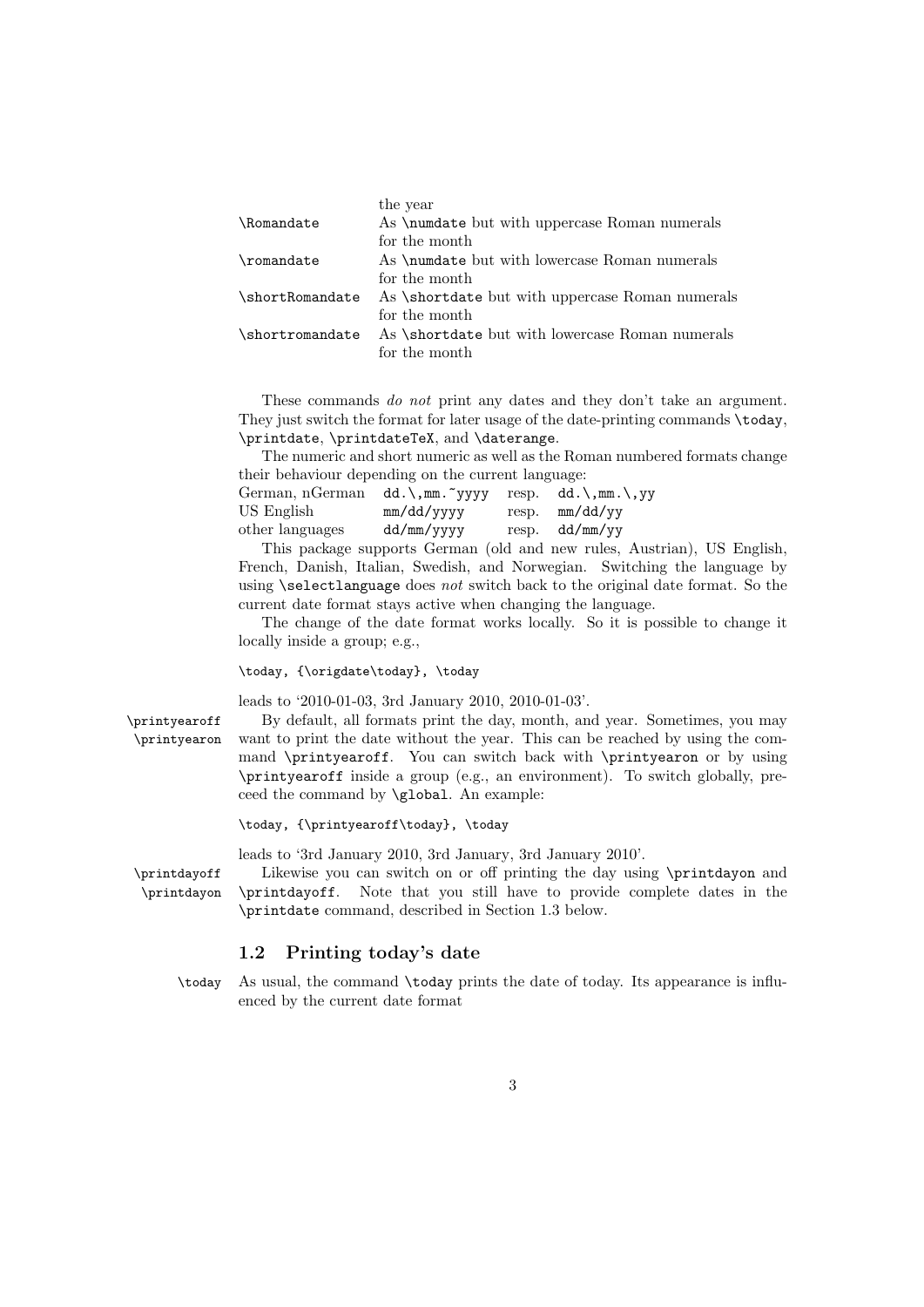| | |
|---|---|
| | the year |
| `\Romandate` | As `\numdate` but with uppercase Roman numerals for the month |
| `\romandate` | As `\numdate` but with lowercase Roman numerals for the month |
| `\shortRomandate` | As `\shortdate` but with uppercase Roman numerals for the month |
| `\shortromandate` | As `\shortdate` but with lowercase Roman numerals for the month |

These commands *do not* print any dates and they don't take an argument. They just switch the format for later usage of the date-printing commands `\today`, `\printdate`, `\printdateTeX`, and `\daterange`.

The numeric and short numeric as well as the Roman numbered formats change their behaviour depending on the current language:

| | | | |
|---|---|---|---|
| German, nGerman | `dd.\,mm.~yyyy` | resp. | `dd.\,mm.\,yy` |
| US English | `mm/dd/yyyy` | resp. | `mm/dd/yy` |
| other languages | `dd/mm/yyyy` | resp. | `dd/mm/yy` |

This package supports German (old and new rules, Austrian), US English, French, Danish, Italian, Swedish, and Norwegian. Switching the language by using `\selectlanguage` does *not* switch back to the original date format. So the current date format stays active when changing the language.

The change of the date format works locally. So it is possible to change it locally inside a group; e.g.,

```
\today, {\origdate\today}, \today
```

leads to '2010-01-03, 3rd January 2010, 2010-01-03'.

`\printyearoff` `\printyearon` By default, all formats print the day, month, and year. Sometimes, you may want to print the date without the year. This can be reached by using the command `\printyearoff`. You can switch back with `\printyearon` or by using `\printyearoff` inside a group (e.g., an environment). To switch globally, preceed the command by `\global`. An example:

```
\today, {\printyearoff\today}, \today
```

leads to '3rd January 2010, 3rd January, 3rd January 2010'.

`\printdayoff` `\printdayon` Likewise you can switch on or off printing the day using `\printdayon` and `\printdayoff`. Note that you still have to provide complete dates in the `\printdate` command, described in Section 1.3 below.

## 1.2 Printing today's date

`\today` As usual, the command `\today` prints the date of today. Its appearance is influenced by the current date format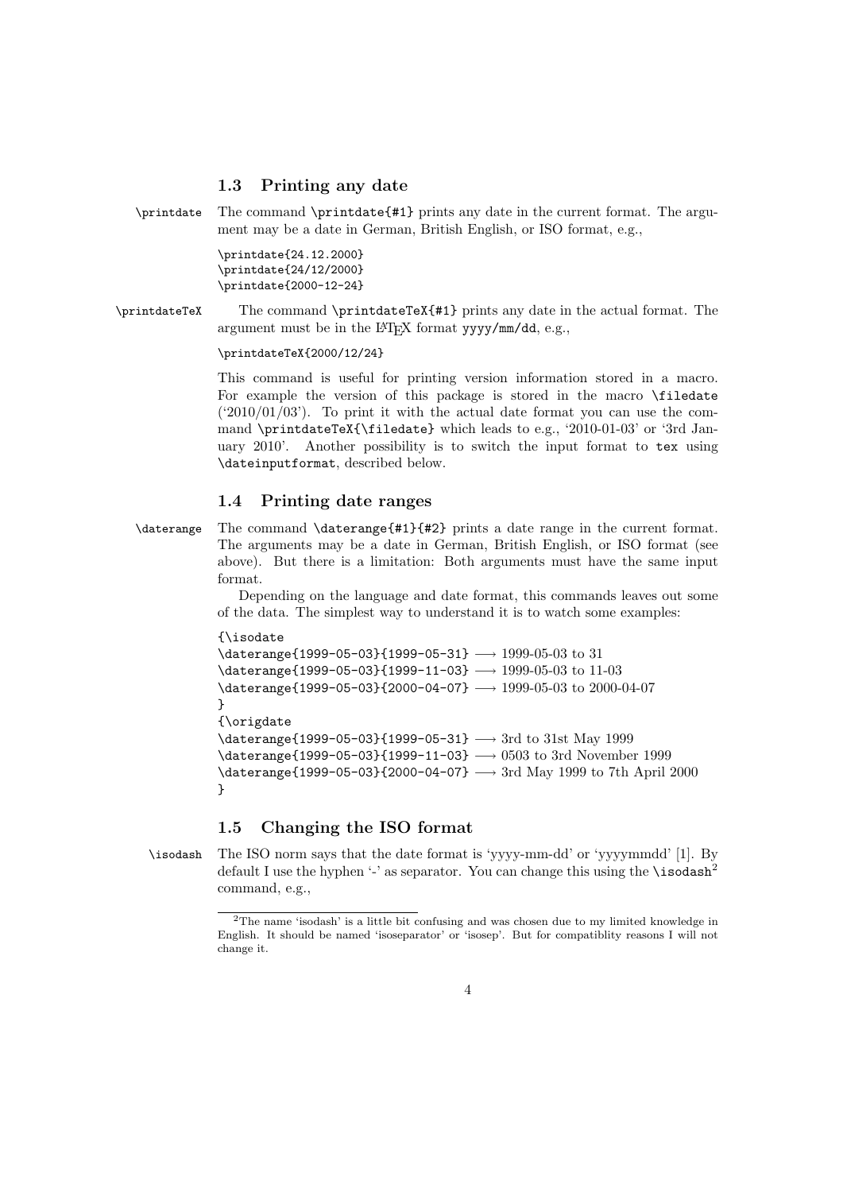### 1.3 Printing any date

`\printdate` The command `\printdate{#1}` prints any date in the current format. The argument may be a date in German, British English, or ISO format, e.g.,

```
\printdate{24.12.2000}
\printdate{24/12/2000}
\printdate{2000-12-24}
```

`\printdateTeX` The command `\printdateTeX{#1}` prints any date in the actual format. The argument must be in the LaTeX format `yyyy/mm/dd`, e.g.,

```
\printdateTeX{2000/12/24}
```

This command is useful for printing version information stored in a macro. For example the version of this package is stored in the macro `\filedate` ('2010/01/03'). To print it with the actual date format you can use the command `\printdateTeX{\filedate}` which leads to e.g., '2010-01-03' or '3rd January 2010'. Another possibility is to switch the input format to `tex` using `\dateinputformat`, described below.

### 1.4 Printing date ranges

`\daterange` The command `\daterange{#1}{#2}` prints a date range in the current format. The arguments may be a date in German, British English, or ISO format (see above). But there is a limitation: Both arguments must have the same input format.

Depending on the language and date format, this commands leaves out some of the data. The simplest way to understand it is to watch some examples:

```
{\isodate
\daterange{1999-05-03}{1999-05-31} ⟶ 1999-05-03 to 31
\daterange{1999-05-03}{1999-11-03} ⟶ 1999-05-03 to 11-03
\daterange{1999-05-03}{2000-04-07} ⟶ 1999-05-03 to 2000-04-07
}
{\origdate
\daterange{1999-05-03}{1999-05-31} ⟶ 3rd to 31st May 1999
\daterange{1999-05-03}{1999-11-03} ⟶ 0503 to 3rd November 1999
\daterange{1999-05-03}{2000-04-07} ⟶ 3rd May 1999 to 7th April 2000
}
```

### 1.5 Changing the ISO format

`\isodash` The ISO norm says that the date format is 'yyyy-mm-dd' or 'yyyymmdd' [1]. By default I use the hyphen '-' as separator. You can change this using the `\isodash`[2] command, e.g.,

---

[2] The name 'isodash' is a little bit confusing and was chosen due to my limited knowledge in English. It should be named 'isoseparator' or 'isosep'. But for compatiblity reasons I will not change it.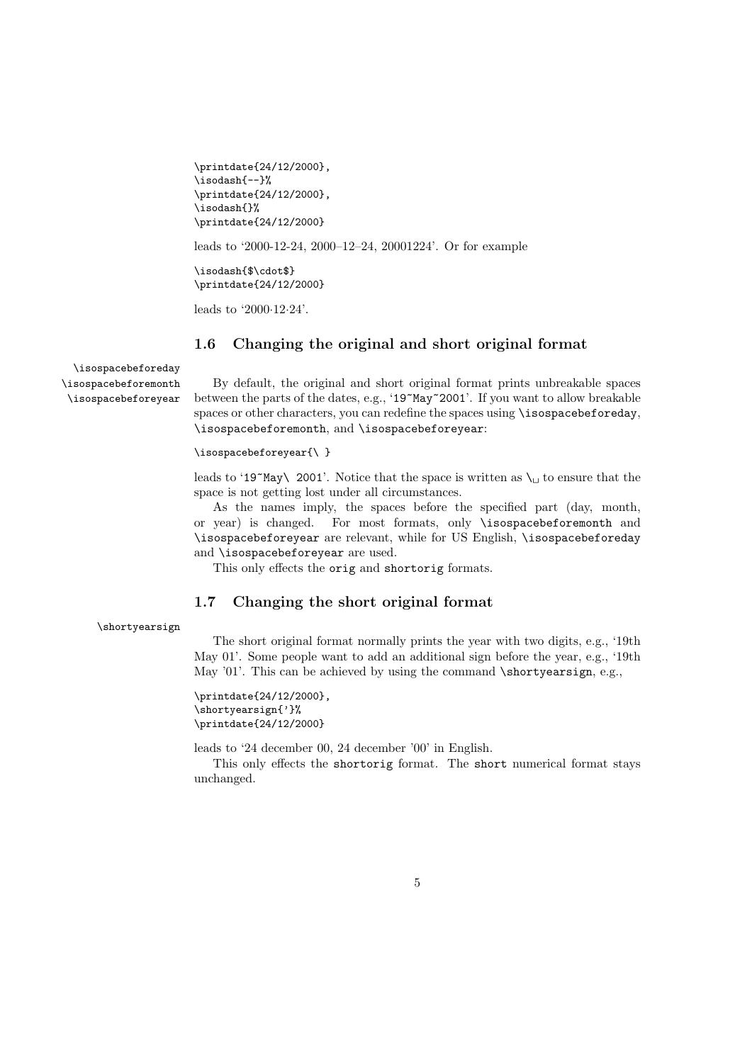```
\printdate{24/12/2000},
\isodash{--}%
\printdate{24/12/2000},
\isodash{}%
\printdate{24/12/2000}
```

leads to '2000-12-24, 2000–12–24, 20001224'. Or for example

```
\isodash{$\cdot$}
\printdate{24/12/2000}
```

leads to '2000·12·24'.

### 1.6 Changing the original and short original format

`\isospacebeforeday`
`\isospacebeforemonth`
`\isospacebeforeyear`

By default, the original and short original format prints unbreakable spaces between the parts of the dates, e.g., '`19~May~2001`'. If you want to allow breakable spaces or other characters, you can redefine the spaces using `\isospacebeforeday`, `\isospacebeforemonth`, and `\isospacebeforeyear`:

```
\isospacebeforeyear{\ }
```

leads to '`19~May\ 2001`'. Notice that the space is written as `\␣` to ensure that the space is not getting lost under all circumstances.

As the names imply, the spaces before the specified part (day, month, or year) is changed. For most formats, only `\isospacebeforemonth` and `\isospacebeforeyear` are relevant, while for US English, `\isospacebeforeday` and `\isospacebeforeyear` are used.

This only effects the `orig` and `shortorig` formats.

### 1.7 Changing the short original format

`\shortyearsign`

The short original format normally prints the year with two digits, e.g., '19th May 01'. Some people want to add an additional sign before the year, e.g., '19th May '01'. This can be achieved by using the command `\shortyearsign`, e.g.,

```
\printdate{24/12/2000},
\shortyearsign{'}%
\printdate{24/12/2000}
```

leads to '24 december 00, 24 december '00' in English.

This only effects the `shortorig` format. The `short` numerical format stays unchanged.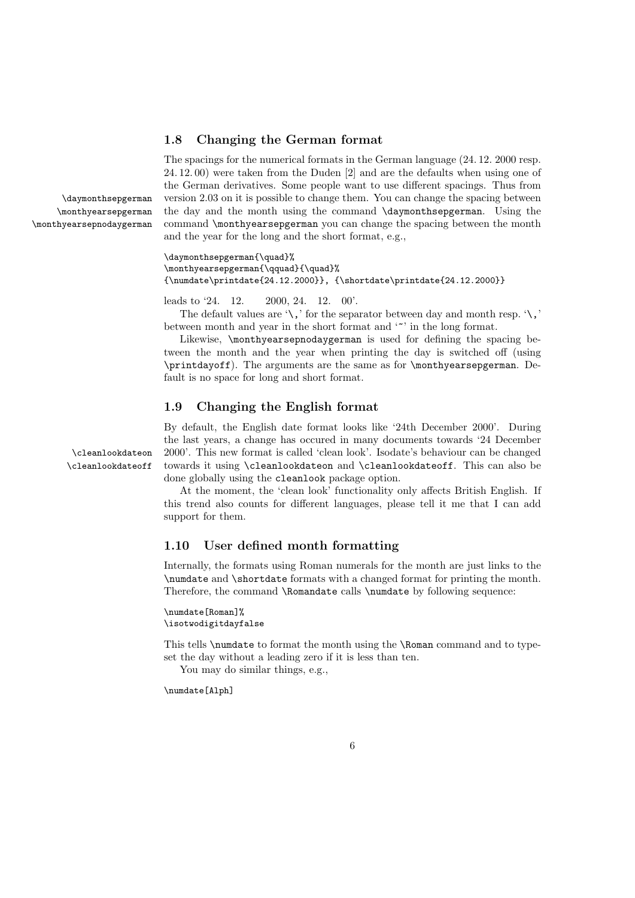### 1.8 Changing the German format

The spacings for the numerical formats in the German language (24. 12. 2000 resp. 24. 12. 00) were taken from the Duden [2] and are the defaults when using one of the German derivatives. Some people want to use different spacings. Thus from version 2.03 on it is possible to change them. You can change the spacing between the day and the month using the command `\daymonthsepgerman`. Using the command `\monthyearsepgerman` you can change the spacing between the month and the year for the long and the short format, e.g.,

`\daymonthsepgerman` `\monthyearsepgerman` `\monthyearsepnodaygerman`

```
\daymonthsepgerman{\quad}%
\monthyearsepgerman{\qquad}{\quad}%
{\numdate\printdate{24.12.2000}}, {\shortdate\printdate{24.12.2000}}
```

leads to '24.   12.      2000, 24.   12.   00'.

The default values are '`\,`' for the separator between day and month resp. '`\,`' between month and year in the short format and '`~`' in the long format.

Likewise, `\monthyearsepnodaygerman` is used for defining the spacing between the month and the year when printing the day is switched off (using `\printdayoff`). The arguments are the same as for `\monthyearsepgerman`. Default is no space for long and short format.

### 1.9 Changing the English format

By default, the English date format looks like '24th December 2000'. During the last years, a change has occured in many documents towards '24 December 2000'. This new format is called 'clean look'. Isodate's behaviour can be changed towards it using `\cleanlookdateon` and `\cleanlookdateoff`. This can also be done globally using the `cleanlook` package option.

`\cleanlookdateon` `\cleanlookdateoff`

At the moment, the 'clean look' functionality only affects British English. If this trend also counts for different languages, please tell it me that I can add support for them.

### 1.10 User defined month formatting

Internally, the formats using Roman numerals for the month are just links to the `\numdate` and `\shortdate` formats with a changed format for printing the month. Therefore, the command `\Romandate` calls `\numdate` by following sequence:

```
\numdate[Roman]%
\isotwodigitdayfalse
```

This tells `\numdate` to format the month using the `\Roman` command and to typeset the day without a leading zero if it is less than ten.

You may do similar things, e.g.,

```
\numdate[Alph]
```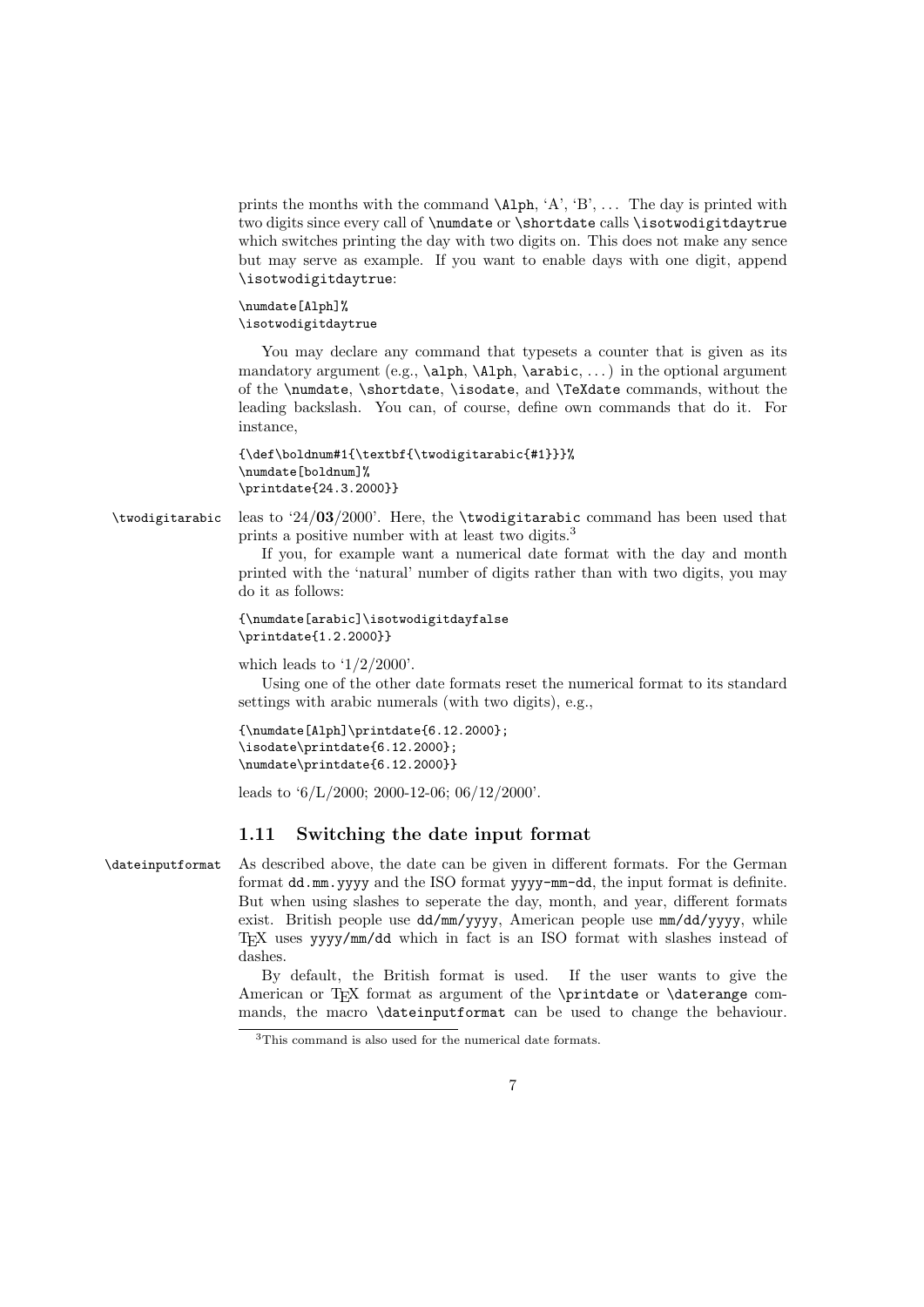prints the months with the command `\Alph`, 'A', 'B', … The day is printed with two digits since every call of `\numdate` or `\shortdate` calls `\isotwodigitdaytrue` which switches printing the day with two digits on. This does not make any sence but may serve as example. If you want to enable days with one digit, append `\isotwodigitdaytrue`:

```
\numdate[Alph]%
\isotwodigitdaytrue
```

You may declare any command that typesets a counter that is given as its mandatory argument (e.g., `\alph`, `\Alph`, `\arabic`, …) in the optional argument of the `\numdate`, `\shortdate`, `\isodate`, and `\TeXdate` commands, without the leading backslash. You can, of course, define own commands that do it. For instance,

```
{\def\boldnum#1{\textbf{\twodigitarabic{#1}}}%
\numdate[boldnum]%
\printdate{24.3.2000}}
```

`\twodigitarabic`

leas to '24/**03**/2000'. Here, the `\twodigitarabic` command has been used that prints a positive number with at least two digits.[3]

If you, for example want a numerical date format with the day and month printed with the 'natural' number of digits rather than with two digits, you may do it as follows:

```
{\numdate[arabic]\isotwodigitdayfalse
\printdate{1.2.2000}}
```

which leads to '1/2/2000'.

Using one of the other date formats reset the numerical format to its standard settings with arabic numerals (with two digits), e.g.,

```
{\numdate[Alph]\printdate{6.12.2000};
\isodate\printdate{6.12.2000};
\numdate\printdate{6.12.2000}}
```

leads to '6/L/2000; 2000-12-06; 06/12/2000'.

## 1.11 Switching the date input format

`\dateinputformat`

As described above, the date can be given in different formats. For the German format `dd.mm.yyyy` and the ISO format `yyyy-mm-dd`, the input format is definite. But when using slashes to seperate the day, month, and year, different formats exist. British people use `dd/mm/yyyy`, American people use `mm/dd/yyyy`, while TeX uses `yyyy/mm/dd` which in fact is an ISO format with slashes instead of dashes.

By default, the British format is used. If the user wants to give the American or TeX format as argument of the `\printdate` or `\daterange` commands, the macro `\dateinputformat` can be used to change the behaviour.

[3]This command is also used for the numerical date formats.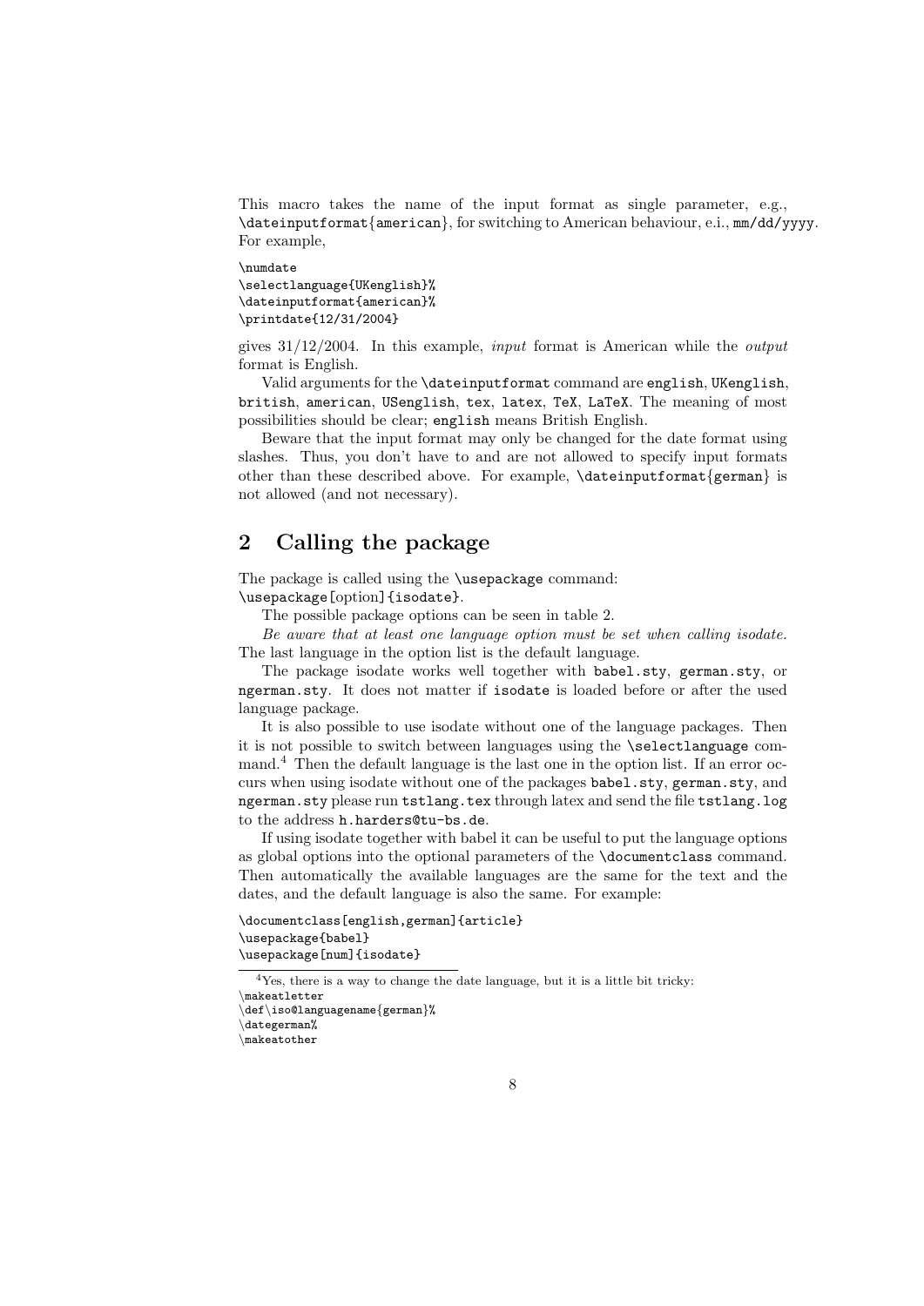This macro takes the name of the input format as single parameter, e.g., `\dateinputformat{american}`, for switching to American behaviour, e.i., `mm/dd/yyyy`. For example,

```
\numdate
\selectlanguage{UKenglish}%
\dateinputformat{american}%
\printdate{12/31/2004}
```

gives 31/12/2004. In this example, *input* format is American while the *output* format is English.

Valid arguments for the `\dateinputformat` command are `english`, `UKenglish`, `british`, `american`, `USenglish`, `tex`, `latex`, `TeX`, `LaTeX`. The meaning of most possibilities should be clear; `english` means British English.

Beware that the input format may only be changed for the date format using slashes. Thus, you don't have to and are not allowed to specify input formats other than these described above. For example, `\dateinputformat{german}` is not allowed (and not necessary).

## 2 Calling the package

The package is called using the `\usepackage` command:
`\usepackage[option]{isodate}`.

The possible package options can be seen in table 2.

*Be aware that at least one language option must be set when calling isodate.* The last language in the option list is the default language.

The package isodate works well together with `babel.sty`, `german.sty`, or `ngerman.sty`. It does not matter if `isodate` is loaded before or after the used language package.

It is also possible to use isodate without one of the language packages. Then it is not possible to switch between languages using the `\selectlanguage` command.[4] Then the default language is the last one in the option list. If an error occurs when using isodate without one of the packages `babel.sty`, `german.sty`, and `ngerman.sty` please run `tstlang.tex` through latex and send the file `tstlang.log` to the address `h.harders@tu-bs.de`.

If using isodate together with babel it can be useful to put the language options as global options into the optional parameters of the `\documentclass` command. Then automatically the available languages are the same for the text and the dates, and the default language is also the same. For example:

```
\documentclass[english,german]{article}
\usepackage{babel}
\usepackage[num]{isodate}
```

[4] Yes, there is a way to change the date language, but it is a little bit tricky:

```
\makeatletter
\def\iso@languagename{german}%
\dategerman%
\makeatother
```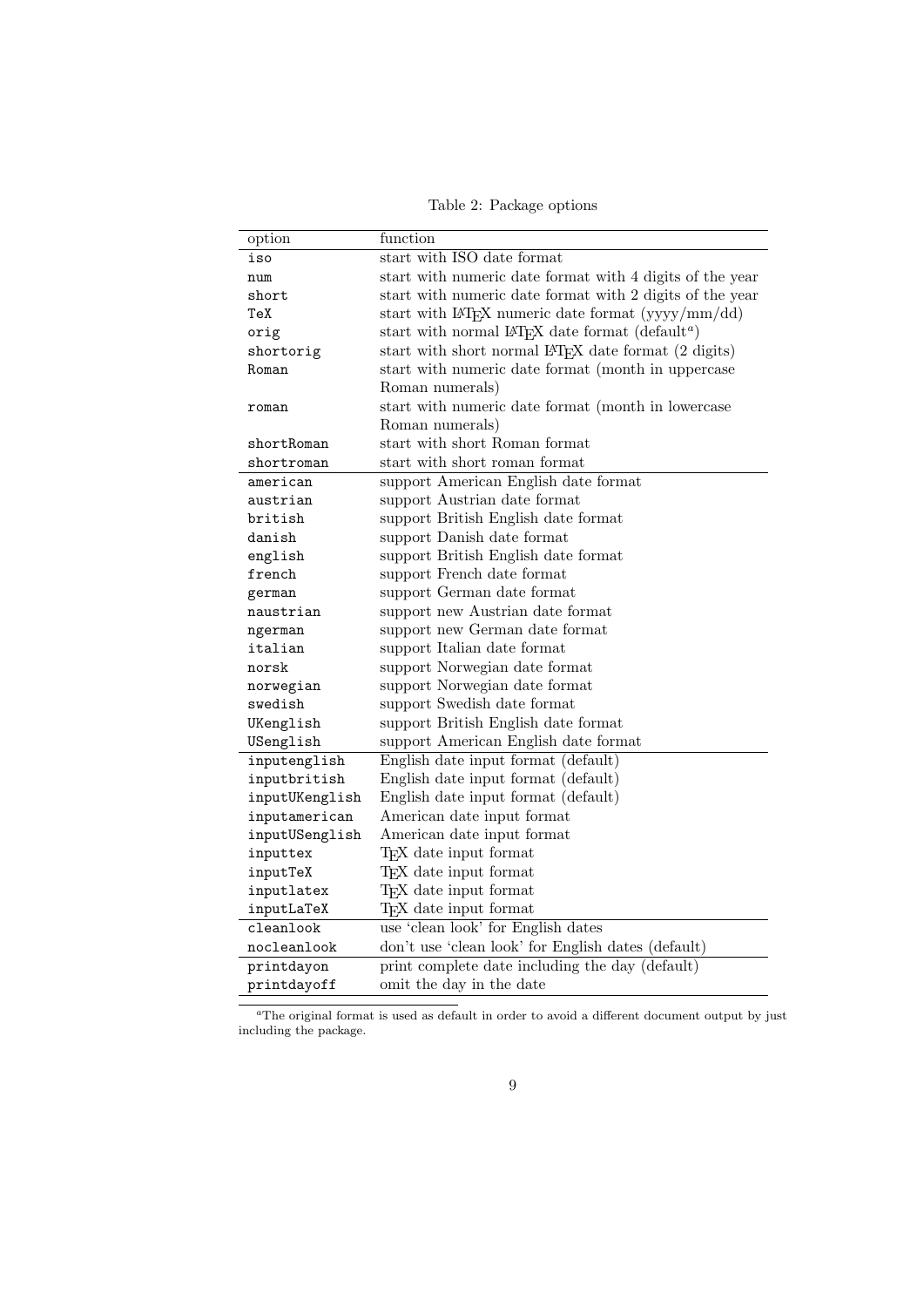Table 2: Package options

| option | function |
|---|---|
| `iso` | start with ISO date format |
| `num` | start with numeric date format with 4 digits of the year |
| `short` | start with numeric date format with 2 digits of the year |
| `TeX` | start with LaTeX numeric date format (yyyy/mm/dd) |
| `orig` | start with normal LaTeX date format (default[a]) |
| `shortorig` | start with short normal LaTeX date format (2 digits) |
| `Roman` | start with numeric date format (month in uppercase Roman numerals) |
| `roman` | start with numeric date format (month in lowercase Roman numerals) |
| `shortRoman` | start with short Roman format |
| `shortroman` | start with short roman format |
| `american` | support American English date format |
| `austrian` | support Austrian date format |
| `british` | support British English date format |
| `danish` | support Danish date format |
| `english` | support British English date format |
| `french` | support French date format |
| `german` | support German date format |
| `naustrian` | support new Austrian date format |
| `ngerman` | support new German date format |
| `italian` | support Italian date format |
| `norsk` | support Norwegian date format |
| `norwegian` | support Norwegian date format |
| `swedish` | support Swedish date format |
| `UKenglish` | support British English date format |
| `USenglish` | support American English date format |
| `inputenglish` | English date input format (default) |
| `inputbritish` | English date input format (default) |
| `inputUKenglish` | English date input format (default) |
| `inputamerican` | American date input format |
| `inputUSenglish` | American date input format |
| `inputtex` | TeX date input format |
| `inputTeX` | TeX date input format |
| `inputlatex` | TeX date input format |
| `inputLaTeX` | TeX date input format |
| `cleanlook` | use 'clean look' for English dates |
| `nocleanlook` | don't use 'clean look' for English dates (default) |
| `printdayon` | print complete date including the day (default) |
| `printdayoff` | omit the day in the date |

[a]The original format is used as default in order to avoid a different document output by just including the package.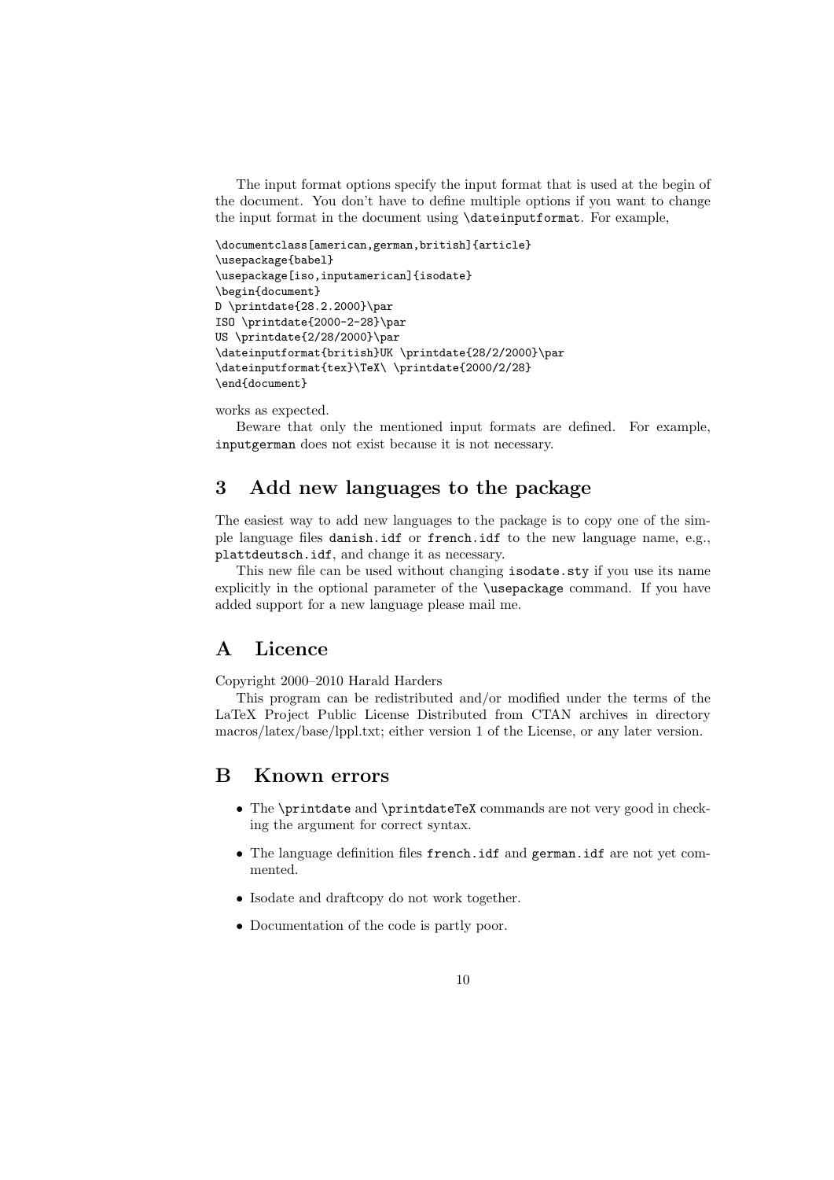The input format options specify the input format that is used at the begin of the document. You don't have to define multiple options if you want to change the input format in the document using `\dateinputformat`. For example,

```
\documentclass[american,german,british]{article}
\usepackage{babel}
\usepackage[iso,inputamerican]{isodate}
\begin{document}
D \printdate{28.2.2000}\par
ISO \printdate{2000-2-28}\par
US \printdate{2/28/2000}\par
\dateinputformat{british}UK \printdate{28/2/2000}\par
\dateinputformat{tex}\TeX\ \printdate{2000/2/28}
\end{document}
```

works as expected.

Beware that only the mentioned input formats are defined. For example, `inputgerman` does not exist because it is not necessary.

## 3 Add new languages to the package

The easiest way to add new languages to the package is to copy one of the simple language files `danish.idf` or `french.idf` to the new language name, e.g., `plattdeutsch.idf`, and change it as necessary.

This new file can be used without changing `isodate.sty` if you use its name explicitly in the optional parameter of the `\usepackage` command. If you have added support for a new language please mail me.

## A Licence

Copyright 2000–2010 Harald Harders

This program can be redistributed and/or modified under the terms of the LaTeX Project Public License Distributed from CTAN archives in directory macros/latex/base/lppl.txt; either version 1 of the License, or any later version.

## B Known errors

- The `\printdate` and `\printdateTeX` commands are not very good in checking the argument for correct syntax.
- The language definition files `french.idf` and `german.idf` are not yet commented.
- Isodate and draftcopy do not work together.
- Documentation of the code is partly poor.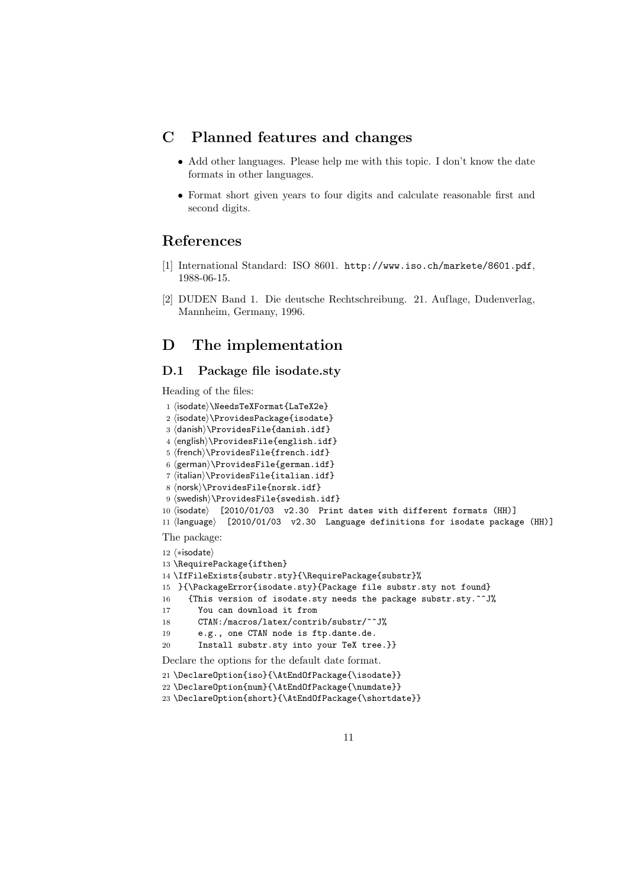# C Planned features and changes

- Add other languages. Please help me with this topic. I don't know the date formats in other languages.
- Format short given years to four digits and calculate reasonable first and second digits.

# References

[1] International Standard: ISO 8601. http://www.iso.ch/markete/8601.pdf, 1988-06-15.

[2] DUDEN Band 1. Die deutsche Rechtschreibung. 21. Auflage, Dudenverlag, Mannheim, Germany, 1996.

# D The implementation

## D.1 Package file isodate.sty

Heading of the files:

```
1 ⟨isodate⟩\NeedsTeXFormat{LaTeX2e}
2 ⟨isodate⟩\ProvidesPackage{isodate}
3 ⟨danish⟩\ProvidesFile{danish.idf}
4 ⟨english⟩\ProvidesFile{english.idf}
5 ⟨french⟩\ProvidesFile{french.idf}
6 ⟨german⟩\ProvidesFile{german.idf}
7 ⟨italian⟩\ProvidesFile{italian.idf}
8 ⟨norsk⟩\ProvidesFile{norsk.idf}
9 ⟨swedish⟩\ProvidesFile{swedish.idf}
10 ⟨isodate⟩  [2010/01/03  v2.30  Print dates with different formats (HH)]
11 ⟨language⟩  [2010/01/03  v2.30  Language definitions for isodate package (HH)]
```

The package:

```
12 ⟨*isodate⟩
13 \RequirePackage{ifthen}
14 \IfFileExists{substr.sty}{\RequirePackage{substr}%
15  }{\PackageError{isodate.sty}{Package file substr.sty not found}
16    {This version of isodate.sty needs the package substr.sty.^^J%
17     You can download it from
18     CTAN:/macros/latex/contrib/substr/^^J%
19     e.g., one CTAN node is ftp.dante.de.
20     Install substr.sty into your TeX tree.}}
```

Declare the options for the default date format.

```
21 \DeclareOption{iso}{\AtEndOfPackage{\isodate}}
22 \DeclareOption{num}{\AtEndOfPackage{\numdate}}
23 \DeclareOption{short}{\AtEndOfPackage{\shortdate}}
```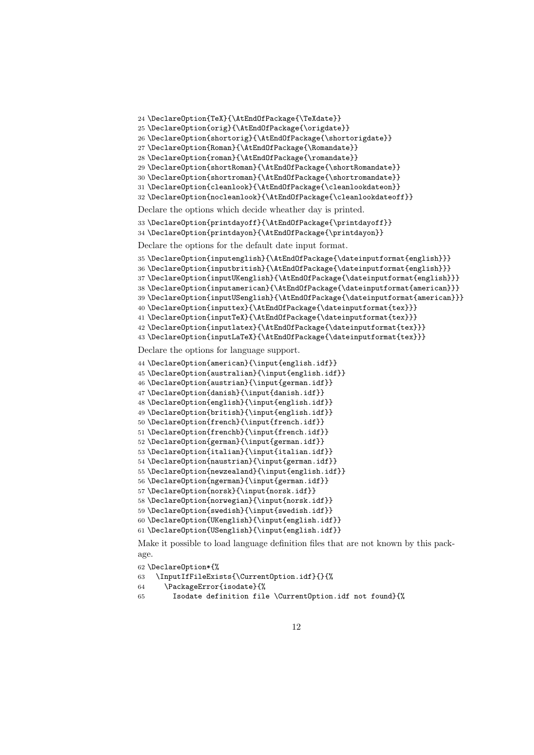```
24 \DeclareOption{TeX}{\AtEndOfPackage{\TeXdate}}
25 \DeclareOption{orig}{\AtEndOfPackage{\origdate}}
26 \DeclareOption{shortorig}{\AtEndOfPackage{\shortorigdate}}
27 \DeclareOption{Roman}{\AtEndOfPackage{\Romandate}}
28 \DeclareOption{roman}{\AtEndOfPackage{\romandate}}
29 \DeclareOption{shortRoman}{\AtEndOfPackage{\shortRomandate}}
30 \DeclareOption{shortroman}{\AtEndOfPackage{\shortromandate}}
31 \DeclareOption{cleanlook}{\AtEndOfPackage{\cleanlookdateon}}
32 \DeclareOption{nocleanlook}{\AtEndOfPackage{\cleanlookdateoff}}
```

Declare the options which decide wheather day is printed.

```
33 \DeclareOption{printdayoff}{\AtEndOfPackage{\printdayoff}}
34 \DeclareOption{printdayon}{\AtEndOfPackage{\printdayon}}
```

Declare the options for the default date input format.

```
35 \DeclareOption{inputenglish}{\AtEndOfPackage{\dateinputformat{english}}}
36 \DeclareOption{inputbritish}{\AtEndOfPackage{\dateinputformat{english}}}
37 \DeclareOption{inputUKenglish}{\AtEndOfPackage{\dateinputformat{english}}}
38 \DeclareOption{inputamerican}{\AtEndOfPackage{\dateinputformat{american}}}
39 \DeclareOption{inputUSenglish}{\AtEndOfPackage{\dateinputformat{american}}}
40 \DeclareOption{inputtex}{\AtEndOfPackage{\dateinputformat{tex}}}
41 \DeclareOption{inputTeX}{\AtEndOfPackage{\dateinputformat{tex}}}
42 \DeclareOption{inputlatex}{\AtEndOfPackage{\dateinputformat{tex}}}
43 \DeclareOption{inputLaTeX}{\AtEndOfPackage{\dateinputformat{tex}}}
```

Declare the options for language support.

```
44 \DeclareOption{american}{\input{english.idf}}
45 \DeclareOption{australian}{\input{english.idf}}
46 \DeclareOption{austrian}{\input{german.idf}}
47 \DeclareOption{danish}{\input{danish.idf}}
48 \DeclareOption{english}{\input{english.idf}}
49 \DeclareOption{british}{\input{english.idf}}
50 \DeclareOption{french}{\input{french.idf}}
51 \DeclareOption{frenchb}{\input{french.idf}}
52 \DeclareOption{german}{\input{german.idf}}
53 \DeclareOption{italian}{\input{italian.idf}}
54 \DeclareOption{naustrian}{\input{german.idf}}
55 \DeclareOption{newzealand}{\input{english.idf}}
56 \DeclareOption{ngerman}{\input{german.idf}}
57 \DeclareOption{norsk}{\input{norsk.idf}}
58 \DeclareOption{norwegian}{\input{norsk.idf}}
59 \DeclareOption{swedish}{\input{swedish.idf}}
60 \DeclareOption{UKenglish}{\input{english.idf}}
61 \DeclareOption{USenglish}{\input{english.idf}}
```

Make it possible to load language definition files that are not known by this package.

```
62 \DeclareOption*{%
63   \InputIfFileExists{\CurrentOption.idf}{}{%
64     \PackageError{isodate}{%
65       Isodate definition file \CurrentOption.idf not found}{%
```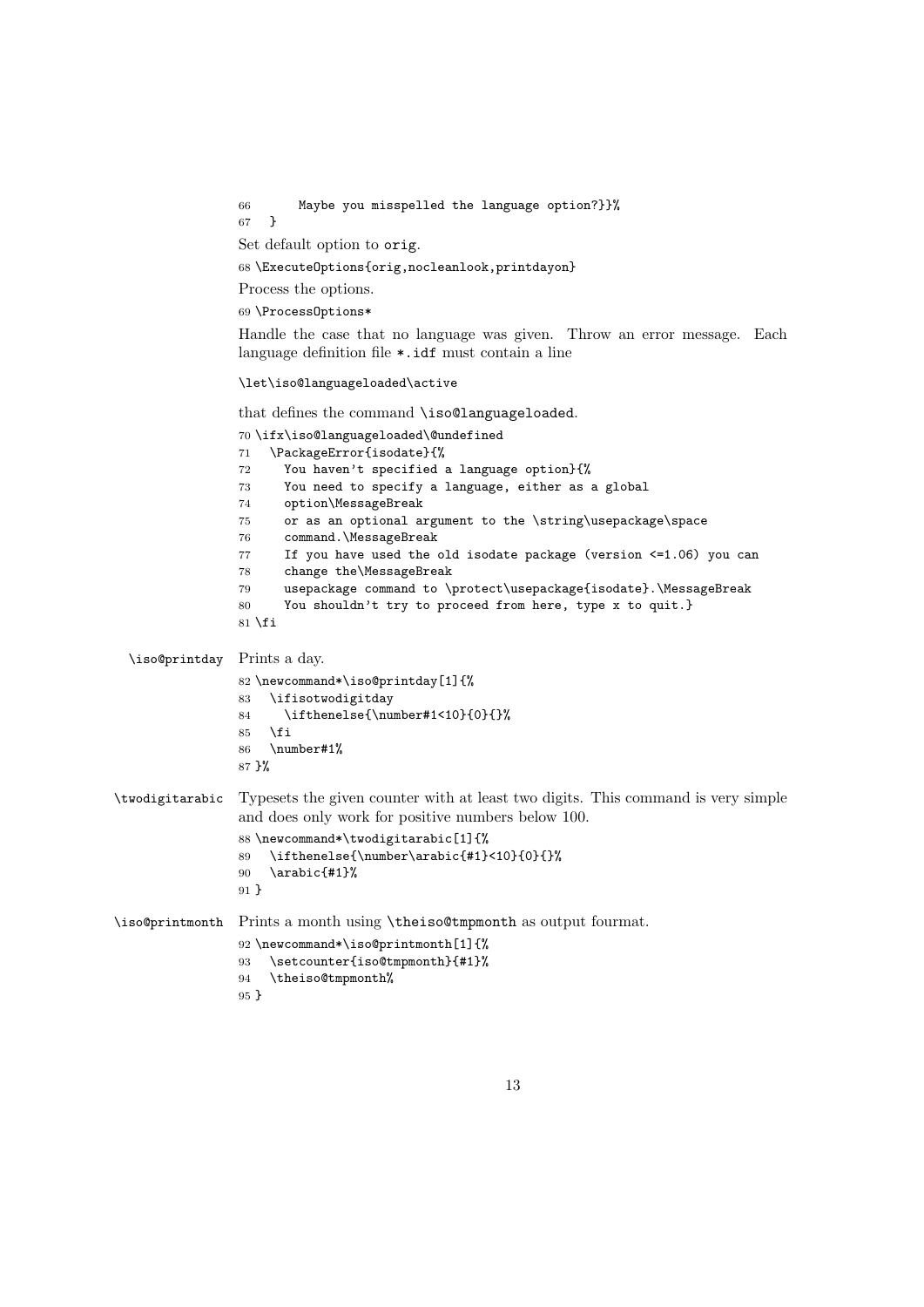```
66       Maybe you misspelled the language option?}}%
67   }
```

Set default option to `orig`.

```
68 \ExecuteOptions{orig,nocleanlook,printdayon}
```

Process the options.

```
69 \ProcessOptions*
```

Handle the case that no language was given. Throw an error message. Each language definition file `*.idf` must contain a line

```
\let\iso@languageloaded\active
```

that defines the command `\iso@languageloaded`.

```
70 \ifx\iso@languageloaded\@undefined
71   \PackageError{isodate}{%
72     You haven't specified a language option}{%
73     You need to specify a language, either as a global
74     option\MessageBreak
75     or as an optional argument to the \string\usepackage\space
76     command.\MessageBreak
77     If you have used the old isodate package (version <=1.06) you can
78     change the\MessageBreak
79     usepackage command to \protect\usepackage{isodate}.\MessageBreak
80     You shouldn't try to proceed from here, type x to quit.}
81 \fi
```

`\iso@printday` Prints a day.

```
82 \newcommand*\iso@printday[1]{%
83   \ifisotwodigitday
84     \ifthenelse{\number#1<10}{0}{}%
85   \fi
86   \number#1%
87 }%
```

`\twodigitarabic` Typesets the given counter with at least two digits. This command is very simple and does only work for positive numbers below 100.

```
88 \newcommand*\twodigitarabic[1]{%
89   \ifthenelse{\number\arabic{#1}<10}{0}{}%
90   \arabic{#1}%
91 }
```

`\iso@printmonth` Prints a month using `\theiso@tmpmonth` as output fourmat.

```
92 \newcommand*\iso@printmonth[1]{%
93   \setcounter{iso@tmpmonth}{#1}%
94   \theiso@tmpmonth%
95 }
```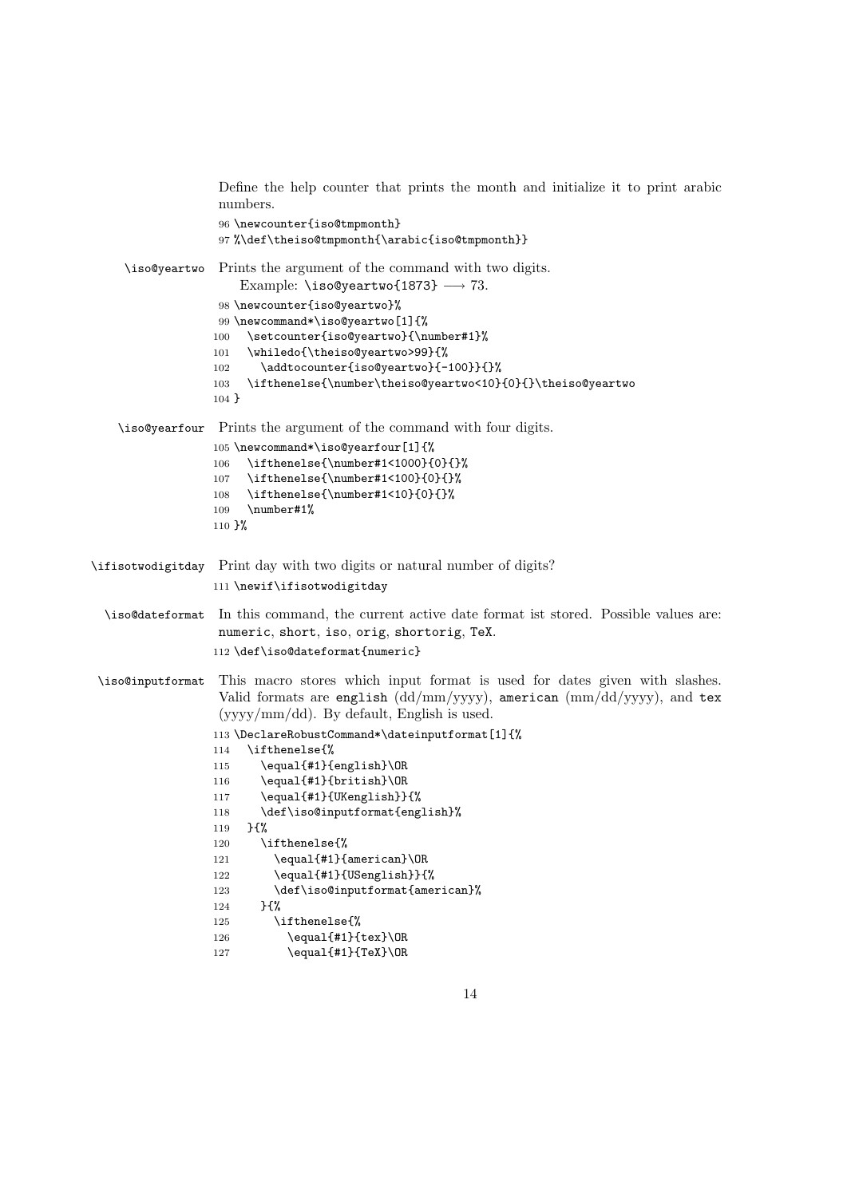Define the help counter that prints the month and initialize it to print arabic numbers.

```
96 \newcounter{iso@tmpmonth}
97 %\def\theiso@tmpmonth{\arabic{iso@tmpmonth}}
```

`\iso@yeartwo` Prints the argument of the command with two digits.

Example: `\iso@yeartwo{1873}` ⟶ 73.

```
98 \newcounter{iso@yeartwo}%
99 \newcommand*\iso@yeartwo[1]{%
100   \setcounter{iso@yeartwo}{\number#1}%
101   \whiledo{\theiso@yeartwo>99}{%
102     \addtocounter{iso@yeartwo}{-100}}{}%
103   \ifthenelse{\number\theiso@yeartwo<10}{0}{}\theiso@yeartwo
104 }
```

`\iso@yearfour` Prints the argument of the command with four digits.

```
105 \newcommand*\iso@yearfour[1]{%
106   \ifthenelse{\number#1<1000}{0}{}%
107   \ifthenelse{\number#1<100}{0}{}%
108   \ifthenelse{\number#1<10}{0}{}%
109   \number#1%
110 }%
```

`\ifisotwodigitday` Print day with two digits or natural number of digits?

```
111 \newif\ifisotwodigitday
```

`\iso@dateformat` In this command, the current active date format ist stored. Possible values are: `numeric`, `short`, `iso`, `orig`, `shortorig`, `TeX`.

```
112 \def\iso@dateformat{numeric}
```

`\iso@inputformat` This macro stores which input format is used for dates given with slashes. Valid formats are `english` (dd/mm/yyyy), `american` (mm/dd/yyyy), and `tex` (yyyy/mm/dd). By default, English is used.

```
113 \DeclareRobustCommand*\dateinputformat[1]{%
114   \ifthenelse{%
115     \equal{#1}{english}\OR
116     \equal{#1}{british}\OR
117     \equal{#1}{UKenglish}}{%
118     \def\iso@inputformat{english}%
119   }{%
120     \ifthenelse{%
121       \equal{#1}{american}\OR
122       \equal{#1}{USenglish}}{%
123       \def\iso@inputformat{american}%
124     }{%
125       \ifthenelse{%
126         \equal{#1}{tex}\OR
127         \equal{#1}{TeX}\OR
```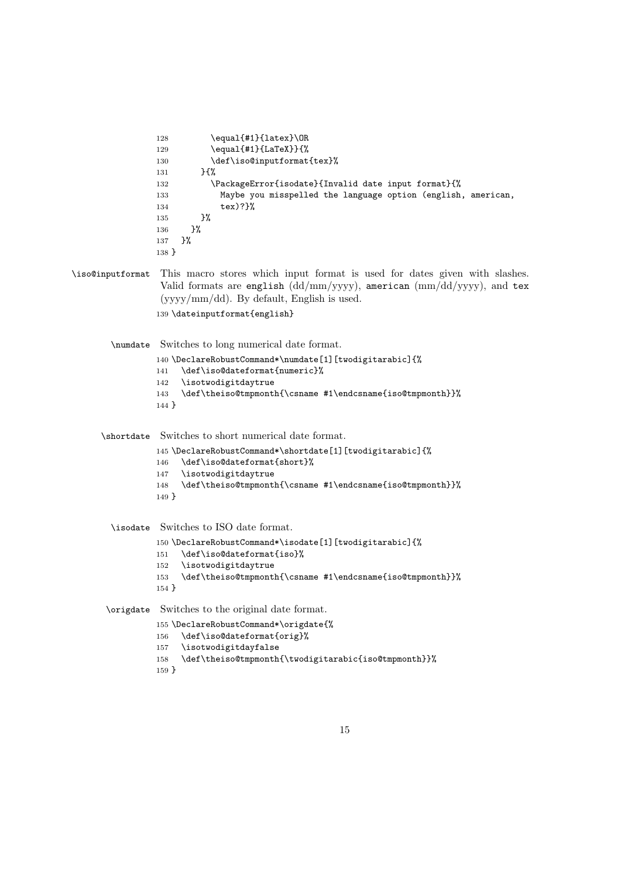```
128         \equal{#1}{latex}\OR
129         \equal{#1}{LaTeX}}{%
130         \def\iso@inputformat{tex}%
131       }{%
132         \PackageError{isodate}{Invalid date input format}{%
133           Maybe you misspelled the language option (english, american,
134           tex)?}%
135       }%
136     }%
137   }%
138 }
```

`\iso@inputformat` This macro stores which input format is used for dates given with slashes. Valid formats are `english` (dd/mm/yyyy), `american` (mm/dd/yyyy), and `tex` (yyyy/mm/dd). By default, English is used.

```
139 \dateinputformat{english}
```

`\numdate` Switches to long numerical date format.

```
140 \DeclareRobustCommand*\numdate[1][twodigitarabic]{%
141   \def\iso@dateformat{numeric}%
142   \isotwodigitdaytrue
143   \def\theiso@tmpmonth{\csname #1\endcsname{iso@tmpmonth}}%
144 }
```

`\shortdate` Switches to short numerical date format.

```
145 \DeclareRobustCommand*\shortdate[1][twodigitarabic]{%
146   \def\iso@dateformat{short}%
147   \isotwodigitdaytrue
148   \def\theiso@tmpmonth{\csname #1\endcsname{iso@tmpmonth}}%
149 }
```

`\isodate` Switches to ISO date format.

```
150 \DeclareRobustCommand*\isodate[1][twodigitarabic]{%
151   \def\iso@dateformat{iso}%
152   \isotwodigitdaytrue
153   \def\theiso@tmpmonth{\csname #1\endcsname{iso@tmpmonth}}%
154 }
```

`\origdate` Switches to the original date format.

```
155 \DeclareRobustCommand*\origdate{%
156   \def\iso@dateformat{orig}%
157   \isotwodigitdayfalse
158   \def\theiso@tmpmonth{\twodigitarabic{iso@tmpmonth}}%
159 }
```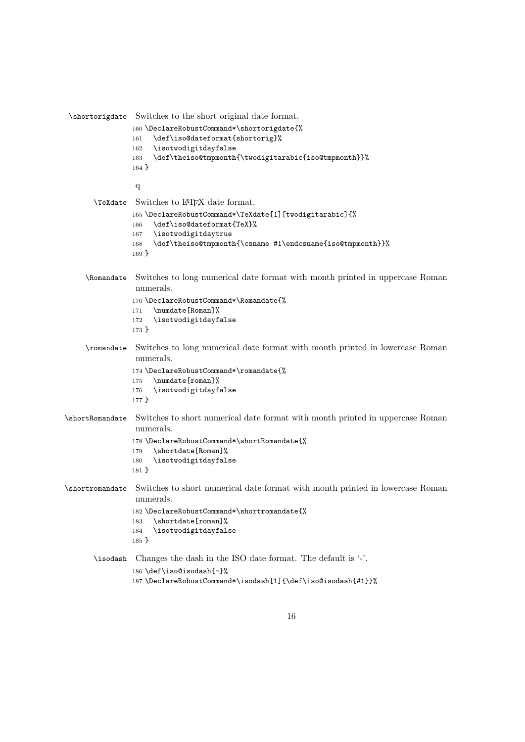**\shortorigdate** Switches to the short original date format.

```
160 \DeclareRobustCommand*\shortorigdate{%
161   \def\iso@dateformat{shortorig}%
162   \isotwodigitdayfalse
163   \def\theiso@tmpmonth{\twodigitarabic{iso@tmpmonth}}%
164 }
```

q

**\TeXdate** Switches to LaTeX date format.

```
165 \DeclareRobustCommand*\TeXdate[1][twodigitarabic]{%
166   \def\iso@dateformat{TeX}%
167   \isotwodigitdaytrue
168   \def\theiso@tmpmonth{\csname #1\endcsname{iso@tmpmonth}}%
169 }
```

**\Romandate** Switches to long numerical date format with month printed in uppercase Roman numerals.

```
170 \DeclareRobustCommand*\Romandate{%
171   \numdate[Roman]%
172   \isotwodigitdayfalse
173 }
```

**\romandate** Switches to long numerical date format with month printed in lowercase Roman numerals.

```
174 \DeclareRobustCommand*\romandate{%
175   \numdate[roman]%
176   \isotwodigitdayfalse
177 }
```

**\shortRomandate** Switches to short numerical date format with month printed in uppercase Roman numerals.

```
178 \DeclareRobustCommand*\shortRomandate{%
179   \shortdate[Roman]%
180   \isotwodigitdayfalse
181 }
```

**\shortromandate** Switches to short numerical date format with month printed in lowercase Roman numerals.

```
182 \DeclareRobustCommand*\shortromandate{%
183   \shortdate[roman]%
184   \isotwodigitdayfalse
185 }
```

**\isodash** Changes the dash in the ISO date format. The default is '-'.

```
186 \def\iso@isodash{-}%
187 \DeclareRobustCommand*\isodash[1]{\def\iso@isodash{#1}}%
```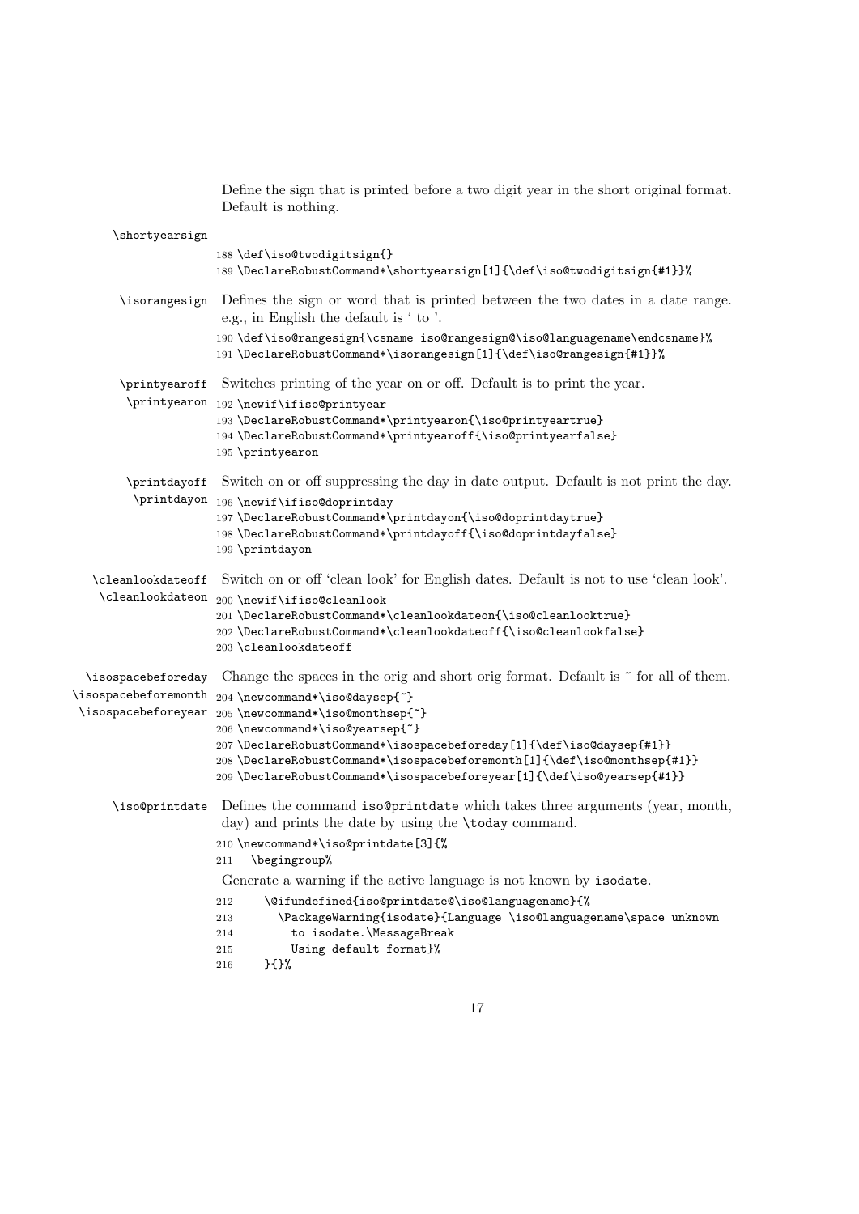Define the sign that is printed before a two digit year in the short original format. Default is nothing.

\shortyearsign

```
188 \def\iso@twodigitsign{}
189 \DeclareRobustCommand*\shortyearsign[1]{\def\iso@twodigitsign{#1}}%
```

\isorangesign Defines the sign or word that is printed between the two dates in a date range. e.g., in English the default is ' to '.

```
190 \def\iso@rangesign{\csname iso@rangesign@\iso@languagename\endcsname}%
191 \DeclareRobustCommand*\isorangesign[1]{\def\iso@rangesign{#1}}%
```

\printyearoff \printyearon Switches printing of the year on or off. Default is to print the year.

```
192 \newif\ifiso@printyear
193 \DeclareRobustCommand*\printyearon{\iso@printyeartrue}
194 \DeclareRobustCommand*\printyearoff{\iso@printyearfalse}
195 \printyearon
```

\printdayoff \printdayon Switch on or off suppressing the day in date output. Default is not print the day.

```
196 \newif\ifiso@doprintday
197 \DeclareRobustCommand*\printdayon{\iso@doprintdaytrue}
198 \DeclareRobustCommand*\printdayoff{\iso@doprintdayfalse}
199 \printdayon
```

\cleanlookdateoff \cleanlookdateon Switch on or off 'clean look' for English dates. Default is not to use 'clean look'.

```
200 \newif\ifiso@cleanlook
201 \DeclareRobustCommand*\cleanlookdateon{\iso@cleanlooktrue}
202 \DeclareRobustCommand*\cleanlookdateoff{\iso@cleanlookfalse}
203 \cleanlookdateoff
```

\isospacebeforeday \isospacebeforemonth \isospacebeforeyear Change the spaces in the orig and short orig format. Default is ~ for all of them.

```
204 \newcommand*\iso@daysep{~}
205 \newcommand*\iso@monthsep{~}
206 \newcommand*\iso@yearsep{~}
207 \DeclareRobustCommand*\isospacebeforeday[1]{\def\iso@daysep{#1}}
208 \DeclareRobustCommand*\isospacebeforemonth[1]{\def\iso@monthsep{#1}}
209 \DeclareRobustCommand*\isospacebeforeyear[1]{\def\iso@yearsep{#1}}
```

\iso@printdate Defines the command iso@printdate which takes three arguments (year, month, day) and prints the date by using the \today command.

```
210 \newcommand*\iso@printdate[3]{%
211   \begingroup%
```

Generate a warning if the active language is not known by isodate.

```
212     \@ifundefined{iso@printdate@\iso@languagename}{%
213       \PackageWarning{isodate}{Language \iso@languagename\space unknown
214         to isodate.\MessageBreak
215         Using default format}%
216     }{}%
```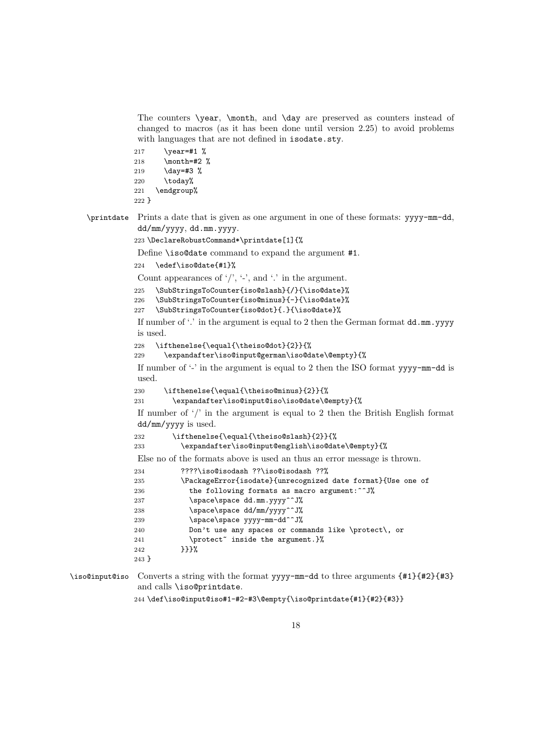The counters `\year`, `\month`, and `\day` are preserved as counters instead of changed to macros (as it has been done until version 2.25) to avoid problems with languages that are not defined in `isodate.sty`.

```
217     \year=#1 %
218     \month=#2 %
219     \day=#3 %
220     \today%
221   \endgroup%
222 }
```

`\printdate` Prints a date that is given as one argument in one of these formats: `yyyy-mm-dd`, `dd/mm/yyyy`, `dd.mm.yyyy`.

```
223 \DeclareRobustCommand*\printdate[1]{%
```

Define `\iso@date` command to expand the argument `#1`.

```
224   \edef\iso@date{#1}%
```

Count appearances of '/', '-', and '.' in the argument.

```
225   \SubStringsToCounter{iso@slash}{/}{\iso@date}%
226   \SubStringsToCounter{iso@minus}{-}{\iso@date}%
227   \SubStringsToCounter{iso@dot}{.}{\iso@date}%
```

If number of '.' in the argument is equal to 2 then the German format `dd.mm.yyyy` is used.

```
228   \ifthenelse{\equal{\theiso@dot}{2}}{%
229     \expandafter\iso@input@german\iso@date\@empty}{%
```

If number of '-' in the argument is equal to 2 then the ISO format `yyyy-mm-dd` is used.

```
230     \ifthenelse{\equal{\theiso@minus}{2}}{%
231       \expandafter\iso@input@iso\iso@date\@empty}{%
```

If number of '/' in the argument is equal to 2 then the British English format `dd/mm/yyyy` is used.

```
232       \ifthenelse{\equal{\theiso@slash}{2}}{%
233         \expandafter\iso@input@english\iso@date\@empty}{%
```

Else no of the formats above is used an thus an error message is thrown.

```
234         ????\iso@isodash ??\iso@isodash ??%
235         \PackageError{isodate}{unrecognized date format}{Use one of
236           the following formats as macro argument:^^J%
237           \space\space dd.mm.yyyy^^J%
238           \space\space dd/mm/yyyy^^J%
239           \space\space yyyy-mm-dd^^J%
240           Don't use any spaces or commands like \protect\, or
241           \protect~ inside the argument.}%
242         }}}%
243 }
```

`\iso@input@iso` Converts a string with the format `yyyy-mm-dd` to three arguments `{#1}{#2}{#3}` and calls `\iso@printdate`.

```
244 \def\iso@input@iso#1-#2-#3\@empty{\iso@printdate{#1}{#2}{#3}}
```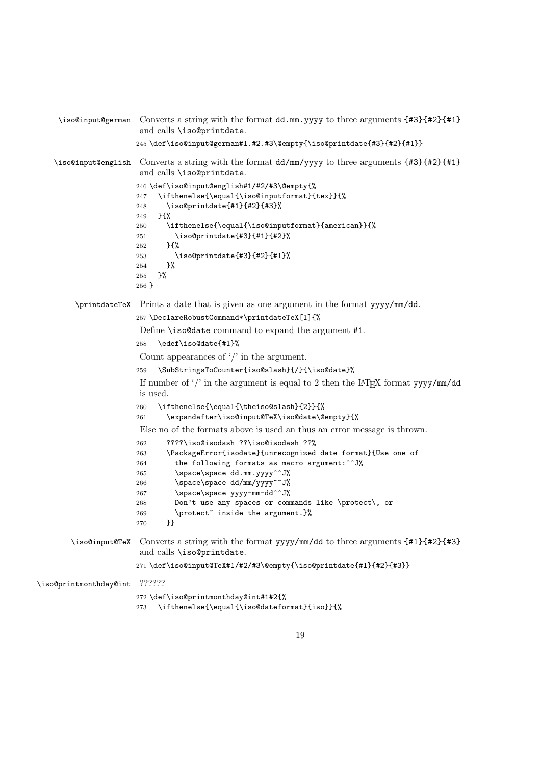`\iso@input@german` Converts a string with the format dd.mm.yyyy to three arguments {#3}{#2}{#1} and calls `\iso@printdate`.

```
245 \def\iso@input@german#1.#2.#3\@empty{\iso@printdate{#3}{#2}{#1}}
```

`\iso@input@english` Converts a string with the format dd/mm/yyyy to three arguments {#3}{#2}{#1} and calls `\iso@printdate`.

```
246 \def\iso@input@english#1/#2/#3\@empty{%
247   \ifthenelse{\equal{\iso@inputformat}{tex}}{%
248     \iso@printdate{#1}{#2}{#3}%
249   }{%
250     \ifthenelse{\equal{\iso@inputformat}{american}}{%
251       \iso@printdate{#3}{#1}{#2}%
252     }{%
253       \iso@printdate{#3}{#2}{#1}%
254     }%
255   }%
256 }
```

`\printdateTeX` Prints a date that is given as one argument in the format yyyy/mm/dd.

```
257 \DeclareRobustCommand*\printdateTeX[1]{%
```

Define `\iso@date` command to expand the argument #1.

```
258   \edef\iso@date{#1}%
```

Count appearances of '/' in the argument.

```
259   \SubStringsToCounter{iso@slash}{/}{\iso@date}%
```

If number of '/' in the argument is equal to 2 then the LaTeX format yyyy/mm/dd is used.

```
260   \ifthenelse{\equal{\theiso@slash}{2}}{%
261     \expandafter\iso@input@TeX\iso@date\@empty}{%
```

Else no of the formats above is used an thus an error message is thrown.

```
262     ????\iso@isodash ??\iso@isodash ??%
263     \PackageError{isodate}{unrecognized date format}{Use one of
264       the following formats as macro argument:^^J%
265       \space\space dd.mm.yyyy^^J%
266       \space\space dd/mm/yyyy^^J%
267       \space\space yyyy-mm-dd^^J%
268       Don't use any spaces or commands like \protect\, or
269       \protect~ inside the argument.}%
270     }}
```

`\iso@input@TeX` Converts a string with the format yyyy/mm/dd to three arguments {#1}{#2}{#3} and calls `\iso@printdate`.

```
271 \def\iso@input@TeX#1/#2/#3\@empty{\iso@printdate{#1}{#2}{#3}}
```

`\iso@printmonthday@int` ??????

```
272 \def\iso@printmonthday@int#1#2{%
273   \ifthenelse{\equal{\iso@dateformat}{iso}}{%
```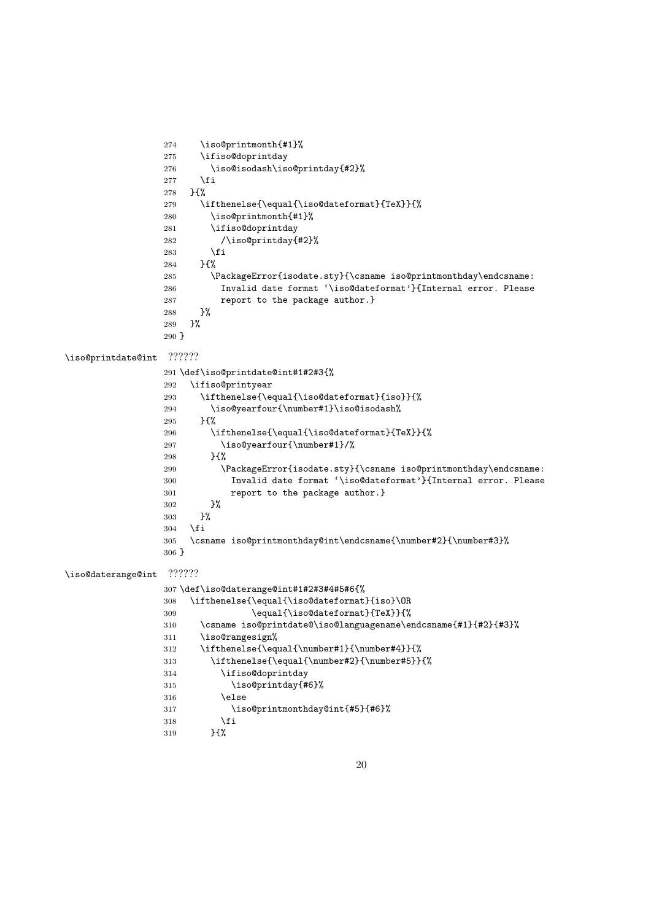```
274     \iso@printmonth{#1}%
275     \ifiso@doprintday
276       \iso@isodash\iso@printday{#2}%
277     \fi
278   }{%
279     \ifthenelse{\equal{\iso@dateformat}{TeX}}{%
280       \iso@printmonth{#1}%
281       \ifiso@doprintday
282         /\iso@printday{#2}%
283       \fi
284     }{%
285       \PackageError{isodate.sty}{\csname iso@printmonthday\endcsname:
286         Invalid date format `\iso@dateformat'}{Internal error. Please
287         report to the package author.}
288     }%
289   }%
290 }
```

`\iso@printdate@int` ??????

```
291 \def\iso@printdate@int#1#2#3{%
292   \ifiso@printyear
293     \ifthenelse{\equal{\iso@dateformat}{iso}}{%
294       \iso@yearfour{\number#1}\iso@isodash%
295     }{%
296       \ifthenelse{\equal{\iso@dateformat}{TeX}}{%
297         \iso@yearfour{\number#1}/%
298       }{%
299         \PackageError{isodate.sty}{\csname iso@printmonthday\endcsname:
300           Invalid date format `\iso@dateformat'}{Internal error. Please
301           report to the package author.}
302       }%
303     }%
304   \fi
305   \csname iso@printmonthday@int\endcsname{\number#2}{\number#3}%
306 }
```

`\iso@daterange@int` ??????

```
307 \def\iso@daterange@int#1#2#3#4#5#6{%
308   \ifthenelse{\equal{\iso@dateformat}{iso}\OR
309               \equal{\iso@dateformat}{TeX}}{%
310     \csname iso@printdate@\iso@languagename\endcsname{#1}{#2}{#3}%
311     \iso@rangesign%
312     \ifthenelse{\equal{\number#1}{\number#4}}{%
313       \ifthenelse{\equal{\number#2}{\number#5}}{%
314         \ifiso@doprintday
315           \iso@printday{#6}%
316         \else
317           \iso@printmonthday@int{#5}{#6}%
318         \fi
319       }{%
```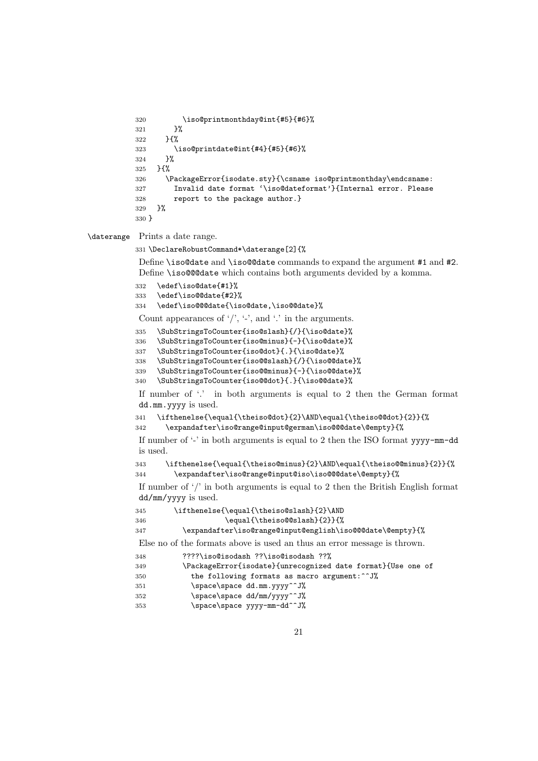```
320         \iso@printmonthday@int{#5}{#6}%
321       }%
322     }{%
323       \iso@printdate@int{#4}{#5}{#6}%
324     }%
325   }{%
326     \PackageError{isodate.sty}{\csname iso@printmonthday\endcsname:
327       Invalid date format `\iso@dateformat'}{Internal error. Please
328       report to the package author.}
329   }%
330 }
```

`\daterange` Prints a date range.

```
331 \DeclareRobustCommand*\daterange[2]{%
```

Define `\iso@date` and `\iso@@date` commands to expand the argument `#1` and `#2`. Define `\iso@@@date` which contains both arguments devided by a komma.

```
332   \edef\iso@date{#1}%
333   \edef\iso@@date{#2}%
334   \edef\iso@@@date{\iso@date,\iso@@date}%
```

Count appearances of '/', '-', and '.' in the arguments.

```
335   \SubStringsToCounter{iso@slash}{/}{\iso@date}%
336   \SubStringsToCounter{iso@minus}{-}{\iso@date}%
337   \SubStringsToCounter{iso@dot}{.}{\iso@date}%
338   \SubStringsToCounter{iso@@slash}{/}{\iso@@date}%
339   \SubStringsToCounter{iso@@minus}{-}{\iso@@date}%
340   \SubStringsToCounter{iso@@dot}{.}{\iso@@date}%
```

If number of '.' in both arguments is equal to 2 then the German format `dd.mm.yyyy` is used.

```
341   \ifthenelse{\equal{\theiso@dot}{2}\AND\equal{\theiso@@dot}{2}}{%
342     \expandafter\iso@range@input@german\iso@@@date\@empty}{%
```

If number of '-' in both arguments is equal to 2 then the ISO format `yyyy-mm-dd` is used.

```
343     \ifthenelse{\equal{\theiso@minus}{2}\AND\equal{\theiso@@minus}{2}}{%
344       \expandafter\iso@range@input@iso\iso@@@date\@empty}{%
```

If number of '/' in both arguments is equal to 2 then the British English format `dd/mm/yyyy` is used.

```
345       \ifthenelse{\equal{\theiso@slash}{2}\AND
346                   \equal{\theiso@@slash}{2}}{%
347         \expandafter\iso@range@input@english\iso@@@date\@empty}{%
```

Else no of the formats above is used an thus an error message is thrown.

```
348         ????\iso@isodash ??\iso@isodash ??%
349         \PackageError{isodate}{unrecognized date format}{Use one of
350           the following formats as macro argument:^^J%
351           \space\space dd.mm.yyyy^^J%
352           \space\space dd/mm/yyyy^^J%
353           \space\space yyyy-mm-dd^^J%
```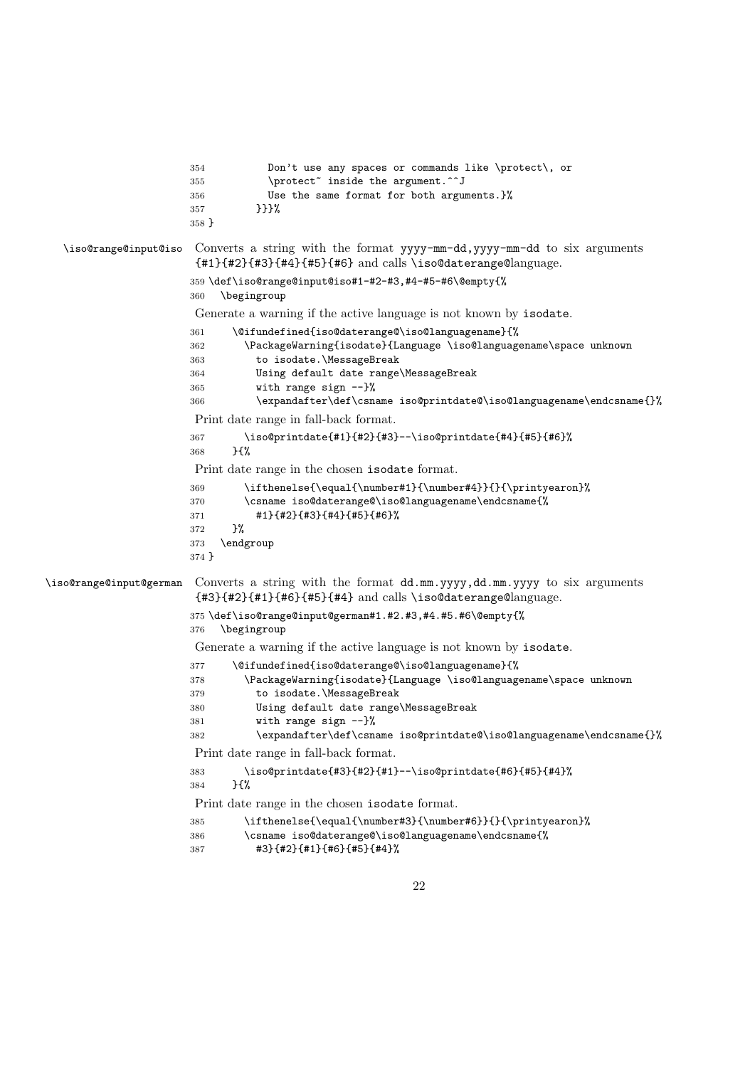```
354          Don't use any spaces or commands like \protect\, or
355          \protect~ inside the argument.^^J
356          Use the same format for both arguments.}%
357        }}}%
358 }
```

\iso@range@input@iso Converts a string with the format yyyy-mm-dd,yyyy-mm-dd to six arguments {#1}{#2}{#3}{#4}{#5}{#6} and calls \iso@daterange@language.

```
359 \def\iso@range@input@iso#1-#2-#3,#4-#5-#6\@empty{%
360   \begingroup
```

Generate a warning if the active language is not known by isodate.

```
361     \@ifundefined{iso@daterange@\iso@languagename}{%
362       \PackageWarning{isodate}{Language \iso@languagename\space unknown
363         to isodate.\MessageBreak
364         Using default date range\MessageBreak
365         with range sign --}%
366         \expandafter\def\csname iso@printdate@\iso@languagename\endcsname{}%
```

Print date range in fall-back format.

```
367       \iso@printdate{#1}{#2}{#3}--\iso@printdate{#4}{#5}{#6}%
368     }{%
```

Print date range in the chosen isodate format.

```
369       \ifthenelse{\equal{\number#1}{\number#4}}{}{\printyearon}%
370       \csname iso@daterange@\iso@languagename\endcsname{%
371         #1}{#2}{#3}{#4}{#5}{#6}%
372     }%
373   \endgroup
374 }
```

\iso@range@input@german Converts a string with the format dd.mm.yyyy,dd.mm.yyyy to six arguments {#3}{#2}{#1}{#6}{#5}{#4} and calls \iso@daterange@language.

```
375 \def\iso@range@input@german#1.#2.#3,#4.#5.#6\@empty{%
376   \begingroup
```

Generate a warning if the active language is not known by isodate.

```
377     \@ifundefined{iso@daterange@\iso@languagename}{%
378       \PackageWarning{isodate}{Language \iso@languagename\space unknown
379         to isodate.\MessageBreak
380         Using default date range\MessageBreak
381         with range sign --}%
382         \expandafter\def\csname iso@printdate@\iso@languagename\endcsname{}%
```

Print date range in fall-back format.

```
383       \iso@printdate{#3}{#2}{#1}--\iso@printdate{#6}{#5}{#4}%
384     }{%
```

Print date range in the chosen isodate format.

```
385       \ifthenelse{\equal{\number#3}{\number#6}}{}{\printyearon}%
386       \csname iso@daterange@\iso@languagename\endcsname{%
387         #3}{#2}{#1}{#6}{#5}{#4}%
```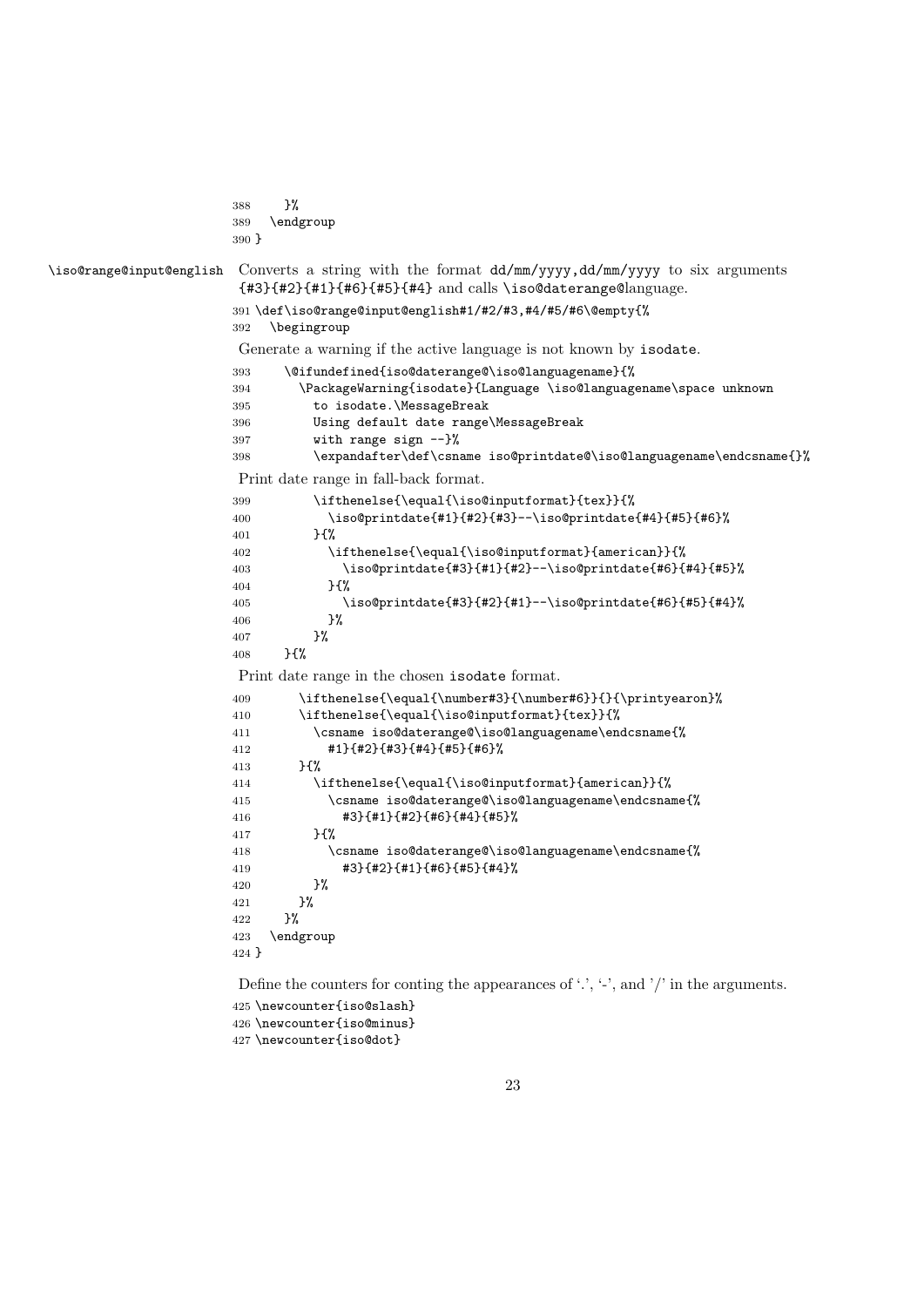```
388     }%
389   \endgroup
390 }
```

`\iso@range@input@english` Converts a string with the format dd/mm/yyyy,dd/mm/yyyy to six arguments {#3}{#2}{#1}{#6}{#5}{#4} and calls \iso@daterange@language.

```
391 \def\iso@range@input@english#1/#2/#3,#4/#5/#6\@empty{%
392   \begingroup
```

Generate a warning if the active language is not known by isodate.

```
393     \@ifundefined{iso@daterange@\iso@languagename}{%
394       \PackageWarning{isodate}{Language \iso@languagename\space unknown
395         to isodate.\MessageBreak
396         Using default date range\MessageBreak
397         with range sign --}%
398         \expandafter\def\csname iso@printdate@\iso@languagename\endcsname{}%
```

Print date range in fall-back format.

```
399         \ifthenelse{\equal{\iso@inputformat}{tex}}{%
400           \iso@printdate{#1}{#2}{#3}--\iso@printdate{#4}{#5}{#6}%
401         }{%
402           \ifthenelse{\equal{\iso@inputformat}{american}}{%
403             \iso@printdate{#3}{#1}{#2}--\iso@printdate{#6}{#4}{#5}%
404           }{%
405             \iso@printdate{#3}{#2}{#1}--\iso@printdate{#6}{#5}{#4}%
406           }%
407         }%
408     }{%
```

Print date range in the chosen isodate format.

```
409       \ifthenelse{\equal{\number#3}{\number#6}}{}{\printyearon}%
410       \ifthenelse{\equal{\iso@inputformat}{tex}}{%
411         \csname iso@daterange@\iso@languagename\endcsname{%
412           #1}{#2}{#3}{#4}{#5}{#6}%
413       }{%
414         \ifthenelse{\equal{\iso@inputformat}{american}}{%
415           \csname iso@daterange@\iso@languagename\endcsname{%
416             #3}{#1}{#2}{#6}{#4}{#5}%
417         }{%
418           \csname iso@daterange@\iso@languagename\endcsname{%
419             #3}{#2}{#1}{#6}{#5}{#4}%
420         }%
421       }%
422     }%
423   \endgroup
424 }
```

Define the counters for conting the appearances of '.', '-', and '/' in the arguments.

```
425 \newcounter{iso@slash}
426 \newcounter{iso@minus}
427 \newcounter{iso@dot}
```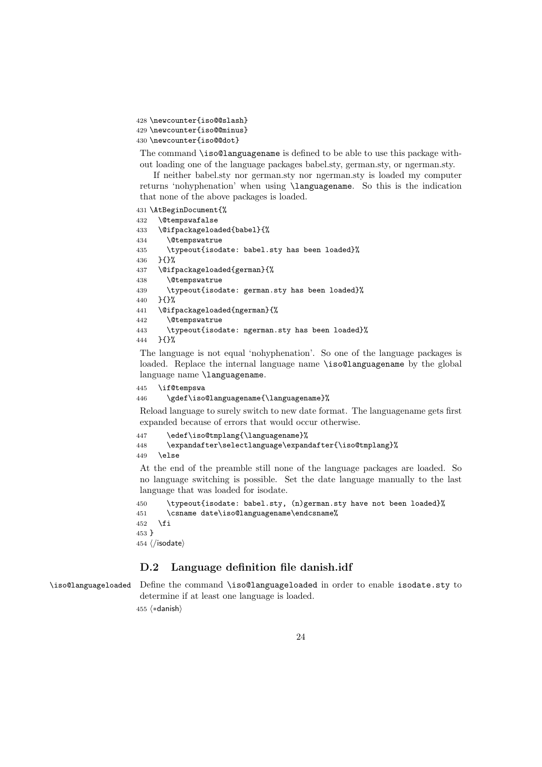```
428 \newcounter{iso@@slash}
429 \newcounter{iso@@minus}
430 \newcounter{iso@@dot}
```

The command `\iso@languagename` is defined to be able to use this package without loading one of the language packages babel.sty, german.sty, or ngerman.sty.

If neither babel.sty nor german.sty nor ngerman.sty is loaded my computer returns 'nohyphenation' when using `\languagename`. So this is the indication that none of the above packages is loaded.

```
431 \AtBeginDocument{%
432   \@tempswafalse
433   \@ifpackageloaded{babel}{%
434     \@tempswatrue
435     \typeout{isodate: babel.sty has been loaded}%
436   }{}%
437   \@ifpackageloaded{german}{%
438     \@tempswatrue
439     \typeout{isodate: german.sty has been loaded}%
440   }{}%
441   \@ifpackageloaded{ngerman}{%
442     \@tempswatrue
443     \typeout{isodate: ngerman.sty has been loaded}%
444   }{}%
```

The language is not equal 'nohyphenation'. So one of the language packages is loaded. Replace the internal language name `\iso@languagename` by the global language name `\languagename`.

```
445   \if@tempswa
446     \gdef\iso@languagename{\languagename}%
```

Reload language to surely switch to new date format. The languagename gets first expanded because of errors that would occur otherwise.

```
447     \edef\iso@tmplang{\languagename}%
448     \expandafter\selectlanguage\expandafter{\iso@tmplang}%
449   \else
```

At the end of the preamble still none of the language packages are loaded. So no language switching is possible. Set the date language manually to the last language that was loaded for isodate.

```
450     \typeout{isodate: babel.sty, (n)german.sty have not been loaded}%
451     \csname date\iso@languagename\endcsname%
452   \fi
453 }
454 ⟨/isodate⟩
```

## D.2 Language definition file danish.idf

`\iso@languageloaded` Define the command `\iso@languageloaded` in order to enable `isodate.sty` to determine if at least one language is loaded.

```
455 ⟨*danish⟩
```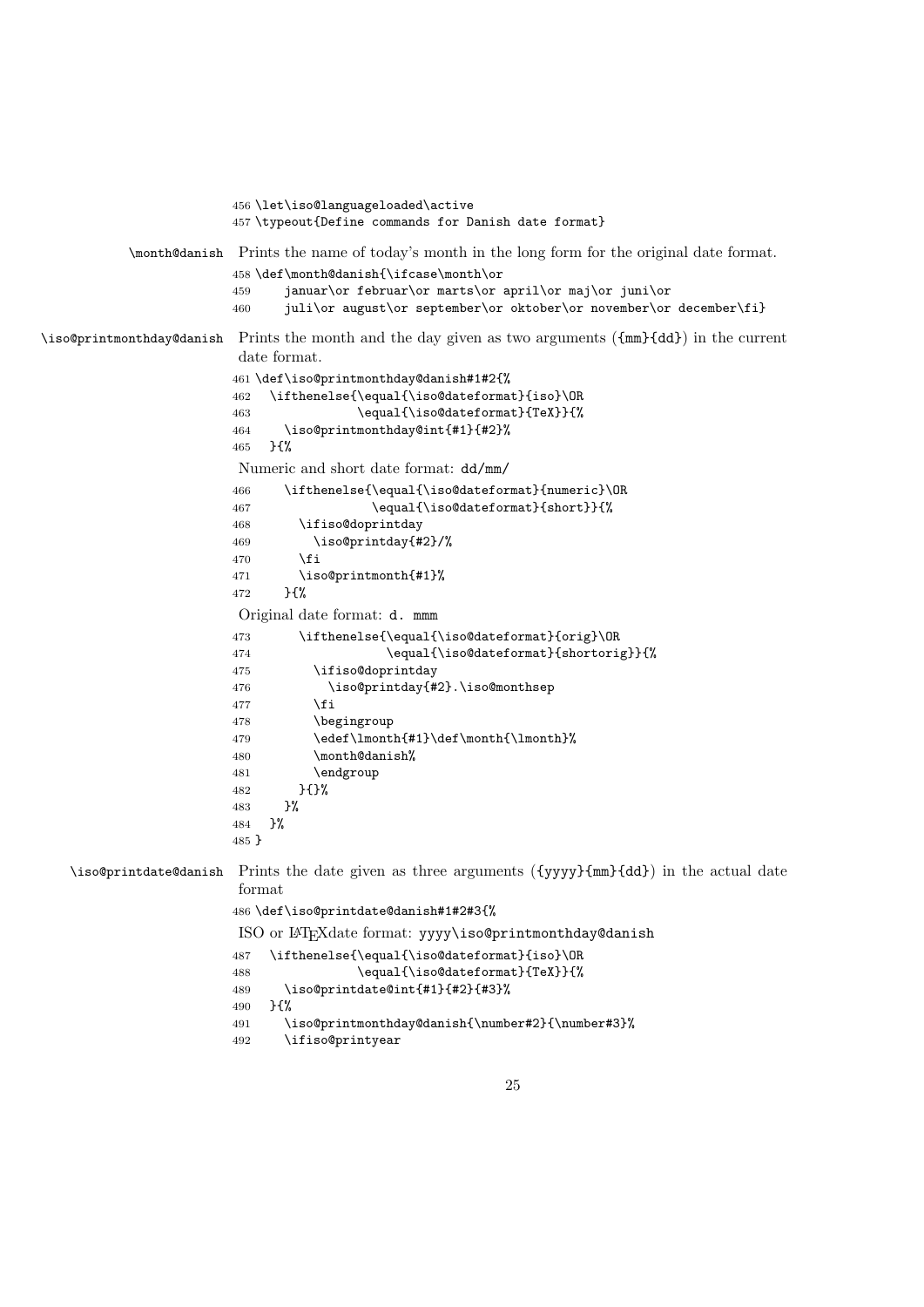```
456 \let\iso@languageloaded\active
457 \typeout{Define commands for Danish date format}
```

\month@danish Prints the name of today's month in the long form for the original date format.

```
458 \def\month@danish{\ifcase\month\or
459     januar\or februar\or marts\or april\or maj\or juni\or
460     juli\or august\or september\or oktober\or november\or december\fi}
```

\iso@printmonthday@danish Prints the month and the day given as two arguments ({mm}{dd}) in the current date format.

```
461 \def\iso@printmonthday@danish#1#2{%
462   \ifthenelse{\equal{\iso@dateformat}{iso}\OR
463               \equal{\iso@dateformat}{TeX}}{%
464     \iso@printmonthday@int{#1}{#2}%
465   }{%
```

Numeric and short date format: `dd/mm/`

```
466     \ifthenelse{\equal{\iso@dateformat}{numeric}\OR
467                 \equal{\iso@dateformat}{short}}{%
468       \ifiso@doprintday
469         \iso@printday{#2}/%
470       \fi
471       \iso@printmonth{#1}%
472     }{%
```

Original date format: `d. mmm`

```
473       \ifthenelse{\equal{\iso@dateformat}{orig}\OR
474                   \equal{\iso@dateformat}{shortorig}}{%
475         \ifiso@doprintday
476           \iso@printday{#2}.\iso@monthsep
477         \fi
478         \begingroup
479         \edef\lmonth{#1}\def\month{\lmonth}%
480         \month@danish%
481         \endgroup
482       }{}%
483     }%
484   }%
485 }
```

\iso@printdate@danish Prints the date given as three arguments ({yyyy}{mm}{dd}) in the actual date format

```
486 \def\iso@printdate@danish#1#2#3{%
```

ISO or LaTeXdate format: `yyyy\iso@printmonthday@danish`

```
487   \ifthenelse{\equal{\iso@dateformat}{iso}\OR
488               \equal{\iso@dateformat}{TeX}}{%
489     \iso@printdate@int{#1}{#2}{#3}%
490   }{%
491     \iso@printmonthday@danish{\number#2}{\number#3}%
492     \ifiso@printyear
```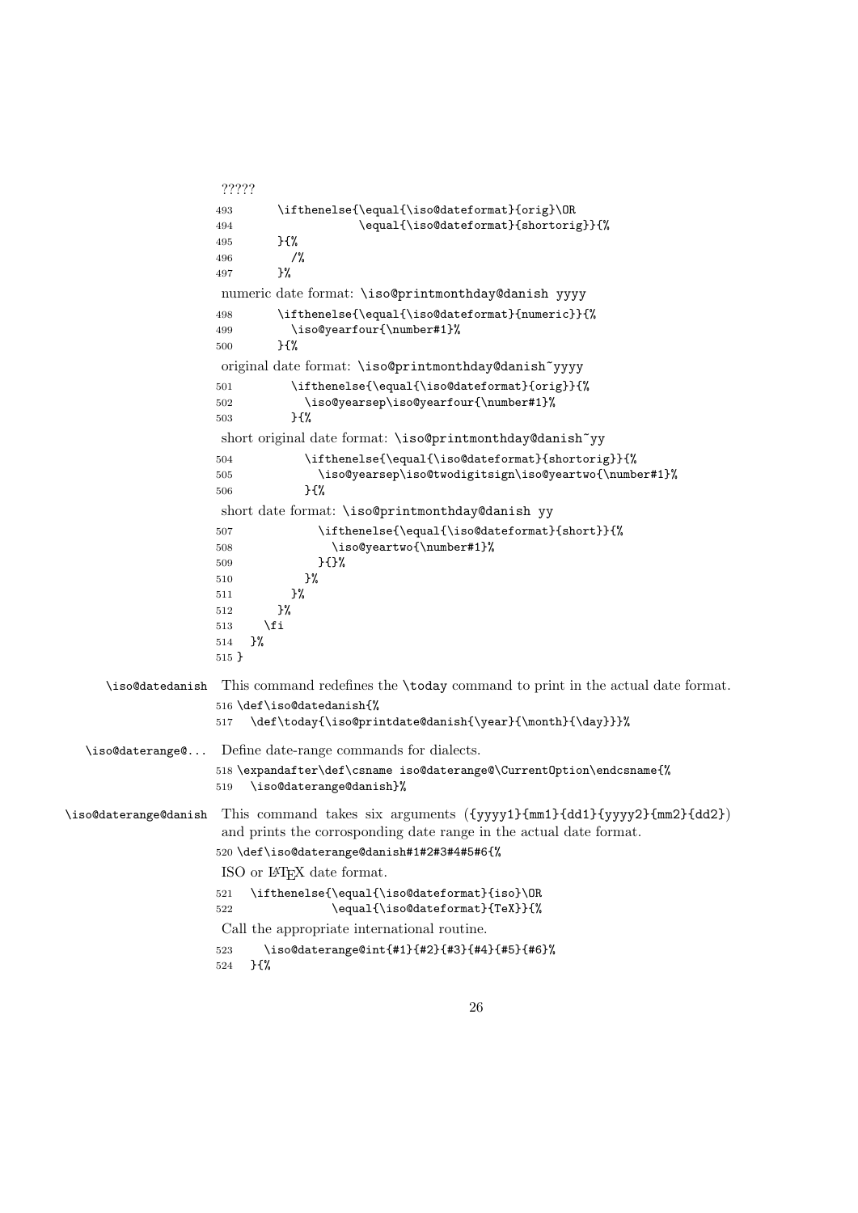?????

```
493       \ifthenelse{\equal{\iso@dateformat}{orig}\OR
494                   \equal{\iso@dateformat}{shortorig}}{%
495       }{%
496         /%
497       }%
```

numeric date format: `\iso@printmonthday@danish yyyy`

```
498       \ifthenelse{\equal{\iso@dateformat}{numeric}}{%
499         \iso@yearfour{\number#1}%
500       }{%
```

original date format: `\iso@printmonthday@danish~yyyy`

```
501         \ifthenelse{\equal{\iso@dateformat}{orig}}{%
502           \iso@yearsep\iso@yearfour{\number#1}%
503         }{%
```

short original date format: `\iso@printmonthday@danish~yy`

```
504           \ifthenelse{\equal{\iso@dateformat}{shortorig}}{%
505             \iso@yearsep\iso@twodigitsign\iso@yeartwo{\number#1}%
506           }{%
```

short date format: `\iso@printmonthday@danish yy`

```
507             \ifthenelse{\equal{\iso@dateformat}{short}}{%
508               \iso@yeartwo{\number#1}%
509             }{}%
510           }%
511         }%
512       }%
513     \fi
514   }%
515 }
```

`\iso@datedanish` This command redefines the `\today` command to print in the actual date format.

```
516 \def\iso@datedanish{%
517   \def\today{\iso@printdate@danish{\year}{\month}{\day}}}%
```

`\iso@daterange@...` Define date-range commands for dialects.

```
518 \expandafter\def\csname iso@daterange@\CurrentOption\endcsname{%
519   \iso@daterange@danish}%
```

`\iso@daterange@danish` This command takes six arguments (`{yyyy1}{mm1}{dd1}{yyyy2}{mm2}{dd2}`) and prints the corrosponding date range in the actual date format.

```
520 \def\iso@daterange@danish#1#2#3#4#5#6{%
```

ISO or LaTeX date format.

```
521   \ifthenelse{\equal{\iso@dateformat}{iso}\OR
522               \equal{\iso@dateformat}{TeX}}{%
```

Call the appropriate international routine.

```
523     \iso@daterange@int{#1}{#2}{#3}{#4}{#5}{#6}%
524   }{%
```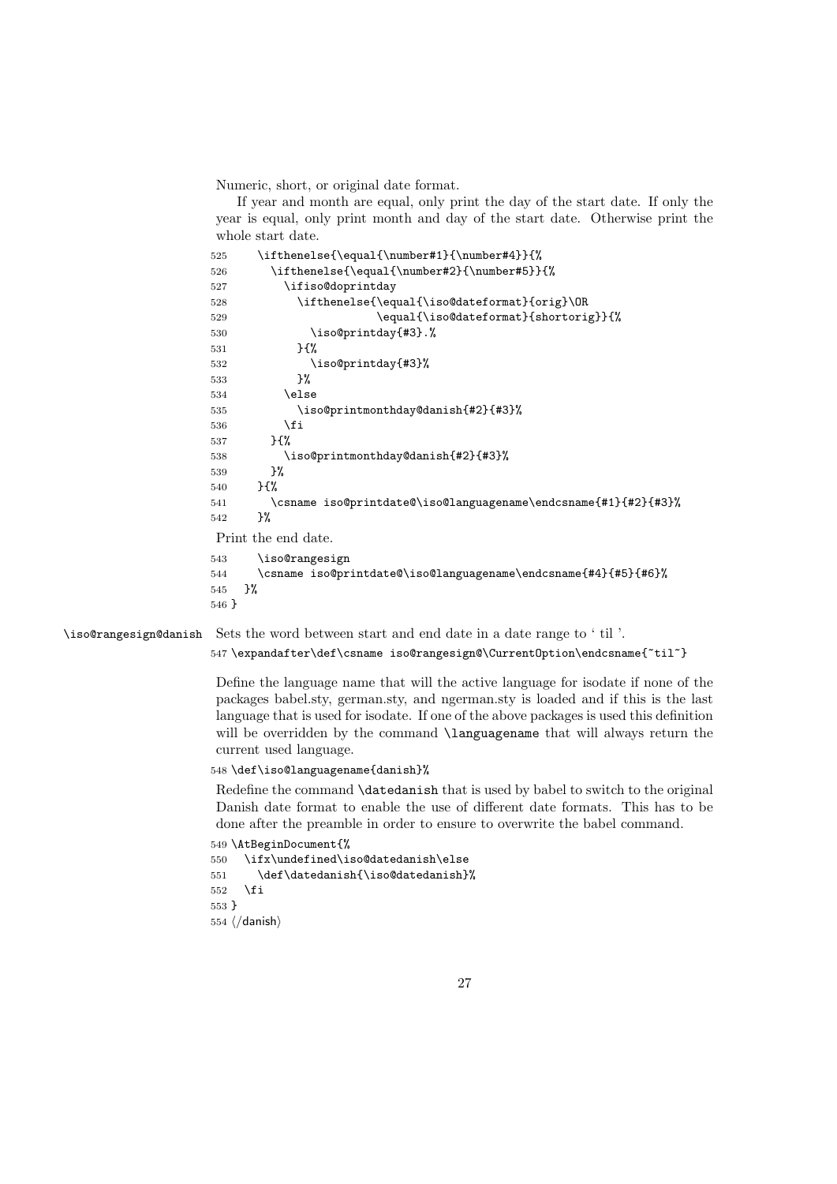Numeric, short, or original date format.

If year and month are equal, only print the day of the start date. If only the year is equal, only print month and day of the start date. Otherwise print the whole start date.

```
525     \ifthenelse{\equal{\number#1}{\number#4}}{%
526       \ifthenelse{\equal{\number#2}{\number#5}}{%
527         \ifiso@doprintday
528           \ifthenelse{\equal{\iso@dateformat}{orig}\OR
529                       \equal{\iso@dateformat}{shortorig}}{%
530             \iso@printday{#3}.%
531           }{%
532             \iso@printday{#3}%
533           }%
534         \else
535           \iso@printmonthday@danish{#2}{#3}%
536         \fi
537       }{%
538         \iso@printmonthday@danish{#2}{#3}%
539       }%
540     }{%
541       \csname iso@printdate@\iso@languagename\endcsname{#1}{#2}{#3}%
542     }%
```

Print the end date.

```
543     \iso@rangesign
544     \csname iso@printdate@\iso@languagename\endcsname{#4}{#5}{#6}%
545   }%
546 }
```

`\iso@rangesign@danish` Sets the word between start and end date in a date range to ' til '.

```
547 \expandafter\def\csname iso@rangesign@\CurrentOption\endcsname{~til~}
```

Define the language name that will the active language for isodate if none of the packages babel.sty, german.sty, and ngerman.sty is loaded and if this is the last language that is used for isodate. If one of the above packages is used this definition will be overridden by the command `\languagename` that will always return the current used language.

```
548 \def\iso@languagename{danish}%
```

Redefine the command `\datedanish` that is used by babel to switch to the original Danish date format to enable the use of different date formats. This has to be done after the preamble in order to ensure to overwrite the babel command.

```
549 \AtBeginDocument{%
550   \ifx\undefined\iso@datedanish\else
551     \def\datedanish{\iso@datedanish}%
552   \fi
553 }
554 ⟨/danish⟩
```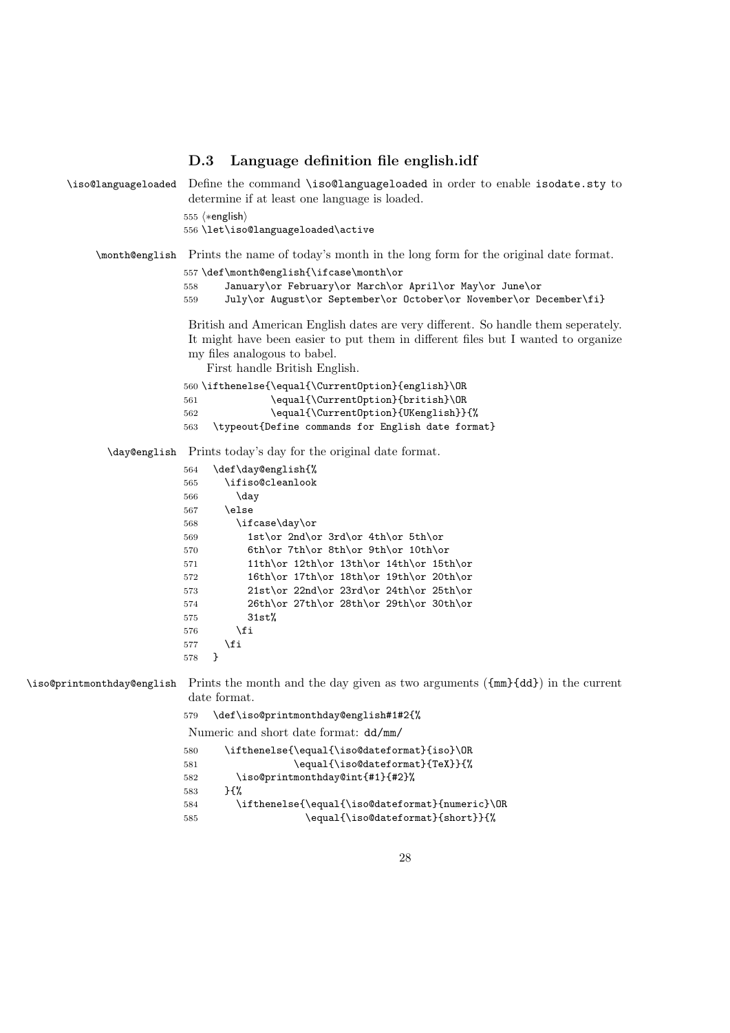### D.3 Language definition file english.idf

\iso@languageloaded Define the command `\iso@languageloaded` in order to enable `isodate.sty` to determine if at least one language is loaded.

```
555 ⟨*english⟩
556 \let\iso@languageloaded\active
```

\month@english Prints the name of today's month in the long form for the original date format.

```
557 \def\month@english{\ifcase\month\or
558     January\or February\or March\or April\or May\or June\or
559     July\or August\or September\or October\or November\or December\fi}
```

British and American English dates are very different. So handle them seperately. It might have been easier to put them in different files but I wanted to organize my files analogous to babel.

First handle British English.

```
560 \ifthenelse{\equal{\CurrentOption}{english}\OR
561             \equal{\CurrentOption}{british}\OR
562             \equal{\CurrentOption}{UKenglish}}{%
563   \typeout{Define commands for English date format}
```

\day@english Prints today's day for the original date format.

```
564   \def\day@english{%
565     \ifiso@cleanlook
566       \day
567     \else
568       \ifcase\day\or
569         1st\or 2nd\or 3rd\or 4th\or 5th\or
570         6th\or 7th\or 8th\or 9th\or 10th\or
571         11th\or 12th\or 13th\or 14th\or 15th\or
572         16th\or 17th\or 18th\or 19th\or 20th\or
573         21st\or 22nd\or 23rd\or 24th\or 25th\or
574         26th\or 27th\or 28th\or 29th\or 30th\or
575         31st%
576       \fi
577     \fi
578   }
```

\iso@printmonthday@english Prints the month and the day given as two arguments (`{mm}{dd}`) in the current date format.

```
579   \def\iso@printmonthday@english#1#2{%
```

Numeric and short date format: `dd/mm/`

```
580     \ifthenelse{\equal{\iso@dateformat}{iso}\OR
581                 \equal{\iso@dateformat}{TeX}}{%
582       \iso@printmonthday@int{#1}{#2}%
583     }{%
584       \ifthenelse{\equal{\iso@dateformat}{numeric}\OR
585                   \equal{\iso@dateformat}{short}}{%
```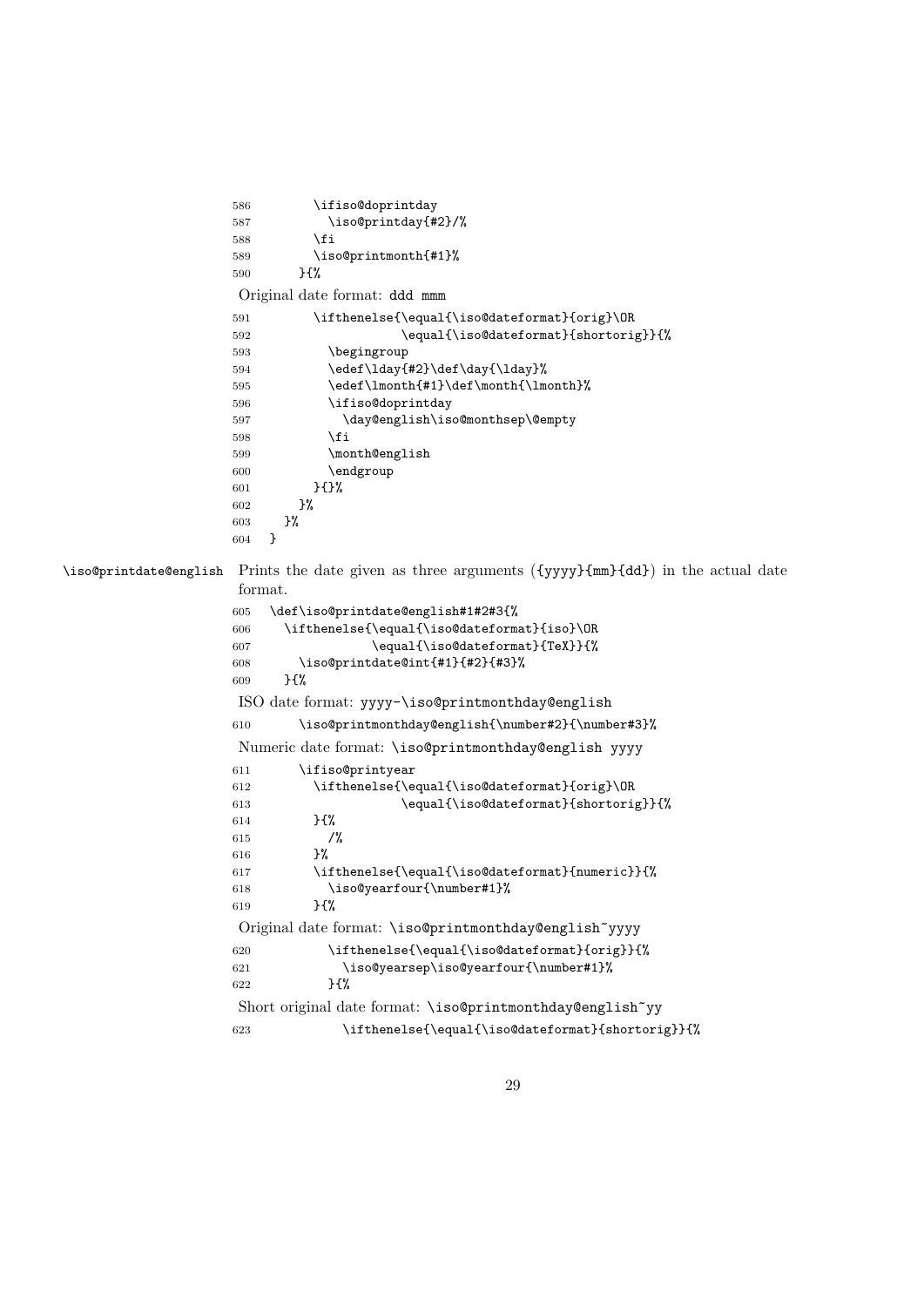```
586         \ifiso@doprintday
587           \iso@printday{#2}/%
588         \fi
589         \iso@printmonth{#1}%
590       }{%
```

Original date format: ddd mmm

```
591         \ifthenelse{\equal{\iso@dateformat}{orig}\OR
592                     \equal{\iso@dateformat}{shortorig}}{%
593           \begingroup
594           \edef\lday{#2}\def\day{\lday}%
595           \edef\lmonth{#1}\def\month{\lmonth}%
596           \ifiso@doprintday
597             \day@english\iso@monthsep\@empty
598           \fi
599           \month@english
600           \endgroup
601         }{}%
602       }%
603     }%
604   }
```

\iso@printdate@english Prints the date given as three arguments ({yyyy}{mm}{dd}) in the actual date format.

```
605   \def\iso@printdate@english#1#2#3{%
606     \ifthenelse{\equal{\iso@dateformat}{iso}\OR
607                 \equal{\iso@dateformat}{TeX}}{%
608       \iso@printdate@int{#1}{#2}{#3}%
609     }{%
```

ISO date format: yyyy-\iso@printmonthday@english

```
610       \iso@printmonthday@english{\number#2}{\number#3}%
```

Numeric date format: \iso@printmonthday@english yyyy

```
611       \ifiso@printyear
612         \ifthenelse{\equal{\iso@dateformat}{orig}\OR
613                     \equal{\iso@dateformat}{shortorig}}{%
614         }{%
615           /%
616         }%
617         \ifthenelse{\equal{\iso@dateformat}{numeric}}{%
618           \iso@yearfour{\number#1}%
619         }{%
```

Original date format: \iso@printmonthday@english~yyyy

```
620           \ifthenelse{\equal{\iso@dateformat}{orig}}{%
621             \iso@yearsep\iso@yearfour{\number#1}%
622           }{%
```

Short original date format: \iso@printmonthday@english~yy

```
623             \ifthenelse{\equal{\iso@dateformat}{shortorig}}{%
```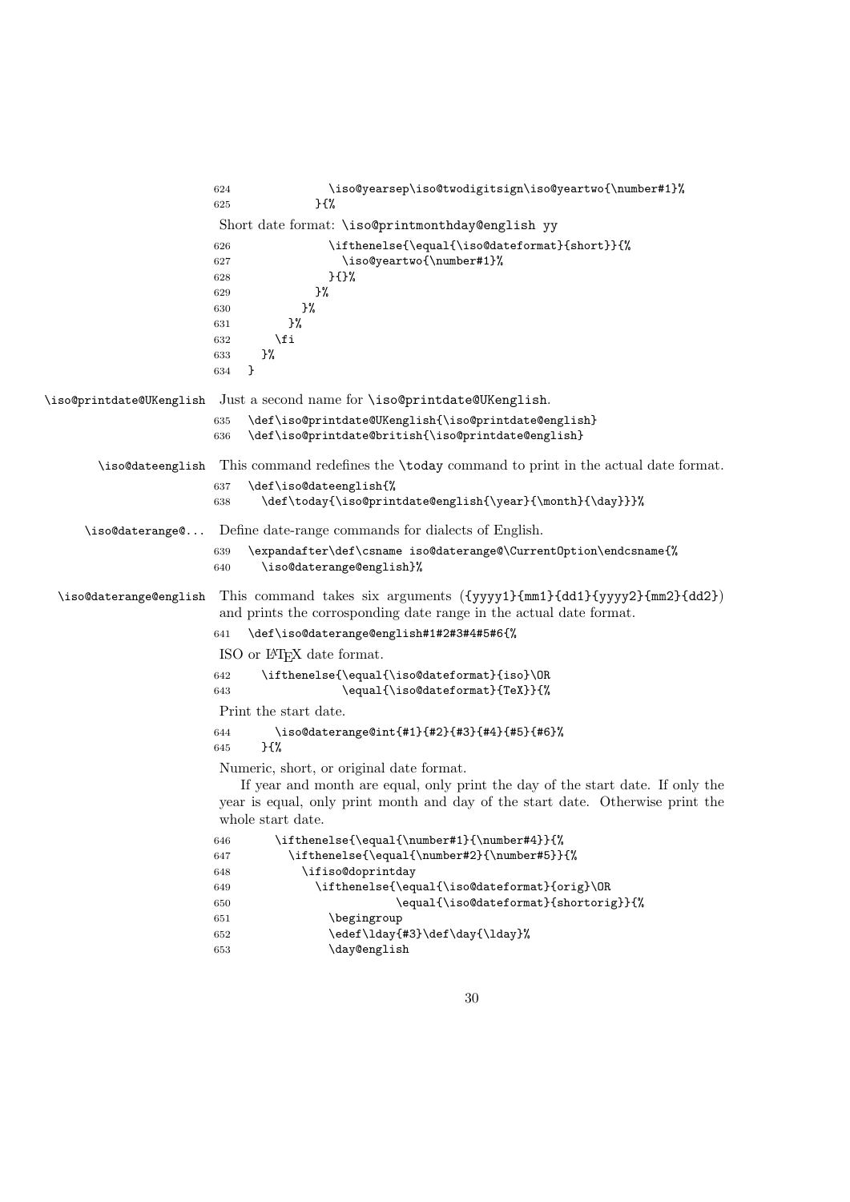```
624              \iso@yearsep\iso@twodigitsign\iso@yeartwo{\number#1}%
625            }{%
```

Short date format: `\iso@printmonthday@english yy`

```
626              \ifthenelse{\equal{\iso@dateformat}{short}}{%
627                \iso@yeartwo{\number#1}%
628              }{}%
629            }%
630          }%
631        }%
632      \fi
633    }%
634  }
```

`\iso@printdate@UKenglish` Just a second name for `\iso@printdate@UKenglish`.

```
635  \def\iso@printdate@UKenglish{\iso@printdate@english}
636  \def\iso@printdate@british{\iso@printdate@english}
```

`\iso@dateenglish` This command redefines the `\today` command to print in the actual date format.

```
637  \def\iso@dateenglish{%
638    \def\today{\iso@printdate@english{\year}{\month}{\day}}}%
```

`\iso@daterange@...` Define date-range commands for dialects of English.

```
639  \expandafter\def\csname iso@daterange@\CurrentOption\endcsname{%
640    \iso@daterange@english}%
```

`\iso@daterange@english` This command takes six arguments (`{yyyy1}{mm1}{dd1}{yyyy2}{mm2}{dd2}`) and prints the corrosponding date range in the actual date format.

```
641  \def\iso@daterange@english#1#2#3#4#5#6{%
```

ISO or LaTeX date format.

```
642    \ifthenelse{\equal{\iso@dateformat}{iso}\OR
643                \equal{\iso@dateformat}{TeX}}{%
```

Print the start date.

```
644      \iso@daterange@int{#1}{#2}{#3}{#4}{#5}{#6}%
645    }{%
```

Numeric, short, or original date format.

If year and month are equal, only print the day of the start date. If only the year is equal, only print month and day of the start date. Otherwise print the whole start date.

```
646      \ifthenelse{\equal{\number#1}{\number#4}}{%
647        \ifthenelse{\equal{\number#2}{\number#5}}{%
648          \ifiso@doprintday
649            \ifthenelse{\equal{\iso@dateformat}{orig}\OR
650                        \equal{\iso@dateformat}{shortorig}}{%
651              \begingroup
652              \edef\lday{#3}\def\day{\lday}%
653              \day@english
```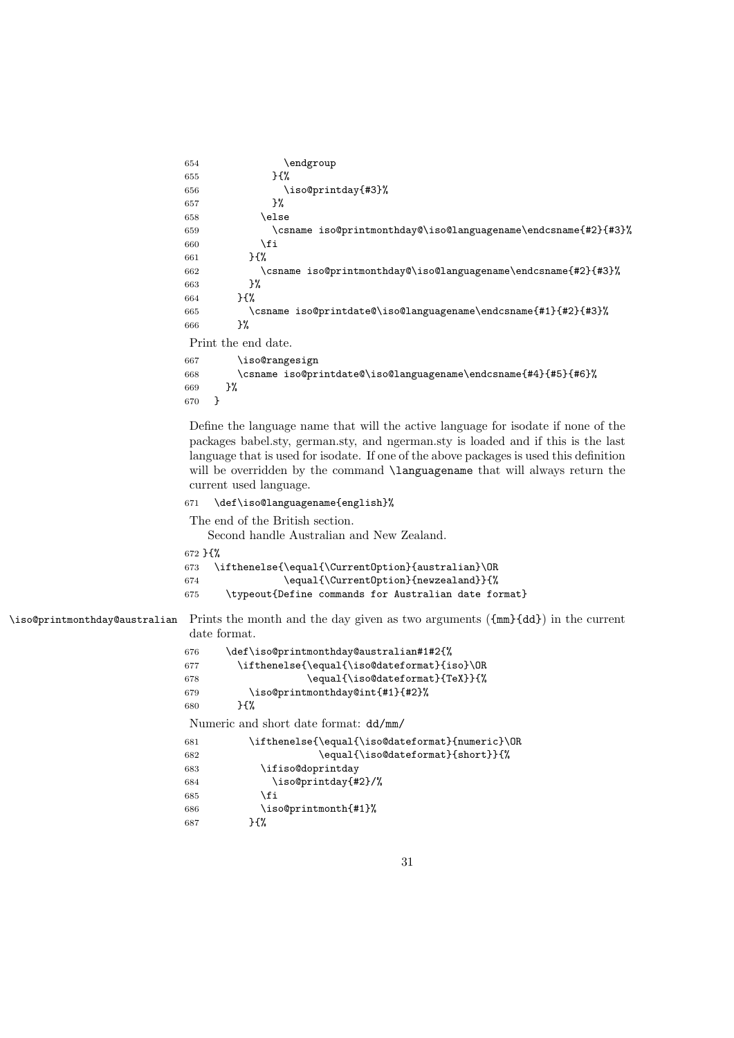```
654               \endgroup
655             }{%
656               \iso@printday{#3}%
657             }%
658           \else
659             \csname iso@printmonthday@\iso@languagename\endcsname{#2}{#3}%
660           \fi
661         }{%
662           \csname iso@printmonthday@\iso@languagename\endcsname{#2}{#3}%
663         }%
664       }{%
665         \csname iso@printdate@\iso@languagename\endcsname{#1}{#2}{#3}%
666       }%
```

Print the end date.

```
667       \iso@rangesign
668       \csname iso@printdate@\iso@languagename\endcsname{#4}{#5}{#6}%
669     }%
670   }
```

Define the language name that will the active language for isodate if none of the packages babel.sty, german.sty, and ngerman.sty is loaded and if this is the last language that is used for isodate. If one of the above packages is used this definition will be overridden by the command `\languagename` that will always return the current used language.

```
671   \def\iso@languagename{english}%
```

The end of the British section.

Second handle Australian and New Zealand.

```
672 }{%
673   \ifthenelse{\equal{\CurrentOption}{australian}\OR
674               \equal{\CurrentOption}{newzealand}}{%
675     \typeout{Define commands for Australian date format}
```

`\iso@printmonthday@australian` Prints the month and the day given as two arguments (`{mm}{dd}`) in the current date format.

```
676     \def\iso@printmonthday@australian#1#2{%
677       \ifthenelse{\equal{\iso@dateformat}{iso}\OR
678                   \equal{\iso@dateformat}{TeX}}{%
679         \iso@printmonthday@int{#1}{#2}%
680       }{%
```

Numeric and short date format: `dd/mm/`

```
681         \ifthenelse{\equal{\iso@dateformat}{numeric}\OR
682                     \equal{\iso@dateformat}{short}}{%
683           \ifiso@doprintday
684             \iso@printday{#2}/%
685           \fi
686           \iso@printmonth{#1}%
687         }{%
```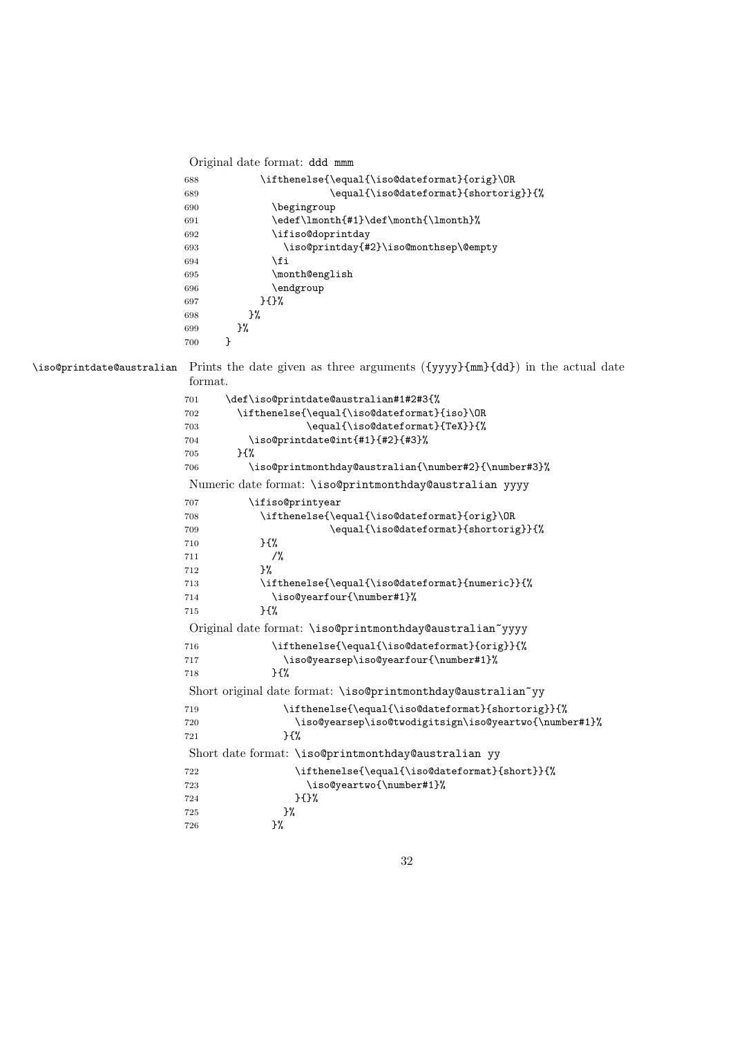Original date format: `ddd mmm`

```
688            \ifthenelse{\equal{\iso@dateformat}{orig}\OR
689                        \equal{\iso@dateformat}{shortorig}}{%
690              \begingroup
691              \edef\lmonth{#1}\def\month{\lmonth}%
692              \ifiso@doprintday
693                \iso@printday{#2}\iso@monthsep\@empty
694              \fi
695              \month@english
696              \endgroup
697            }{}%
698          }%
699        }%
700      }
```

`\iso@printdate@australian` Prints the date given as three arguments (`{yyyy}{mm}{dd}`) in the actual date format.

```
701      \def\iso@printdate@australian#1#2#3{%
702        \ifthenelse{\equal{\iso@dateformat}{iso}\OR
703                    \equal{\iso@dateformat}{TeX}}{%
704          \iso@printdate@int{#1}{#2}{#3}%
705        }{%
706          \iso@printmonthday@australian{\number#2}{\number#3}%
```

Numeric date format: `\iso@printmonthday@australian yyyy`

```
707          \ifiso@printyear
708            \ifthenelse{\equal{\iso@dateformat}{orig}\OR
709                        \equal{\iso@dateformat}{shortorig}}{%
710            }{%
711              /%
712            }%
713            \ifthenelse{\equal{\iso@dateformat}{numeric}}{%
714              \iso@yearfour{\number#1}%
715            }{%
```

Original date format: `\iso@printmonthday@australian~yyyy`

```
716              \ifthenelse{\equal{\iso@dateformat}{orig}}{%
717                \iso@yearsep\iso@yearfour{\number#1}%
718              }{%
```

Short original date format: `\iso@printmonthday@australian~yy`

```
719                \ifthenelse{\equal{\iso@dateformat}{shortorig}}{%
720                  \iso@yearsep\iso@twodigitsign\iso@yeartwo{\number#1}%
721                }{%
```

Short date format: `\iso@printmonthday@australian yy`

```
722                  \ifthenelse{\equal{\iso@dateformat}{short}}{%
723                    \iso@yeartwo{\number#1}%
724                  }{}%
725                }%
726              }%
```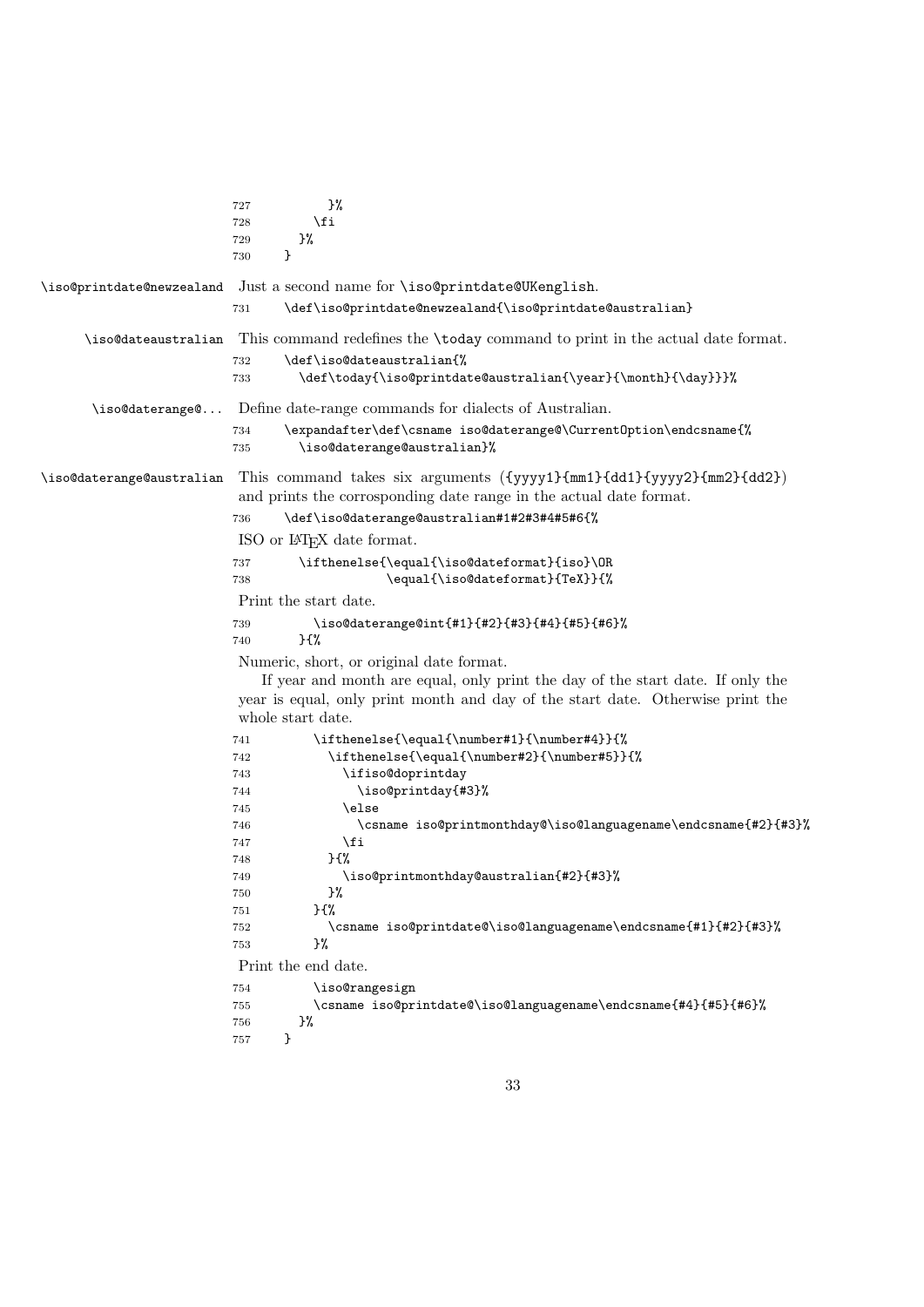```
727          }%
728        \fi
729      }%
730    }
```

\iso@printdate@newzealand Just a second name for \iso@printdate@UKenglish.

```
731    \def\iso@printdate@newzealand{\iso@printdate@australian}
```

\iso@dateaustralian This command redefines the \today command to print in the actual date format.

```
732    \def\iso@dateaustralian{%
733      \def\today{\iso@printdate@australian{\year}{\month}{\day}}}%
```

\iso@daterange@... Define date-range commands for dialects of Australian.

```
734    \expandafter\def\csname iso@daterange@\CurrentOption\endcsname{%
735      \iso@daterange@australian}%
```

\iso@daterange@australian This command takes six arguments ({yyyy1}{mm1}{dd1}{yyyy2}{mm2}{dd2}) and prints the corrosponding date range in the actual date format.

```
736    \def\iso@daterange@australian#1#2#3#4#5#6{%
```

ISO or LaTeX date format.

```
737      \ifthenelse{\equal{\iso@dateformat}{iso}\OR
738                  \equal{\iso@dateformat}{TeX}}{%
```

Print the start date.

```
739        \iso@daterange@int{#1}{#2}{#3}{#4}{#5}{#6}%
740      }{%
```

Numeric, short, or original date format.

If year and month are equal, only print the day of the start date. If only the year is equal, only print month and day of the start date. Otherwise print the whole start date.

```
741        \ifthenelse{\equal{\number#1}{\number#4}}{%
742          \ifthenelse{\equal{\number#2}{\number#5}}{%
743            \ifiso@doprintday
744              \iso@printday{#3}%
745            \else
746              \csname iso@printmonthday@\iso@languagename\endcsname{#2}{#3}%
747            \fi
748          }{%
749            \iso@printmonthday@australian{#2}{#3}%
750          }%
751        }{%
752          \csname iso@printdate@\iso@languagename\endcsname{#1}{#2}{#3}%
753        }%
```

Print the end date.

```
754        \iso@rangesign
755        \csname iso@printdate@\iso@languagename\endcsname{#4}{#5}{#6}%
756      }%
757    }
```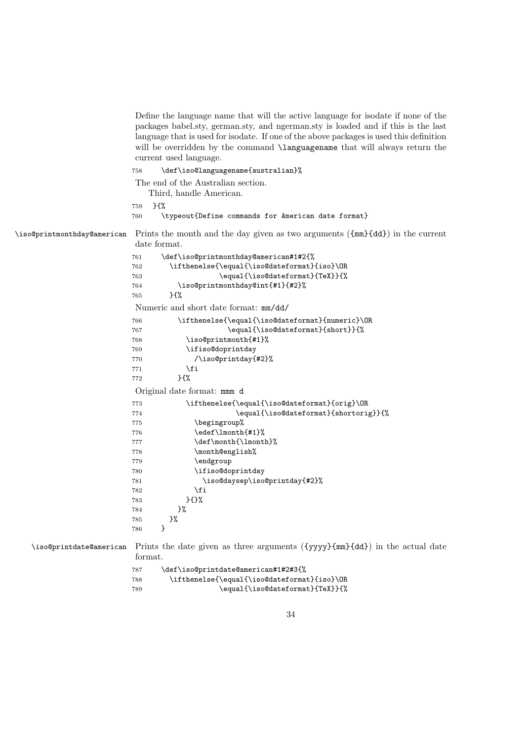Define the language name that will the active language for isodate if none of the packages babel.sty, german.sty, and ngerman.sty is loaded and if this is the last language that is used for isodate. If one of the above packages is used this definition will be overridden by the command `\languagename` that will always return the current used language.

```
758     \def\iso@languagename{australian}%
```

The end of the Australian section.

Third, handle American.

```
759   }{%
760     \typeout{Define commands for American date format}
```

`\iso@printmonthday@american` Prints the month and the day given as two arguments ({mm}{dd}) in the current date format.

```
761     \def\iso@printmonthday@american#1#2{%
762       \ifthenelse{\equal{\iso@dateformat}{iso}\OR
763                   \equal{\iso@dateformat}{TeX}}{%
764         \iso@printmonthday@int{#1}{#2}%
765       }{%
```

Numeric and short date format: mm/dd/

```
766         \ifthenelse{\equal{\iso@dateformat}{numeric}\OR
767                     \equal{\iso@dateformat}{short}}{%
768           \iso@printmonth{#1}%
769           \ifiso@doprintday
770             /\iso@printday{#2}%
771           \fi
772         }{%
```

Original date format: mmm d

```
773           \ifthenelse{\equal{\iso@dateformat}{orig}\OR
774                       \equal{\iso@dateformat}{shortorig}}{%
775             \begingroup%
776             \edef\lmonth{#1}%
777             \def\month{\lmonth}%
778             \month@english%
779             \endgroup
780             \ifiso@doprintday
781               \iso@daysep\iso@printday{#2}%
782             \fi
783           }{}%
784         }%
785       }%
786     }
```

`\iso@printdate@american` Prints the date given as three arguments ({yyyy}{mm}{dd}) in the actual date format.

```
787     \def\iso@printdate@american#1#2#3{%
788       \ifthenelse{\equal{\iso@dateformat}{iso}\OR
789                   \equal{\iso@dateformat}{TeX}}{%
```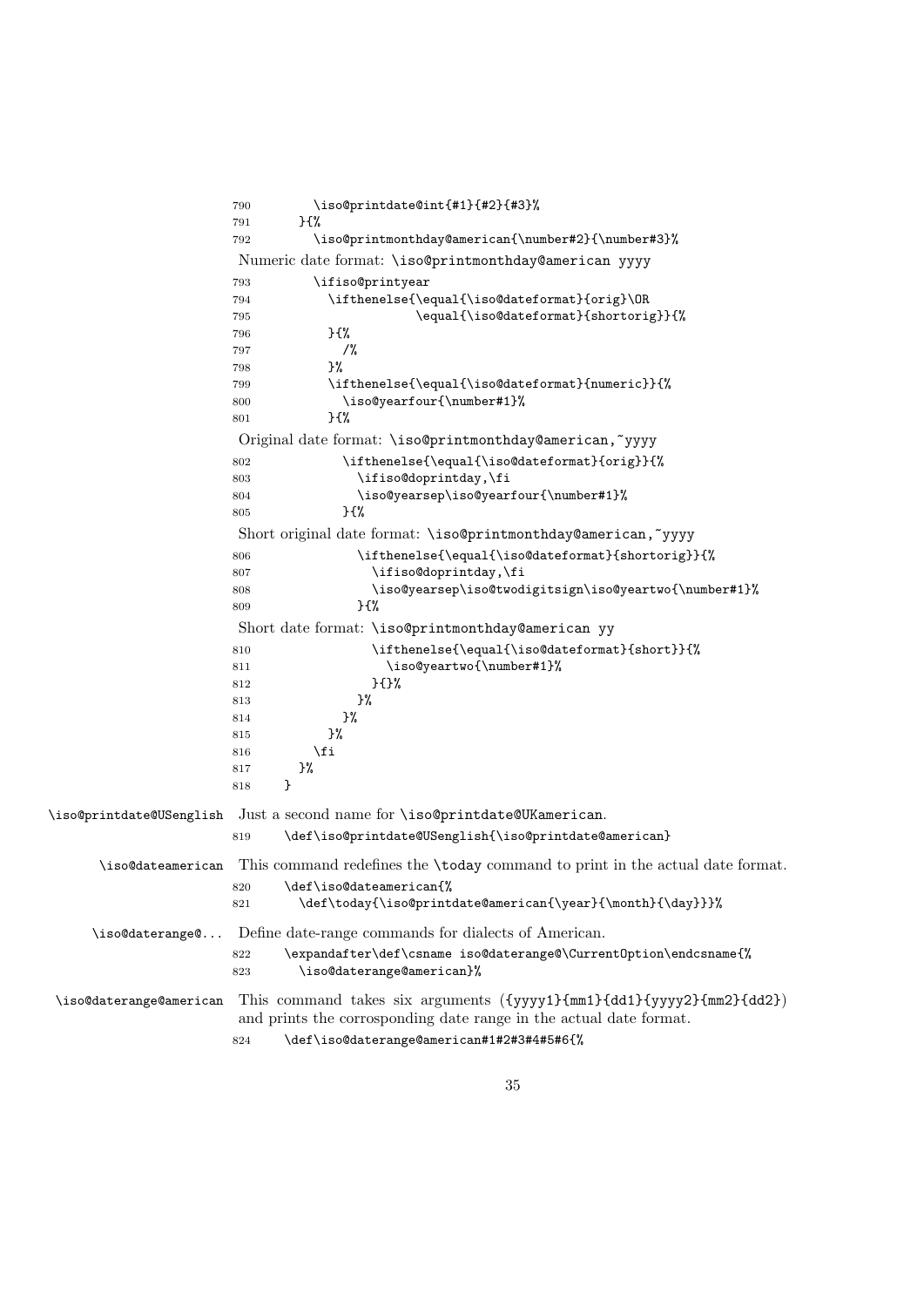```
790         \iso@printdate@int{#1}{#2}{#3}%
791       }{%
792         \iso@printmonthday@american{\number#2}{\number#3}%
```

Numeric date format: `\iso@printmonthday@american yyyy`

```
793         \ifiso@printyear
794           \ifthenelse{\equal{\iso@dateformat}{orig}\OR
795                       \equal{\iso@dateformat}{shortorig}}{%
796           }{%
797             /%
798           }%
799           \ifthenelse{\equal{\iso@dateformat}{numeric}}{%
800             \iso@yearfour{\number#1}%
801           }{%
```

Original date format: `\iso@printmonthday@american,~yyyy`

```
802             \ifthenelse{\equal{\iso@dateformat}{orig}}{%
803               \ifiso@doprintday,\fi
804               \iso@yearsep\iso@yearfour{\number#1}%
805             }{%
```

Short original date format: `\iso@printmonthday@american,~yyyy`

```
806               \ifthenelse{\equal{\iso@dateformat}{shortorig}}{%
807                 \ifiso@doprintday,\fi
808                 \iso@yearsep\iso@twodigitsign\iso@yeartwo{\number#1}%
809               }{%
```

Short date format: `\iso@printmonthday@american yy`

```
810                 \ifthenelse{\equal{\iso@dateformat}{short}}{%
811                   \iso@yeartwo{\number#1}%
812                 }{}%
813               }%
814             }%
815           }%
816         \fi
817       }%
818     }
```

`\iso@printdate@USenglish` Just a second name for `\iso@printdate@UKamerican`.

```
819     \def\iso@printdate@USenglish{\iso@printdate@american}
```

`\iso@dateamerican` This command redefines the `\today` command to print in the actual date format.

```
820     \def\iso@dateamerican{%
821       \def\today{\iso@printdate@american{\year}{\month}{\day}}}%
```

`\iso@daterange@...` Define date-range commands for dialects of American.

```
822     \expandafter\def\csname iso@daterange@\CurrentOption\endcsname{%
823       \iso@daterange@american}%
```

`\iso@daterange@american` This command takes six arguments (`{yyyy1}{mm1}{dd1}{yyyy2}{mm2}{dd2}`) and prints the corrosponding date range in the actual date format.

```
824     \def\iso@daterange@american#1#2#3#4#5#6{%
```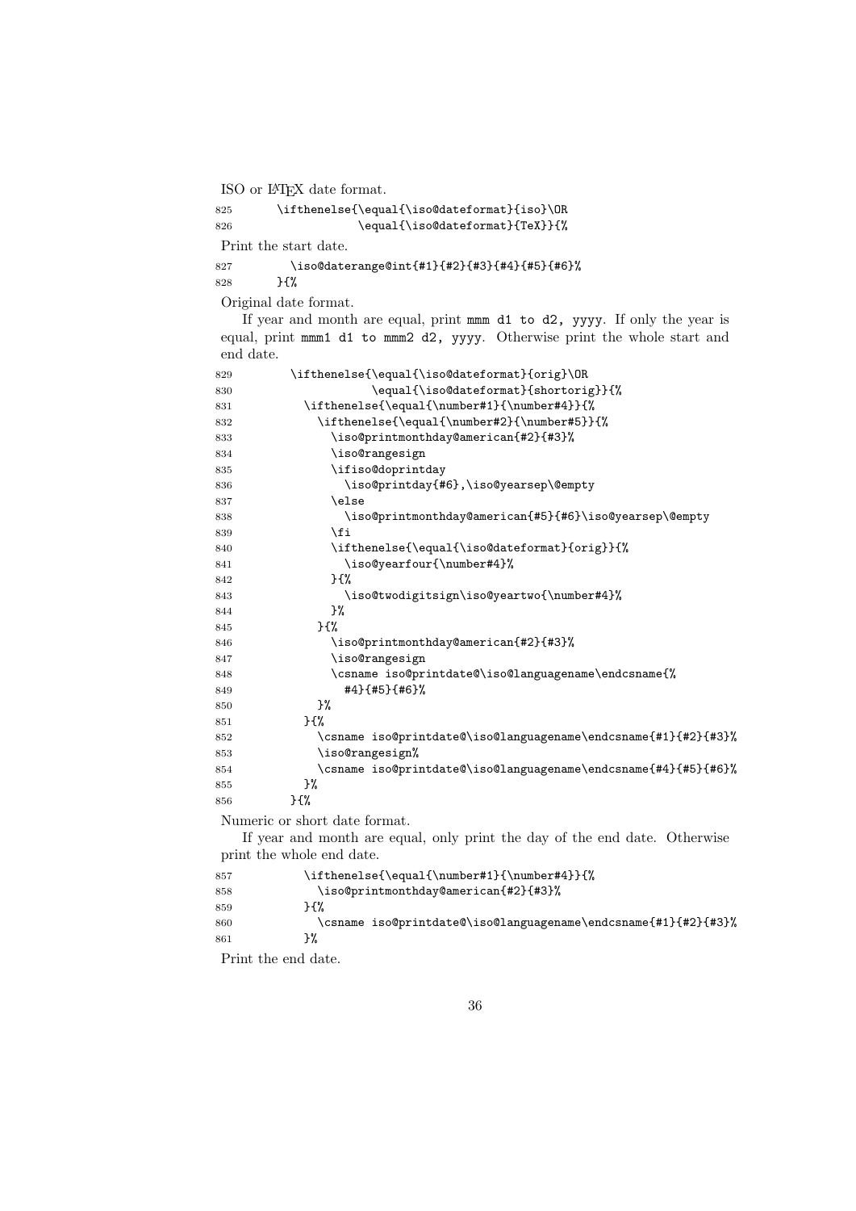ISO or LaTeX date format.

```
825      \ifthenelse{\equal{\iso@dateformat}{iso}\OR
826                  \equal{\iso@dateformat}{TeX}}{%
```

Print the start date.

```
827        \iso@daterange@int{#1}{#2}{#3}{#4}{#5}{#6}%
828      }{%
```

Original date format.

If year and month are equal, print `mmm d1 to d2, yyyy`. If only the year is equal, print `mmm1 d1 to mmm2 d2, yyyy`. Otherwise print the whole start and end date.

```
829        \ifthenelse{\equal{\iso@dateformat}{orig}\OR
830                    \equal{\iso@dateformat}{shortorig}}{%
831          \ifthenelse{\equal{\number#1}{\number#4}}{%
832            \ifthenelse{\equal{\number#2}{\number#5}}{%
833              \iso@printmonthday@american{#2}{#3}%
834              \iso@rangesign
835              \ifiso@doprintday
836                \iso@printday{#6},\iso@yearsep\@empty
837              \else
838                \iso@printmonthday@american{#5}{#6}\iso@yearsep\@empty
839              \fi
840              \ifthenelse{\equal{\iso@dateformat}{orig}}{%
841                \iso@yearfour{\number#4}%
842              }{%
843                \iso@twodigitsign\iso@yeartwo{\number#4}%
844              }%
845            }{%
846              \iso@printmonthday@american{#2}{#3}%
847              \iso@rangesign
848              \csname iso@printdate@\iso@languagename\endcsname{%
849                #4}{#5}{#6}%
850            }%
851          }{%
852            \csname iso@printdate@\iso@languagename\endcsname{#1}{#2}{#3}%
853            \iso@rangesign%
854            \csname iso@printdate@\iso@languagename\endcsname{#4}{#5}{#6}%
855          }%
856        }{%
```

Numeric or short date format.

If year and month are equal, only print the day of the end date. Otherwise print the whole end date.

```
857          \ifthenelse{\equal{\number#1}{\number#4}}{%
858            \iso@printmonthday@american{#2}{#3}%
859          }{%
860            \csname iso@printdate@\iso@languagename\endcsname{#1}{#2}{#3}%
861          }%
```

Print the end date.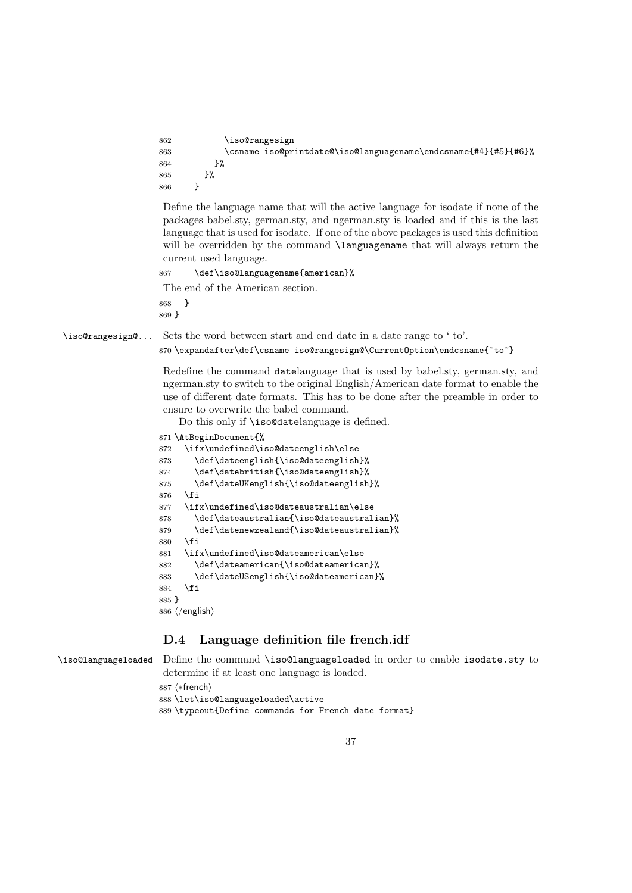```
862           \iso@rangesign
863           \csname iso@printdate@\iso@languagename\endcsname{#4}{#5}{#6}%
864         }%
865       }%
866     }
```

Define the language name that will the active language for isodate if none of the packages babel.sty, german.sty, and ngerman.sty is loaded and if this is the last language that is used for isodate. If one of the above packages is used this definition will be overridden by the command `\languagename` that will always return the current used language.

```
867     \def\iso@languagename{american}%
```

The end of the American section.

```
868   }
869 }
```

`\iso@rangesign@...` Sets the word between start and end date in a date range to ' to'.

```
870 \expandafter\def\csname iso@rangesign@\CurrentOption\endcsname{~to~}
```

Redefine the command `date`language that is used by babel.sty, german.sty, and ngerman.sty to switch to the original English/American date format to enable the use of different date formats. This has to be done after the preamble in order to ensure to overwrite the babel command.

Do this only if `\iso@date`language is defined.

```
871 \AtBeginDocument{%
872   \ifx\undefined\iso@dateenglish\else
873     \def\dateenglish{\iso@dateenglish}%
874     \def\datebritish{\iso@dateenglish}%
875     \def\dateUKenglish{\iso@dateenglish}%
876   \fi
877   \ifx\undefined\iso@dateaustralian\else
878     \def\dateaustralian{\iso@dateaustralian}%
879     \def\datenewzealand{\iso@dateaustralian}%
880   \fi
881   \ifx\undefined\iso@dateamerican\else
882     \def\dateamerican{\iso@dateamerican}%
883     \def\dateUSenglish{\iso@dateamerican}%
884   \fi
885 }
886 ⟨/english⟩
```

## D.4 Language definition file french.idf

`\iso@languageloaded` Define the command `\iso@languageloaded` in order to enable `isodate.sty` to determine if at least one language is loaded.

```
887 ⟨*french⟩
888 \let\iso@languageloaded\active
889 \typeout{Define commands for French date format}
```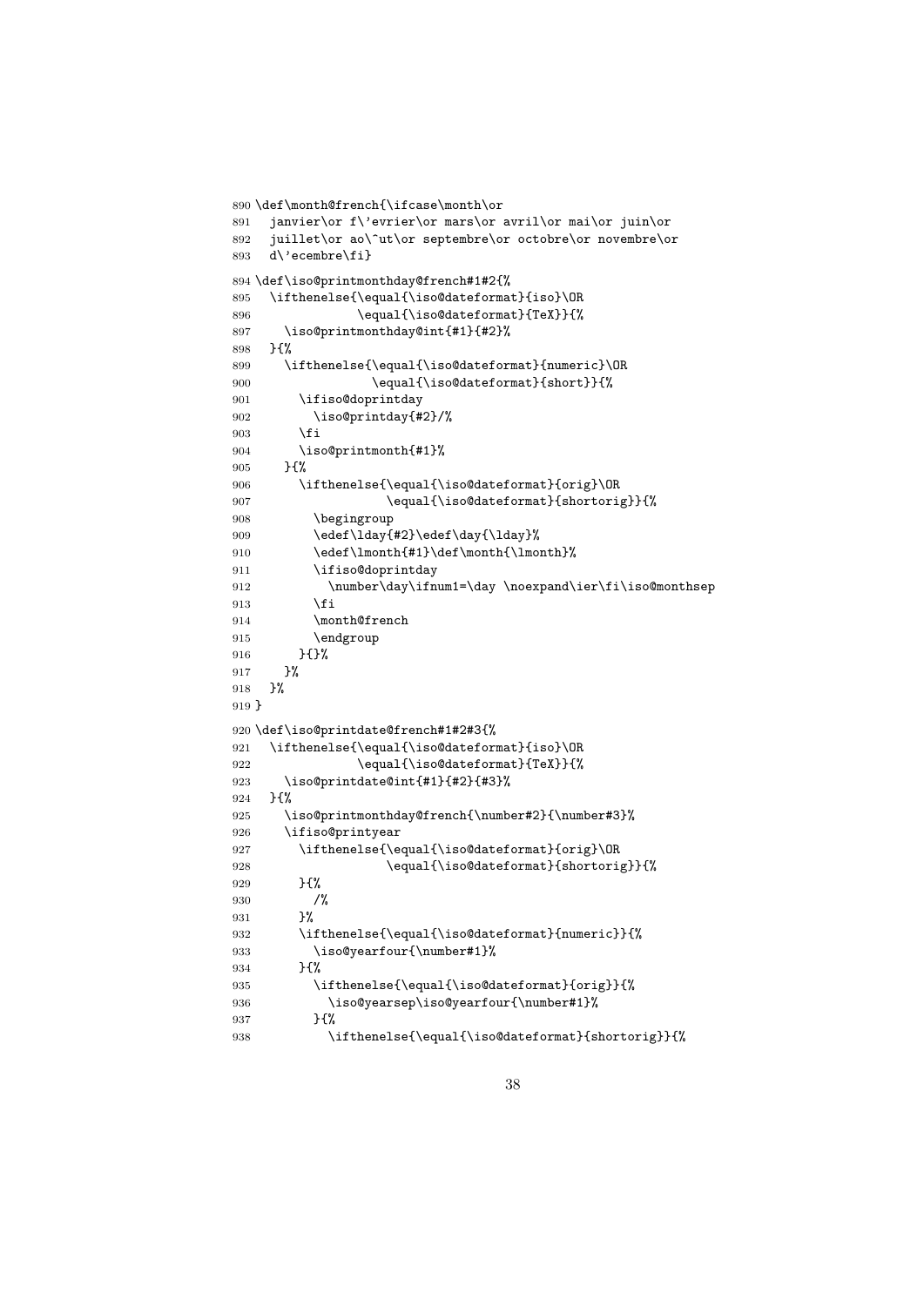```
890 \def\month@french{\ifcase\month\or
891   janvier\or f\'evrier\or mars\or avril\or mai\or juin\or
892   juillet\or ao\^ut\or septembre\or octobre\or novembre\or
893   d\'ecembre\fi}
894 \def\iso@printmonthday@french#1#2{%
895   \ifthenelse{\equal{\iso@dateformat}{iso}\OR
896               \equal{\iso@dateformat}{TeX}}{%
897     \iso@printmonthday@int{#1}{#2}%
898   }{%
899     \ifthenelse{\equal{\iso@dateformat}{numeric}\OR
900                 \equal{\iso@dateformat}{short}}{%
901       \ifiso@doprintday
902         \iso@printday{#2}/%
903       \fi
904       \iso@printmonth{#1}%
905     }{%
906       \ifthenelse{\equal{\iso@dateformat}{orig}\OR
907                   \equal{\iso@dateformat}{shortorig}}{%
908         \begingroup
909         \edef\lday{#2}\edef\day{\lday}%
910         \edef\lmonth{#1}\def\month{\lmonth}%
911         \ifiso@doprintday
912           \number\day\ifnum1=\day \noexpand\ier\fi\iso@monthsep
913         \fi
914         \month@french
915         \endgroup
916       }{}%
917     }%
918   }%
919 }
920 \def\iso@printdate@french#1#2#3{%
921   \ifthenelse{\equal{\iso@dateformat}{iso}\OR
922               \equal{\iso@dateformat}{TeX}}{%
923     \iso@printdate@int{#1}{#2}{#3}%
924   }{%
925     \iso@printmonthday@french{\number#2}{\number#3}%
926     \ifiso@printyear
927       \ifthenelse{\equal{\iso@dateformat}{orig}\OR
928                   \equal{\iso@dateformat}{shortorig}}{%
929       }{%
930         /%
931       }%
932       \ifthenelse{\equal{\iso@dateformat}{numeric}}{%
933         \iso@yearfour{\number#1}%
934       }{%
935         \ifthenelse{\equal{\iso@dateformat}{orig}}{%
936           \iso@yearsep\iso@yearfour{\number#1}%
937         }{%
938           \ifthenelse{\equal{\iso@dateformat}{shortorig}}{%
```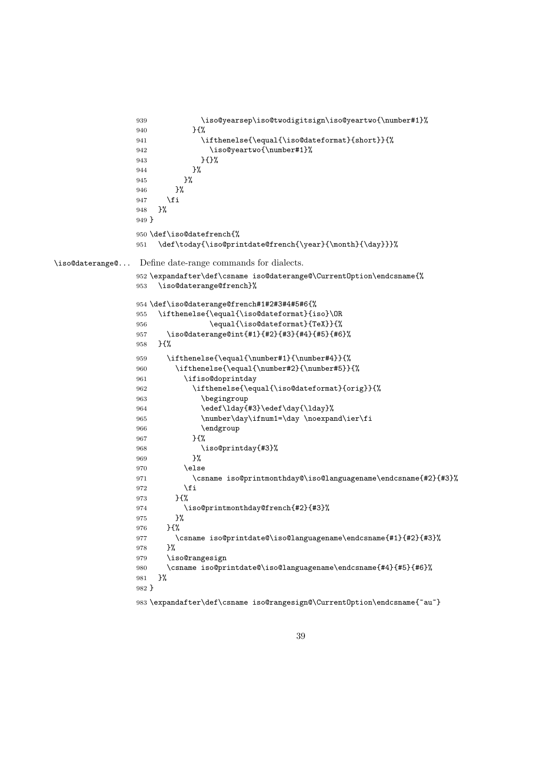```
939             \iso@yearsep\iso@twodigitsign\iso@yeartwo{\number#1}%
940           }{%
941             \ifthenelse{\equal{\iso@dateformat}{short}}{%
942               \iso@yeartwo{\number#1}%
943             }{}%
944           }%
945         }%
946       }%
947     \fi
948   }%
949 }
950 \def\iso@datefrench{%
951   \def\today{\iso@printdate@french{\year}{\month}{\day}}}%
```

\iso@daterange@... Define date-range commands for dialects.

```
952 \expandafter\def\csname iso@daterange@\CurrentOption\endcsname{%
953   \iso@daterange@french}%
954 \def\iso@daterange@french#1#2#3#4#5#6{%
955   \ifthenelse{\equal{\iso@dateformat}{iso}\OR
956               \equal{\iso@dateformat}{TeX}}{%
957     \iso@daterange@int{#1}{#2}{#3}{#4}{#5}{#6}%
958   }{%
959     \ifthenelse{\equal{\number#1}{\number#4}}{%
960       \ifthenelse{\equal{\number#2}{\number#5}}{%
961         \ifiso@doprintday
962           \ifthenelse{\equal{\iso@dateformat}{orig}}{%
963             \begingroup
964             \edef\lday{#3}\edef\day{\lday}%
965             \number\day\ifnum1=\day \noexpand\ier\fi
966             \endgroup
967           }{%
968             \iso@printday{#3}%
969           }%
970         \else
971           \csname iso@printmonthday@\iso@languagename\endcsname{#2}{#3}%
972         \fi
973       }{%
974         \iso@printmonthday@french{#2}{#3}%
975       }%
976     }{%
977       \csname iso@printdate@\iso@languagename\endcsname{#1}{#2}{#3}%
978     }%
979     \iso@rangesign
980     \csname iso@printdate@\iso@languagename\endcsname{#4}{#5}{#6}%
981   }%
982 }
983 \expandafter\def\csname iso@rangesign@\CurrentOption\endcsname{~au~}
```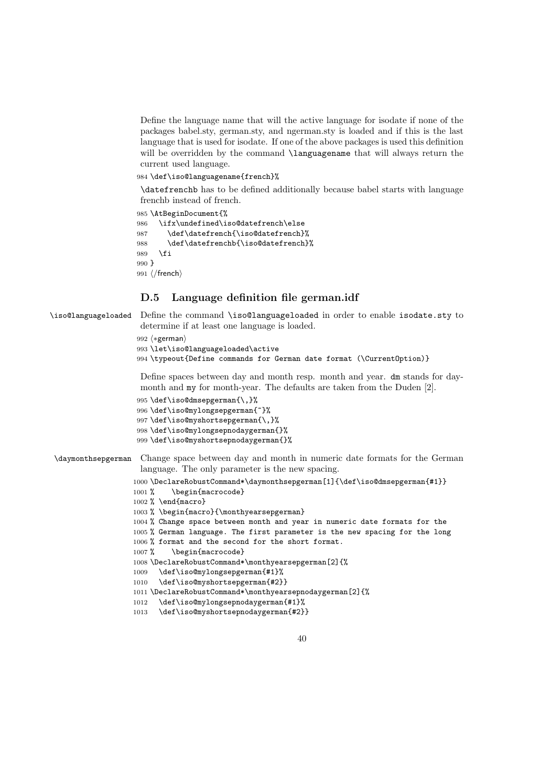Define the language name that will the active language for isodate if none of the packages babel.sty, german.sty, and ngerman.sty is loaded and if this is the last language that is used for isodate. If one of the above packages is used this definition will be overridden by the command `\languagename` that will always return the current used language.

```
984 \def\iso@languagename{french}%
```

`\datefrenchb` has to be defined additionally because babel starts with language frenchb instead of french.

```
985 \AtBeginDocument{%
986   \ifx\undefined\iso@datefrench\else
987     \def\datefrench{\iso@datefrench}%
988     \def\datefrenchb{\iso@datefrench}%
989   \fi
990 }
991 ⟨/french⟩
```

## D.5 Language definition file german.idf

`\iso@languageloaded` Define the command `\iso@languageloaded` in order to enable `isodate.sty` to determine if at least one language is loaded.

```
992 ⟨*german⟩
993 \let\iso@languageloaded\active
994 \typeout{Define commands for German date format (\CurrentOption)}
```

Define spaces between day and month resp. month and year. `dm` stands for day-month and `my` for month-year. The defaults are taken from the Duden [2].

```
995 \def\iso@dmsepgerman{\,}%
996 \def\iso@mylongsepgerman{~}%
997 \def\iso@myshortsepgerman{\,}%
998 \def\iso@mylongsepnodaygerman{}%
999 \def\iso@myshortsepnodaygerman{}%
```

`\daymonthsepgerman` Change space between day and month in numeric date formats for the German language. The only parameter is the new spacing.

```
1000 \DeclareRobustCommand*\daymonthsepgerman[1]{\def\iso@dmsepgerman{#1}}
1001 %    \begin{macrocode}
1002 % \end{macro}
1003 % \begin{macro}{\monthyearsepgerman}
1004 % Change space between month and year in numeric date formats for the
1005 % German language. The first parameter is the new spacing for the long
1006 % format and the second for the short format.
1007 %    \begin{macrocode}
1008 \DeclareRobustCommand*\monthyearsepgerman[2]{%
1009   \def\iso@mylongsepgerman{#1}%
1010   \def\iso@myshortsepgerman{#2}}
1011 \DeclareRobustCommand*\monthyearsepnodaygerman[2]{%
1012   \def\iso@mylongsepnodaygerman{#1}%
1013   \def\iso@myshortsepnodaygerman{#2}}
```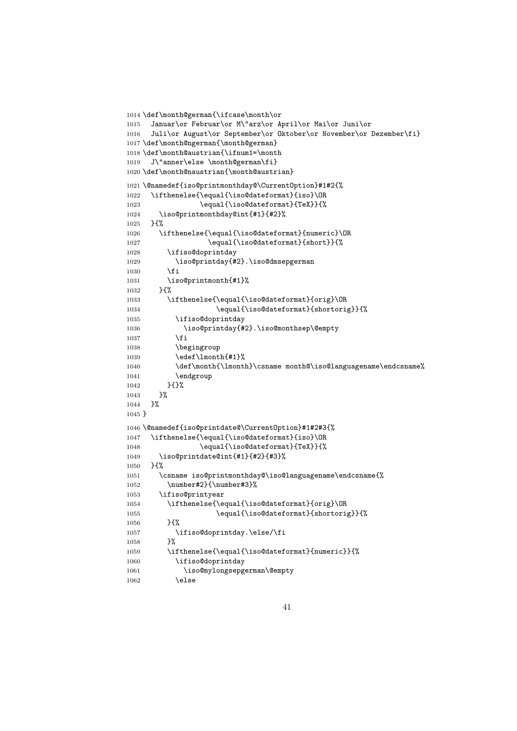```
1014 \def\month@german{\ifcase\month\or
1015   Januar\or Februar\or M\"arz\or April\or Mai\or Juni\or
1016   Juli\or August\or September\or Oktober\or November\or Dezember\fi}
1017 \def\month@ngerman{\month@german}
1018 \def\month@austrian{\ifnum1=\month
1019   J\"anner\else \month@german\fi}
1020 \def\month@naustrian{\month@austrian}
1021 \@namedef{iso@printmonthday@\CurrentOption}#1#2{%
1022   \ifthenelse{\equal{\iso@dateformat}{iso}\OR
1023               \equal{\iso@dateformat}{TeX}}{%
1024     \iso@printmonthday@int{#1}{#2}%
1025   }{%
1026     \ifthenelse{\equal{\iso@dateformat}{numeric}\OR
1027                 \equal{\iso@dateformat}{short}}{%
1028       \ifiso@doprintday
1029         \iso@printday{#2}.\iso@dmsepgerman
1030       \fi
1031       \iso@printmonth{#1}%
1032     }{%
1033       \ifthenelse{\equal{\iso@dateformat}{orig}\OR
1034                   \equal{\iso@dateformat}{shortorig}}{%
1035         \ifiso@doprintday
1036           \iso@printday{#2}.\iso@monthsep\@empty
1037         \fi
1038         \begingroup
1039         \edef\lmonth{#1}%
1040         \def\month{\lmonth}\csname month@\iso@languagename\endcsname%
1041         \endgroup
1042       }{}%
1043     }%
1044   }%
1045 }
1046 \@namedef{iso@printdate@\CurrentOption}#1#2#3{%
1047   \ifthenelse{\equal{\iso@dateformat}{iso}\OR
1048               \equal{\iso@dateformat}{TeX}}{%
1049     \iso@printdate@int{#1}{#2}{#3}%
1050   }{%
1051     \csname iso@printmonthday@\iso@languagename\endcsname{%
1052       \number#2}{\number#3}%
1053     \ifiso@printyear
1054       \ifthenelse{\equal{\iso@dateformat}{orig}\OR
1055                   \equal{\iso@dateformat}{shortorig}}{%
1056       }{%
1057         \ifiso@doprintday.\else/\fi
1058       }%
1059       \ifthenelse{\equal{\iso@dateformat}{numeric}}{%
1060         \ifiso@doprintday
1061           \iso@mylongsepgerman\@empty
1062         \else
```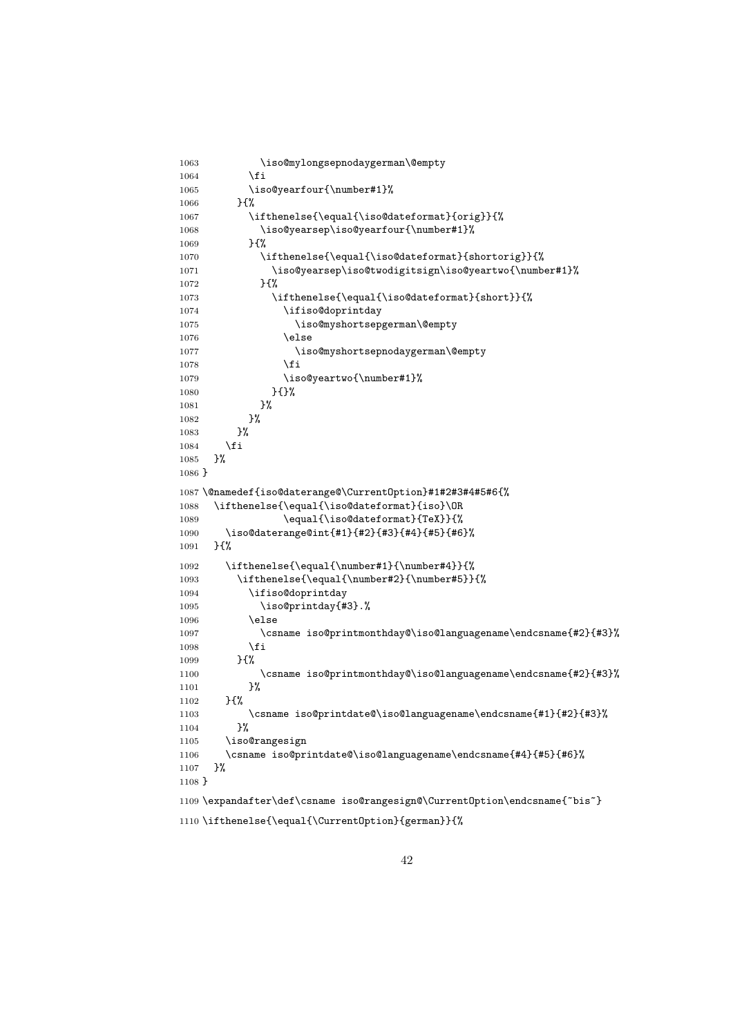```
1063          \iso@mylongsepnodaygerman\@empty
1064        \fi
1065        \iso@yearfour{\number#1}%
1066      }{%
1067        \ifthenelse{\equal{\iso@dateformat}{orig}}{%
1068          \iso@yearsep\iso@yearfour{\number#1}%
1069        }{%
1070          \ifthenelse{\equal{\iso@dateformat}{shortorig}}{%
1071            \iso@yearsep\iso@twodigitsign\iso@yeartwo{\number#1}%
1072          }{%
1073            \ifthenelse{\equal{\iso@dateformat}{short}}{%
1074              \ifiso@doprintday
1075                \iso@myshortsepgerman\@empty
1076              \else
1077                \iso@myshortsepnodaygerman\@empty
1078              \fi
1079              \iso@yeartwo{\number#1}%
1080            }{}%
1081          }%
1082        }%
1083      }%
1084    \fi
1085  }%
1086 }
1087 \@namedef{iso@daterange@\CurrentOption}#1#2#3#4#5#6{%
1088   \ifthenelse{\equal{\iso@dateformat}{iso}\OR
1089               \equal{\iso@dateformat}{TeX}}{%
1090     \iso@daterange@int{#1}{#2}{#3}{#4}{#5}{#6}%
1091   }{%
1092     \ifthenelse{\equal{\number#1}{\number#4}}{%
1093       \ifthenelse{\equal{\number#2}{\number#5}}{%
1094         \ifiso@doprintday
1095           \iso@printday{#3}.%
1096         \else
1097           \csname iso@printmonthday@\iso@languagename\endcsname{#2}{#3}%
1098         \fi
1099       }{%
1100           \csname iso@printmonthday@\iso@languagename\endcsname{#2}{#3}%
1101         }%
1102     }{%
1103         \csname iso@printdate@\iso@languagename\endcsname{#1}{#2}{#3}%
1104       }%
1105     \iso@rangesign
1106     \csname iso@printdate@\iso@languagename\endcsname{#4}{#5}{#6}%
1107   }%
1108 }
1109 \expandafter\def\csname iso@rangesign@\CurrentOption\endcsname{~bis~}
1110 \ifthenelse{\equal{\CurrentOption}{german}}{%
```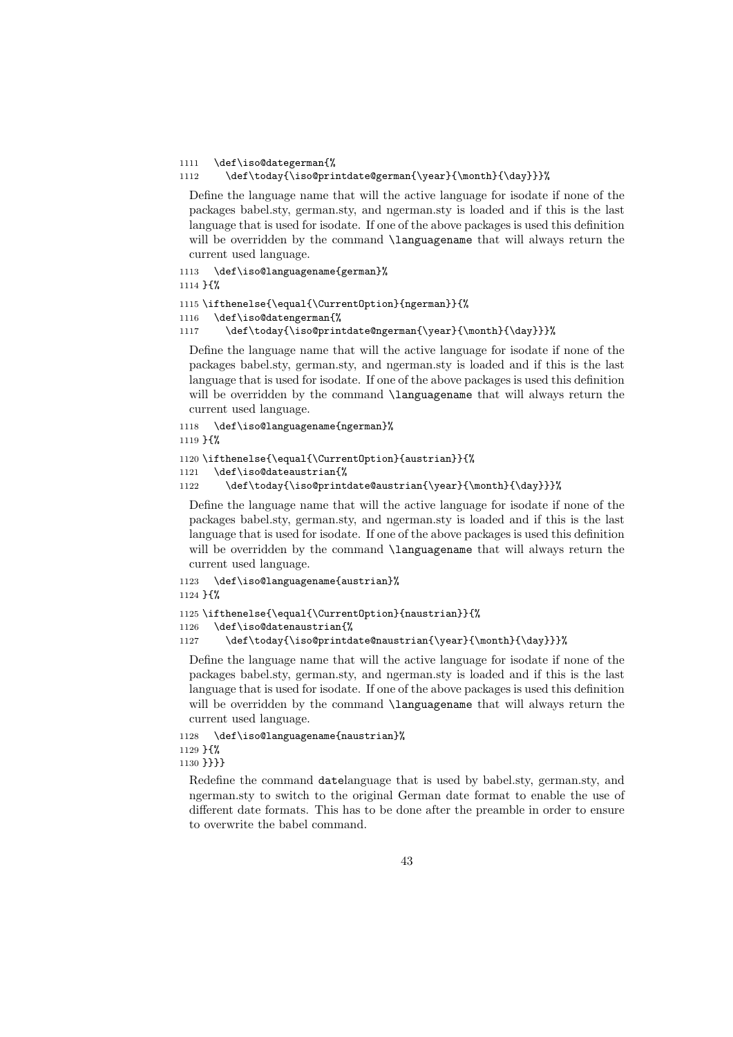```
1111   \def\iso@dategerman{%
1112     \def\today{\iso@printdate@german{\year}{\month}{\day}}}%
```

Define the language name that will the active language for isodate if none of the packages babel.sty, german.sty, and ngerman.sty is loaded and if this is the last language that is used for isodate. If one of the above packages is used this definition will be overridden by the command `\languagename` that will always return the current used language.

```
1113   \def\iso@languagename{german}%
1114 }{%
1115 \ifthenelse{\equal{\CurrentOption}{ngerman}}{%
1116   \def\iso@datengerman{%
1117     \def\today{\iso@printdate@ngerman{\year}{\month}{\day}}}%
```

Define the language name that will the active language for isodate if none of the packages babel.sty, german.sty, and ngerman.sty is loaded and if this is the last language that is used for isodate. If one of the above packages is used this definition will be overridden by the command `\languagename` that will always return the current used language.

```
1118   \def\iso@languagename{ngerman}%
1119 }{%
1120 \ifthenelse{\equal{\CurrentOption}{austrian}}{%
1121   \def\iso@dateaustrian{%
1122     \def\today{\iso@printdate@austrian{\year}{\month}{\day}}}%
```

Define the language name that will the active language for isodate if none of the packages babel.sty, german.sty, and ngerman.sty is loaded and if this is the last language that is used for isodate. If one of the above packages is used this definition will be overridden by the command `\languagename` that will always return the current used language.

```
1123   \def\iso@languagename{austrian}%
1124 }{%
1125 \ifthenelse{\equal{\CurrentOption}{naustrian}}{%
1126   \def\iso@datenaustrian{%
1127     \def\today{\iso@printdate@naustrian{\year}{\month}{\day}}}%
```

Define the language name that will the active language for isodate if none of the packages babel.sty, german.sty, and ngerman.sty is loaded and if this is the last language that is used for isodate. If one of the above packages is used this definition will be overridden by the command `\languagename` that will always return the current used language.

```
1128   \def\iso@languagename{naustrian}%
1129 }{%
1130 }}}}
```

Redefine the command `date`language that is used by babel.sty, german.sty, and ngerman.sty to switch to the original German date format to enable the use of different date formats. This has to be done after the preamble in order to ensure to overwrite the babel command.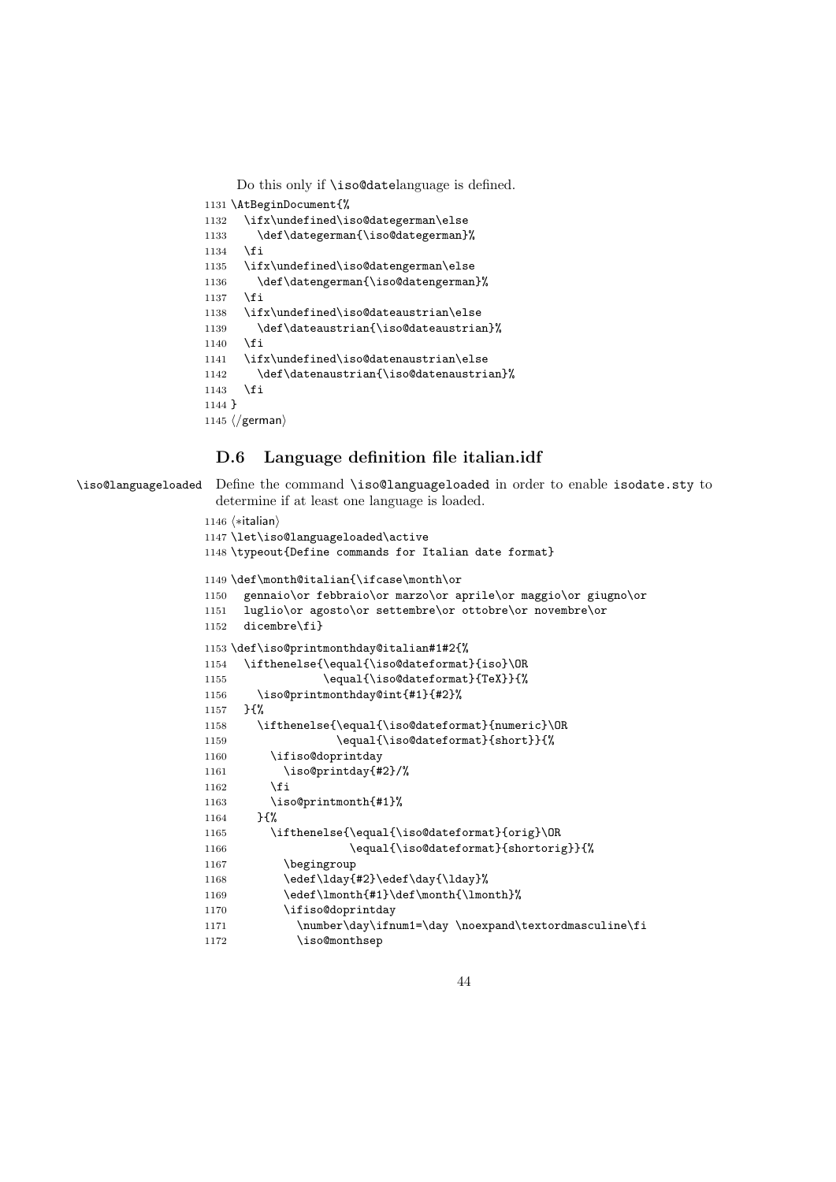Do this only if `\iso@date`language is defined.

```
1131 \AtBeginDocument{%
1132   \ifx\undefined\iso@dategerman\else
1133     \def\dategerman{\iso@dategerman}%
1134   \fi
1135   \ifx\undefined\iso@datengerman\else
1136     \def\datengerman{\iso@datengerman}%
1137   \fi
1138   \ifx\undefined\iso@dateaustrian\else
1139     \def\dateaustrian{\iso@dateaustrian}%
1140   \fi
1141   \ifx\undefined\iso@datenaustrian\else
1142     \def\datenaustrian{\iso@datenaustrian}%
1143   \fi
1144 }
1145 ⟨/german⟩
```

## D.6 Language definition file italian.idf

`\iso@languageloaded` Define the command `\iso@languageloaded` in order to enable `isodate.sty` to determine if at least one language is loaded.

```
1146 ⟨*italian⟩
1147 \let\iso@languageloaded\active
1148 \typeout{Define commands for Italian date format}
1149 \def\month@italian{\ifcase\month\or
1150   gennaio\or febbraio\or marzo\or aprile\or maggio\or giugno\or
1151   luglio\or agosto\or settembre\or ottobre\or novembre\or
1152   dicembre\fi}
1153 \def\iso@printmonthday@italian#1#2{%
1154   \ifthenelse{\equal{\iso@dateformat}{iso}\OR
1155               \equal{\iso@dateformat}{TeX}}{%
1156     \iso@printmonthday@int{#1}{#2}%
1157   }{%
1158     \ifthenelse{\equal{\iso@dateformat}{numeric}\OR
1159                 \equal{\iso@dateformat}{short}}{%
1160       \ifiso@doprintday
1161         \iso@printday{#2}/%
1162       \fi
1163       \iso@printmonth{#1}%
1164     }{%
1165       \ifthenelse{\equal{\iso@dateformat}{orig}\OR
1166                   \equal{\iso@dateformat}{shortorig}}{%
1167         \begingroup
1168         \edef\lday{#2}\edef\day{\lday}%
1169         \edef\lmonth{#1}\def\month{\lmonth}%
1170         \ifiso@doprintday
1171           \number\day\ifnum1=\day \noexpand\textordmasculine\fi
1172           \iso@monthsep
```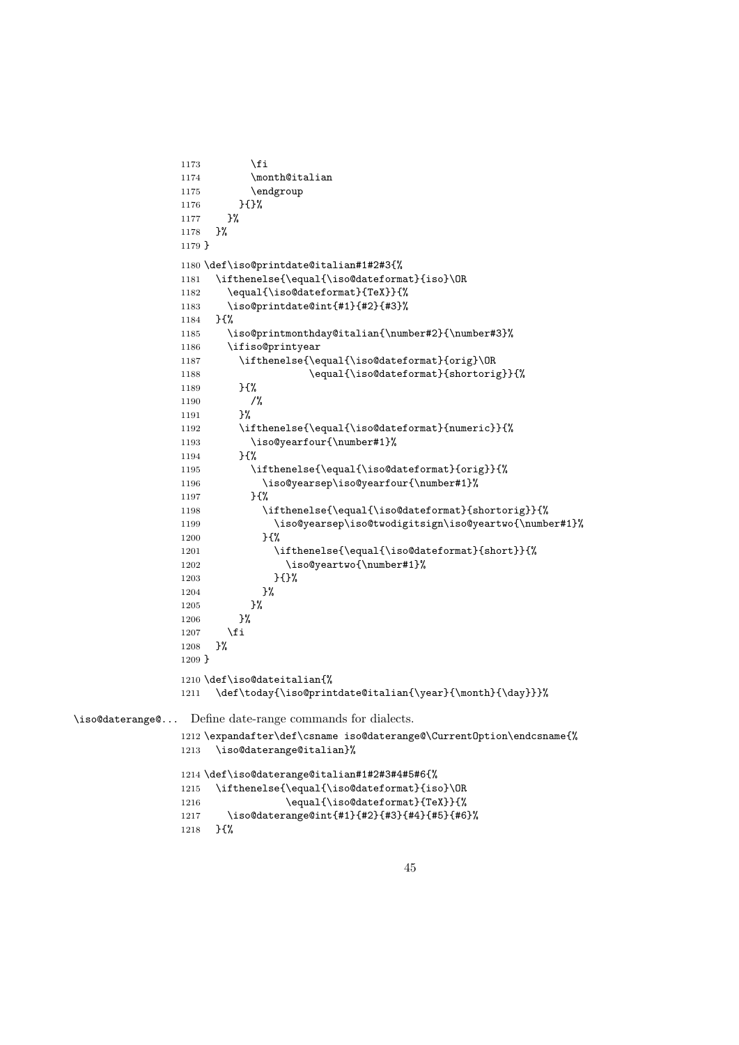```
1173         \fi
1174         \month@italian
1175         \endgroup
1176       }{}%
1177     }%
1178   }%
1179 }
```

```
1180 \def\iso@printdate@italian#1#2#3{%
1181   \ifthenelse{\equal{\iso@dateformat}{iso}\OR
1182     \equal{\iso@dateformat}{TeX}}{%
1183     \iso@printdate@int{#1}{#2}{#3}%
1184   }{%
1185     \iso@printmonthday@italian{\number#2}{\number#3}%
1186     \ifiso@printyear
1187       \ifthenelse{\equal{\iso@dateformat}{orig}\OR
1188                   \equal{\iso@dateformat}{shortorig}}{%
1189       }{%
1190         /%
1191       }%
1192       \ifthenelse{\equal{\iso@dateformat}{numeric}}{%
1193         \iso@yearfour{\number#1}%
1194       }{%
1195         \ifthenelse{\equal{\iso@dateformat}{orig}}{%
1196           \iso@yearsep\iso@yearfour{\number#1}%
1197         }{%
1198           \ifthenelse{\equal{\iso@dateformat}{shortorig}}{%
1199             \iso@yearsep\iso@twodigitsign\iso@yeartwo{\number#1}%
1200           }{%
1201             \ifthenelse{\equal{\iso@dateformat}{short}}{%
1202               \iso@yeartwo{\number#1}%
1203             }{}%
1204           }%
1205         }%
1206       }%
1207     \fi
1208   }%
1209 }
```

```
1210 \def\iso@dateitalian{%
1211   \def\today{\iso@printdate@italian{\year}{\month}{\day}}}%
```

\iso@daterange@... Define date-range commands for dialects.

```
1212 \expandafter\def\csname iso@daterange@\CurrentOption\endcsname{%
1213   \iso@daterange@italian}%
```

```
1214 \def\iso@daterange@italian#1#2#3#4#5#6{%
1215   \ifthenelse{\equal{\iso@dateformat}{iso}\OR
1216               \equal{\iso@dateformat}{TeX}}{%
1217     \iso@daterange@int{#1}{#2}{#3}{#4}{#5}{#6}%
1218   }{%
```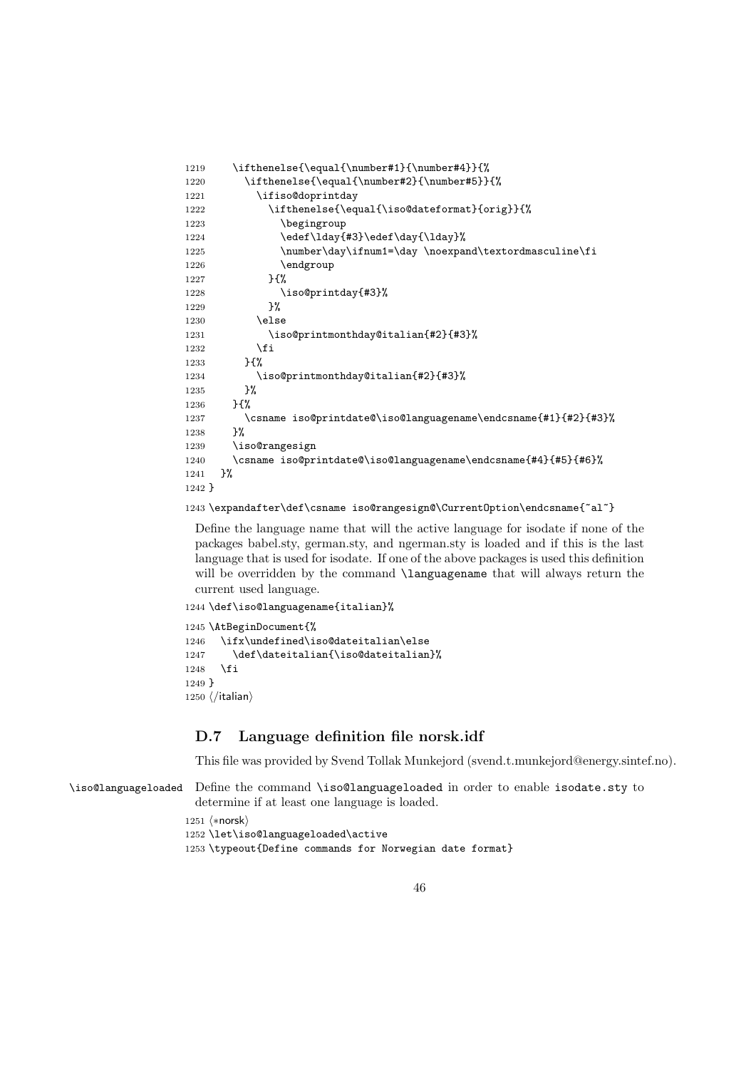```
1219     \ifthenelse{\equal{\number#1}{\number#4}}{%
1220       \ifthenelse{\equal{\number#2}{\number#5}}{%
1221         \ifiso@doprintday
1222           \ifthenelse{\equal{\iso@dateformat}{orig}}{%
1223             \begingroup
1224             \edef\lday{#3}\edef\day{\lday}%
1225             \number\day\ifnum1=\day \noexpand\textordmasculine\fi
1226             \endgroup
1227           }{%
1228             \iso@printday{#3}%
1229           }%
1230         \else
1231           \iso@printmonthday@italian{#2}{#3}%
1232         \fi
1233       }{%
1234         \iso@printmonthday@italian{#2}{#3}%
1235       }%
1236     }{%
1237       \csname iso@printdate@\iso@languagename\endcsname{#1}{#2}{#3}%
1238     }%
1239     \iso@rangesign
1240     \csname iso@printdate@\iso@languagename\endcsname{#4}{#5}{#6}%
1241   }%
1242 }
1243 \expandafter\def\csname iso@rangesign@\CurrentOption\endcsname{~al~}
```

Define the language name that will the active language for isodate if none of the packages babel.sty, german.sty, and ngerman.sty is loaded and if this is the last language that is used for isodate. If one of the above packages is used this definition will be overridden by the command `\languagename` that will always return the current used language.

```
1244 \def\iso@languagename{italian}%
1245 \AtBeginDocument{%
1246   \ifx\undefined\iso@dateitalian\else
1247     \def\dateitalian{\iso@dateitalian}%
1248   \fi
1249 }
1250 ⟨/italian⟩
```

## D.7 Language definition file norsk.idf

This file was provided by Svend Tollak Munkejord (svend.t.munkejord@energy.sintef.no).

`\iso@languageloaded` Define the command `\iso@languageloaded` in order to enable `isodate.sty` to determine if at least one language is loaded.

```
1251 ⟨*norsk⟩
1252 \let\iso@languageloaded\active
1253 \typeout{Define commands for Norwegian date format}
```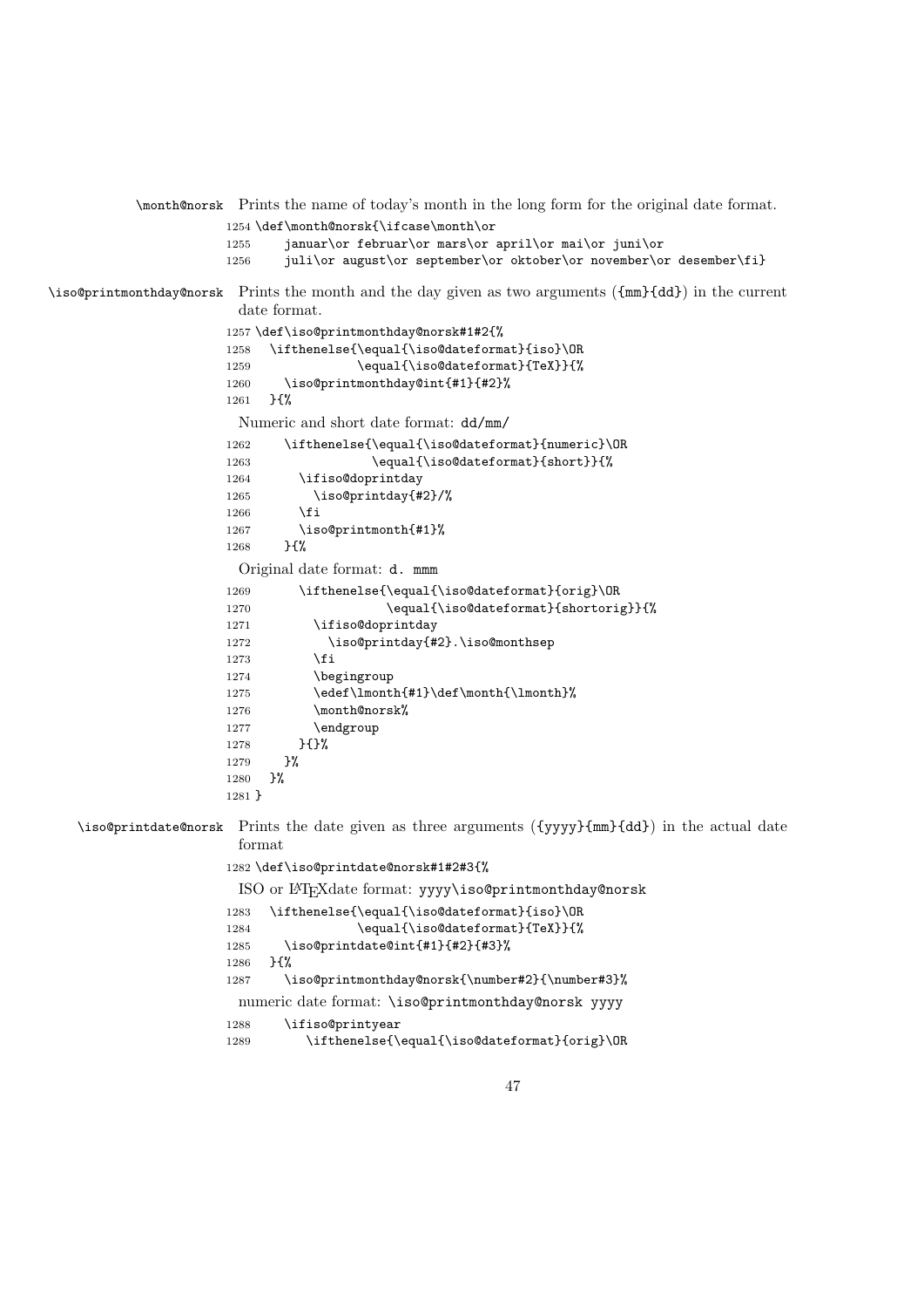`\month@norsk` Prints the name of today's month in the long form for the original date format.

```
1254 \def\month@norsk{\ifcase\month\or
1255     januar\or februar\or mars\or april\or mai\or juni\or
1256     juli\or august\or september\or oktober\or november\or desember\fi}
```

`\iso@printmonthday@norsk` Prints the month and the day given as two arguments ({mm}{dd}) in the current date format.

```
1257 \def\iso@printmonthday@norsk#1#2{%
1258   \ifthenelse{\equal{\iso@dateformat}{iso}\OR
1259               \equal{\iso@dateformat}{TeX}}{%
1260     \iso@printmonthday@int{#1}{#2}%
1261   }{%
```

Numeric and short date format: `dd/mm/`

```
1262     \ifthenelse{\equal{\iso@dateformat}{numeric}\OR
1263                 \equal{\iso@dateformat}{short}}{%
1264       \ifiso@doprintday
1265         \iso@printday{#2}/%
1266       \fi
1267       \iso@printmonth{#1}%
1268     }{%
```

Original date format: `d. mmm`

```
1269       \ifthenelse{\equal{\iso@dateformat}{orig}\OR
1270                   \equal{\iso@dateformat}{shortorig}}{%
1271         \ifiso@doprintday
1272           \iso@printday{#2}.\iso@monthsep
1273         \fi
1274         \begingroup
1275         \edef\lmonth{#1}\def\month{\lmonth}%
1276         \month@norsk%
1277         \endgroup
1278       }{}%
1279     }%
1280   }%
1281 }
```

`\iso@printdate@norsk` Prints the date given as three arguments ({yyyy}{mm}{dd}) in the actual date format

```
1282 \def\iso@printdate@norsk#1#2#3{%
```

ISO or LaTeXdate format: `yyyy\iso@printmonthday@norsk`

```
1283   \ifthenelse{\equal{\iso@dateformat}{iso}\OR
1284               \equal{\iso@dateformat}{TeX}}{%
1285     \iso@printdate@int{#1}{#2}{#3}%
1286   }{%
1287     \iso@printmonthday@norsk{\number#2}{\number#3}%
```

numeric date format: `\iso@printmonthday@norsk yyyy`

```
1288     \ifiso@printyear
1289       \ifthenelse{\equal{\iso@dateformat}{orig}\OR
```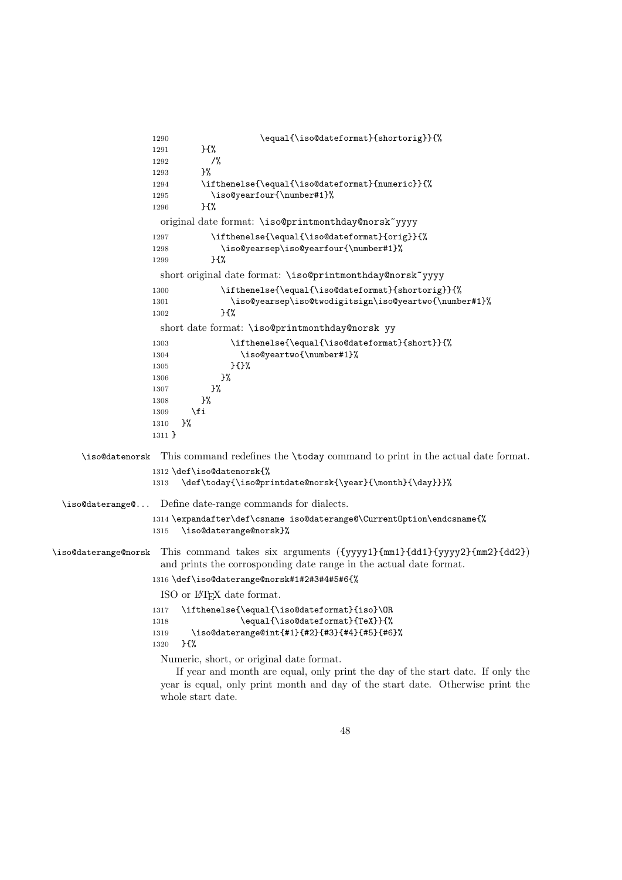```
1290                    \equal{\iso@dateformat}{shortorig}}{%
1291        }{%
1292          /%
1293        }%
1294        \ifthenelse{\equal{\iso@dateformat}{numeric}}{%
1295          \iso@yearfour{\number#1}%
1296        }{%
```

original date format: `\iso@printmonthday@norsk~yyyy`

```
1297          \ifthenelse{\equal{\iso@dateformat}{orig}}{%
1298            \iso@yearsep\iso@yearfour{\number#1}%
1299          }{%
```

short original date format: `\iso@printmonthday@norsk~yyyy`

```
1300            \ifthenelse{\equal{\iso@dateformat}{shortorig}}{%
1301              \iso@yearsep\iso@twodigitsign\iso@yeartwo{\number#1}%
1302            }{%
```

short date format: `\iso@printmonthday@norsk yy`

```
1303              \ifthenelse{\equal{\iso@dateformat}{short}}{%
1304                \iso@yeartwo{\number#1}%
1305              }{}%
1306            }%
1307          }%
1308        }%
1309      \fi
1310    }%
1311 }
```

`\iso@datenorsk` This command redefines the `\today` command to print in the actual date format.

```
1312 \def\iso@datenorsk{%
1313   \def\today{\iso@printdate@norsk{\year}{\month}{\day}}}%
```

`\iso@daterange@...` Define date-range commands for dialects.

```
1314 \expandafter\def\csname iso@daterange@\CurrentOption\endcsname{%
1315   \iso@daterange@norsk}%
```

`\iso@daterange@norsk` This command takes six arguments ({yyyy1}{mm1}{dd1}{yyyy2}{mm2}{dd2}) and prints the corrosponding date range in the actual date format.

```
1316 \def\iso@daterange@norsk#1#2#3#4#5#6{%
```

ISO or LaTeX date format.

```
1317   \ifthenelse{\equal{\iso@dateformat}{iso}\OR
1318               \equal{\iso@dateformat}{TeX}}{%
1319     \iso@daterange@int{#1}{#2}{#3}{#4}{#5}{#6}%
1320   }{%
```

Numeric, short, or original date format.

If year and month are equal, only print the day of the start date. If only the year is equal, only print month and day of the start date. Otherwise print the whole start date.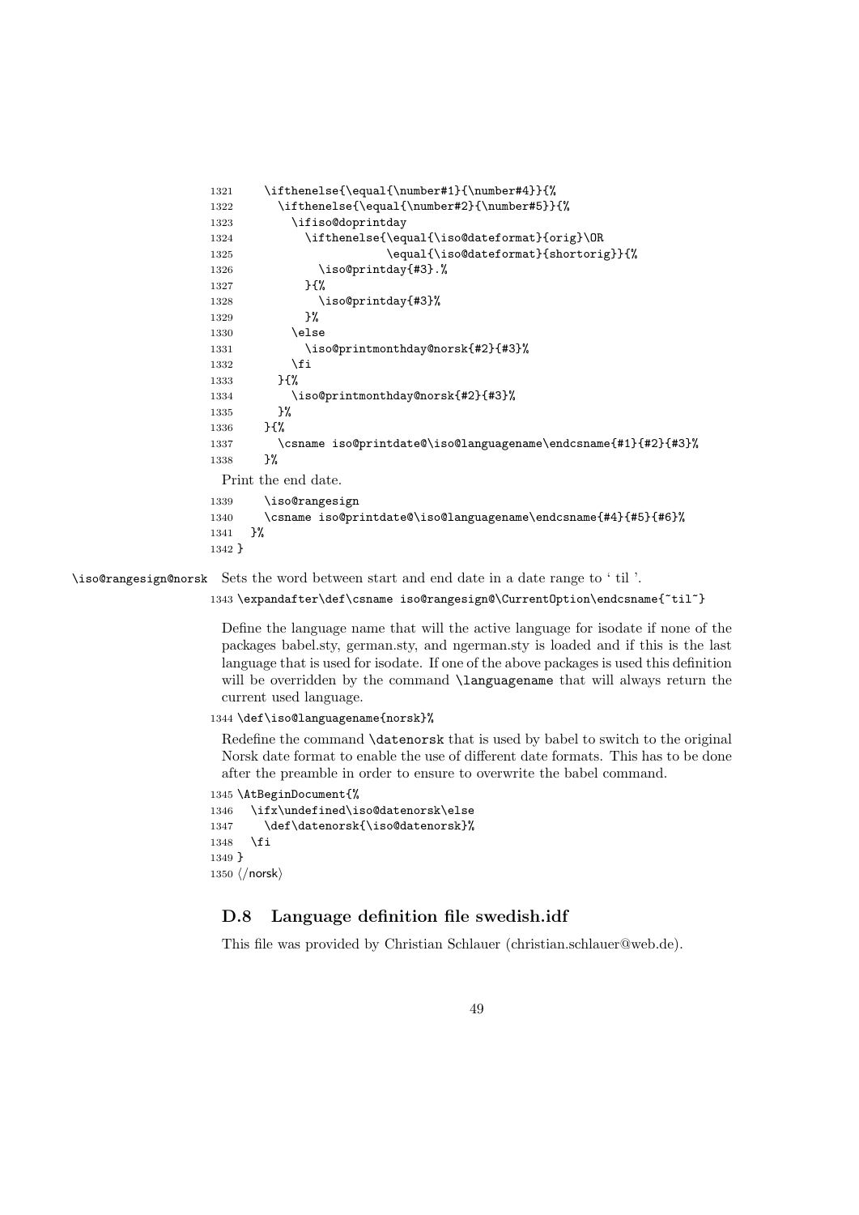```
1321     \ifthenelse{\equal{\number#1}{\number#4}}{%
1322       \ifthenelse{\equal{\number#2}{\number#5}}{%
1323         \ifiso@doprintday
1324           \ifthenelse{\equal{\iso@dateformat}{orig}\OR
1325                       \equal{\iso@dateformat}{shortorig}}{%
1326             \iso@printday{#3}.%
1327           }{%
1328             \iso@printday{#3}%
1329           }%
1330         \else
1331           \iso@printmonthday@norsk{#2}{#3}%
1332         \fi
1333       }{%
1334         \iso@printmonthday@norsk{#2}{#3}%
1335       }%
1336     }{%
1337       \csname iso@printdate@\iso@languagename\endcsname{#1}{#2}{#3}%
1338     }%
```

Print the end date.

```
1339     \iso@rangesign
1340     \csname iso@printdate@\iso@languagename\endcsname{#4}{#5}{#6}%
1341   }%
1342 }
```

`\iso@rangesign@norsk` Sets the word between start and end date in a date range to ' til '.

```
1343 \expandafter\def\csname iso@rangesign@\CurrentOption\endcsname{~til~}
```

Define the language name that will the active language for isodate if none of the packages babel.sty, german.sty, and ngerman.sty is loaded and if this is the last language that is used for isodate. If one of the above packages is used this definition will be overridden by the command `\languagename` that will always return the current used language.

```
1344 \def\iso@languagename{norsk}%
```

Redefine the command `\datenorsk` that is used by babel to switch to the original Norsk date format to enable the use of different date formats. This has to be done after the preamble in order to ensure to overwrite the babel command.

```
1345 \AtBeginDocument{%
1346   \ifx\undefined\iso@datenorsk\else
1347     \def\datenorsk{\iso@datenorsk}%
1348   \fi
1349 }
1350 ⟨/norsk⟩
```

## D.8 Language definition file swedish.idf

This file was provided by Christian Schlauer (christian.schlauer@web.de).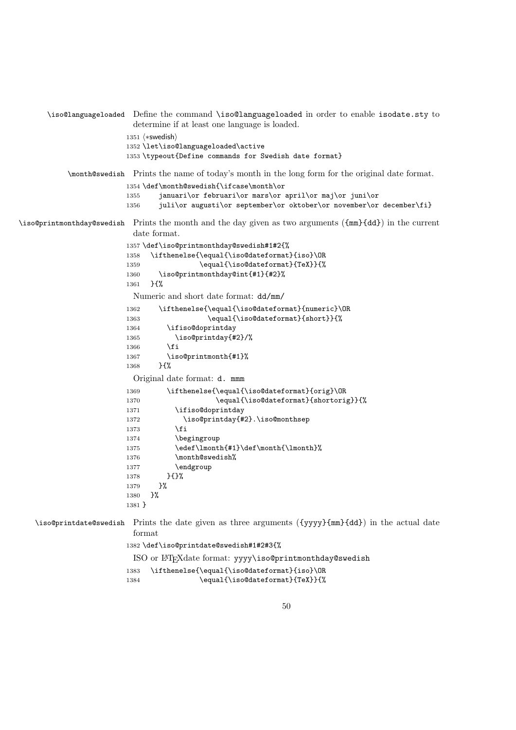\iso@languageloaded Define the command \iso@languageloaded in order to enable isodate.sty to determine if at least one language is loaded.

```
1351 ⟨*swedish⟩
1352 \let\iso@languageloaded\active
1353 \typeout{Define commands for Swedish date format}
```

\month@swedish Prints the name of today's month in the long form for the original date format.

```
1354 \def\month@swedish{\ifcase\month\or
1355     januari\or februari\or mars\or april\or maj\or juni\or
1356     juli\or augusti\or september\or oktober\or november\or december\fi}
```

\iso@printmonthday@swedish Prints the month and the day given as two arguments ({mm}{dd}) in the current date format.

```
1357 \def\iso@printmonthday@swedish#1#2{%
1358   \ifthenelse{\equal{\iso@dateformat}{iso}\OR
1359               \equal{\iso@dateformat}{TeX}}{%
1360     \iso@printmonthday@int{#1}{#2}%
1361   }{%
```

Numeric and short date format: dd/mm/

```
1362     \ifthenelse{\equal{\iso@dateformat}{numeric}\OR
1363                 \equal{\iso@dateformat}{short}}{%
1364       \ifiso@doprintday
1365         \iso@printday{#2}/%
1366       \fi
1367       \iso@printmonth{#1}%
1368     }{%
```

Original date format: d. mmm

```
1369       \ifthenelse{\equal{\iso@dateformat}{orig}\OR
1370                   \equal{\iso@dateformat}{shortorig}}{%
1371         \ifiso@doprintday
1372           \iso@printday{#2}.\iso@monthsep
1373         \fi
1374         \begingroup
1375         \edef\lmonth{#1}\def\month{\lmonth}%
1376         \month@swedish%
1377         \endgroup
1378       }{}%
1379     }%
1380   }%
1381 }
```

\iso@printdate@swedish Prints the date given as three arguments ({yyyy}{mm}{dd}) in the actual date format

```
1382 \def\iso@printdate@swedish#1#2#3{%
```

ISO or LaTeXdate format: yyyy\iso@printmonthday@swedish

```
1383   \ifthenelse{\equal{\iso@dateformat}{iso}\OR
1384               \equal{\iso@dateformat}{TeX}}{%
```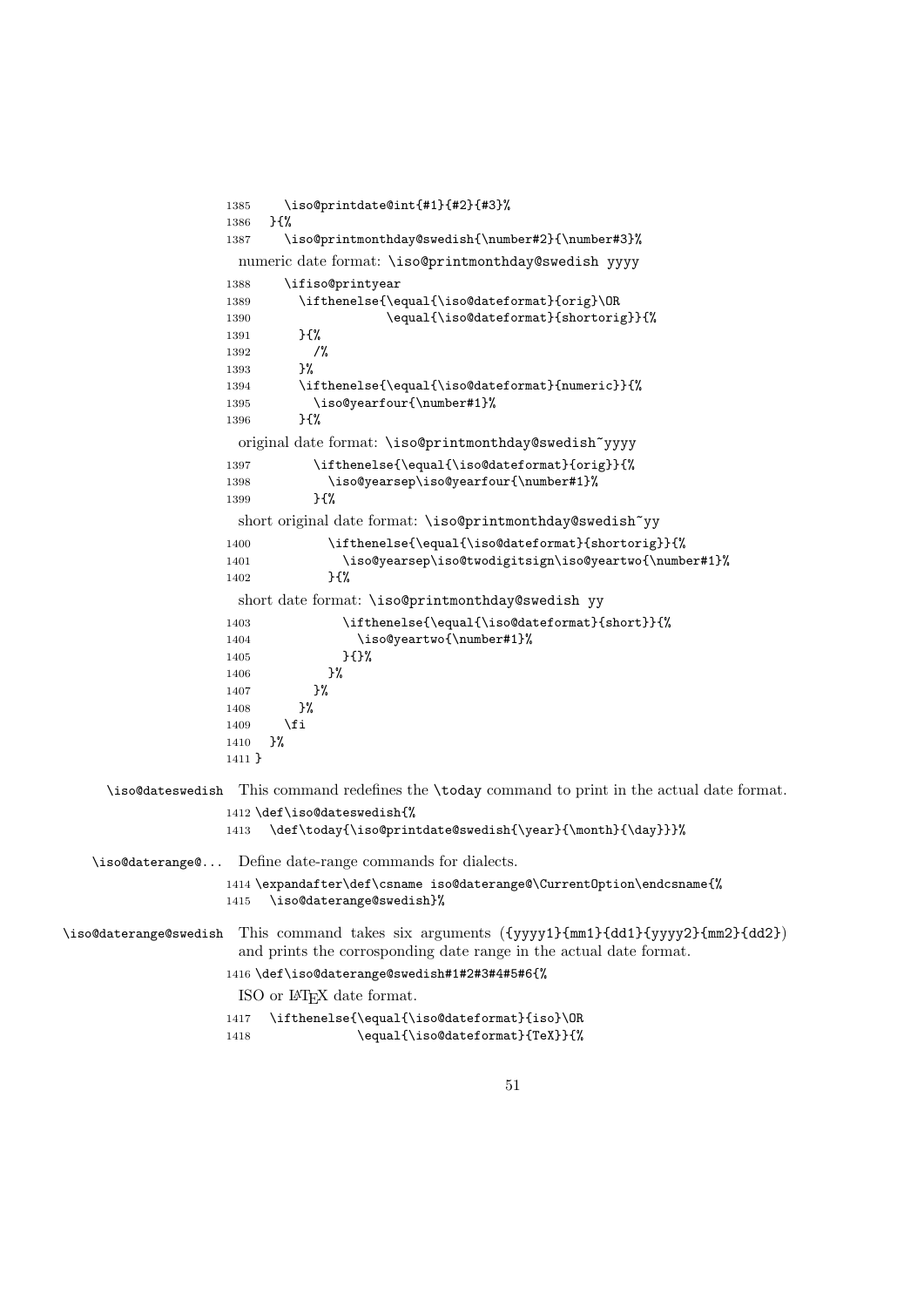```
1385     \iso@printdate@int{#1}{#2}{#3}%
1386   }{%
1387     \iso@printmonthday@swedish{\number#2}{\number#3}%
```

numeric date format: `\iso@printmonthday@swedish yyyy`

```
1388     \ifiso@printyear
1389       \ifthenelse{\equal{\iso@dateformat}{orig}\OR
1390                   \equal{\iso@dateformat}{shortorig}}{%
1391       }{%
1392         /%
1393       }%
1394       \ifthenelse{\equal{\iso@dateformat}{numeric}}{%
1395         \iso@yearfour{\number#1}%
1396       }{%
```

original date format: `\iso@printmonthday@swedish~yyyy`

```
1397         \ifthenelse{\equal{\iso@dateformat}{orig}}{%
1398           \iso@yearsep\iso@yearfour{\number#1}%
1399         }{%
```

short original date format: `\iso@printmonthday@swedish~yy`

```
1400           \ifthenelse{\equal{\iso@dateformat}{shortorig}}{%
1401             \iso@yearsep\iso@twodigitsign\iso@yeartwo{\number#1}%
1402           }{%
```

short date format: `\iso@printmonthday@swedish yy`

```
1403             \ifthenelse{\equal{\iso@dateformat}{short}}{%
1404               \iso@yeartwo{\number#1}%
1405             }{}%
1406           }%
1407         }%
1408       }%
1409     \fi
1410   }%
1411 }
```

`\iso@dateswedish` This command redefines the `\today` command to print in the actual date format.

```
1412 \def\iso@dateswedish{%
1413   \def\today{\iso@printdate@swedish{\year}{\month}{\day}}}%
```

`\iso@daterange@...` Define date-range commands for dialects.

```
1414 \expandafter\def\csname iso@daterange@\CurrentOption\endcsname{%
1415   \iso@daterange@swedish}%
```

`\iso@daterange@swedish` This command takes six arguments (`{yyyy1}{mm1}{dd1}{yyyy2}{mm2}{dd2}`) and prints the corrosponding date range in the actual date format.

```
1416 \def\iso@daterange@swedish#1#2#3#4#5#6{%
```

ISO or LaTeX date format.

```
1417   \ifthenelse{\equal{\iso@dateformat}{iso}\OR
1418               \equal{\iso@dateformat}{TeX}}{%
```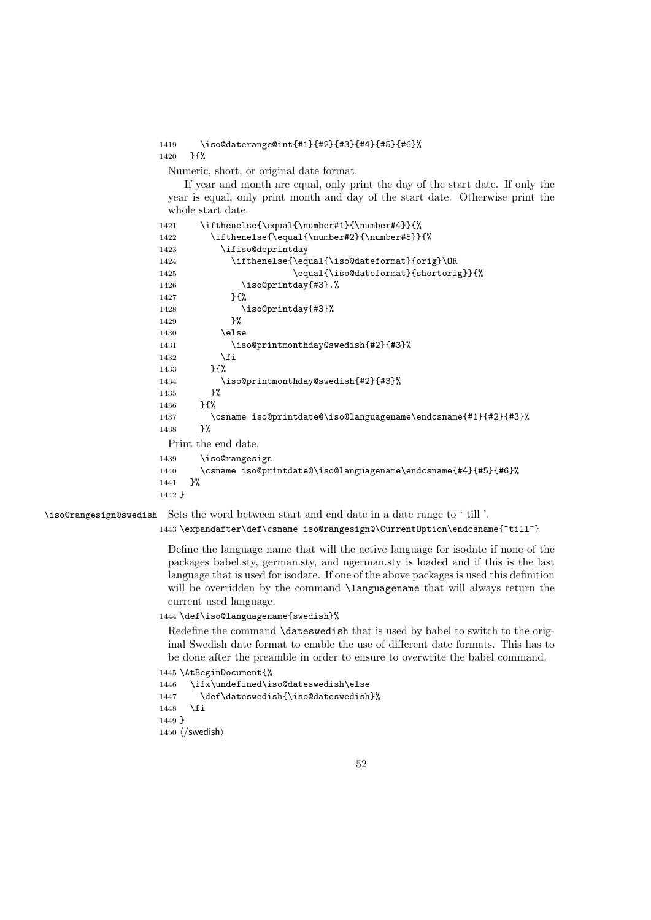```
1419     \iso@daterange@int{#1}{#2}{#3}{#4}{#5}{#6}%
1420   }{%
```

Numeric, short, or original date format.

If year and month are equal, only print the day of the start date. If only the year is equal, only print month and day of the start date. Otherwise print the whole start date.

```
1421     \ifthenelse{\equal{\number#1}{\number#4}}{%
1422       \ifthenelse{\equal{\number#2}{\number#5}}{%
1423         \ifiso@doprintday
1424           \ifthenelse{\equal{\iso@dateformat}{orig}\OR
1425                       \equal{\iso@dateformat}{shortorig}}{%
1426             \iso@printday{#3}.%
1427           }{%
1428             \iso@printday{#3}%
1429           }%
1430         \else
1431           \iso@printmonthday@swedish{#2}{#3}%
1432         \fi
1433       }{%
1434         \iso@printmonthday@swedish{#2}{#3}%
1435       }%
1436     }{%
1437       \csname iso@printdate@\iso@languagename\endcsname{#1}{#2}{#3}%
1438     }%
```

Print the end date.

```
1439     \iso@rangesign
1440     \csname iso@printdate@\iso@languagename\endcsname{#4}{#5}{#6}%
1441   }%
1442 }
```

\iso@rangesign@swedish Sets the word between start and end date in a date range to ' till '.

```
1443 \expandafter\def\csname iso@rangesign@\CurrentOption\endcsname{~till~}
```

Define the language name that will the active language for isodate if none of the packages babel.sty, german.sty, and ngerman.sty is loaded and if this is the last language that is used for isodate. If one of the above packages is used this definition will be overridden by the command `\languagename` that will always return the current used language.

```
1444 \def\iso@languagename{swedish}%
```

Redefine the command `\dateswedish` that is used by babel to switch to the original Swedish date format to enable the use of different date formats. This has to be done after the preamble in order to ensure to overwrite the babel command.

```
1445 \AtBeginDocument{%
1446   \ifx\undefined\iso@dateswedish\else
1447     \def\dateswedish{\iso@dateswedish}%
1448   \fi
1449 }
1450 ⟨/swedish⟩
```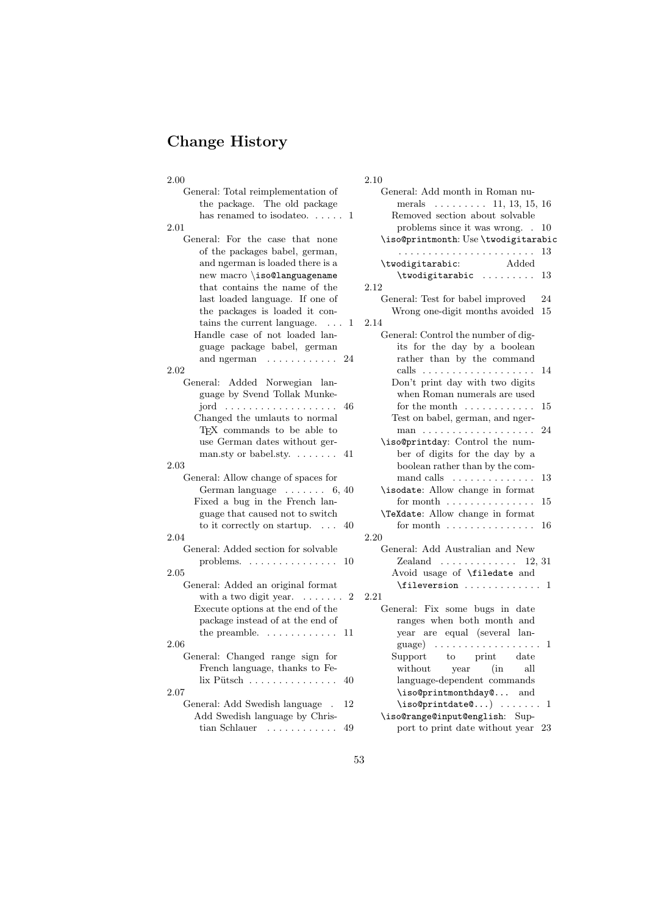## Change History

2.00

General: Total reimplementation of the package. The old package has renamed to isodateo. . . . . . 1

2.01

General: For the case that none of the packages babel, german, and ngerman is loaded there is a new macro `\iso@languagename` that contains the name of the last loaded language. If one of the packages is loaded it contains the current language. . . . 1

Handle case of not loaded language package babel, german and ngerman . . . . . . . . . . . . 24

2.02

General: Added Norwegian language by Svend Tollak Munkejord . . . . . . . . . . . . . . . . . . . 46

Changed the umlauts to normal TEX commands to be able to use German dates without german.sty or babel.sty. . . . . . . . 41

2.03

General: Allow change of spaces for German language . . . . . . . 6, 40

Fixed a bug in the French language that caused not to switch to it correctly on startup. . . . 40

2.04

General: Added section for solvable problems. . . . . . . . . . . . . . . . . 10

2.05

General: Added an original format with a two digit year. . . . . . . . 2

Execute options at the end of the package instead of at the end of the preamble. . . . . . . . . . . . 11

2.06

General: Changed range sign for French language, thanks to Felix Pütsch . . . . . . . . . . . . . . . 40

2.07

General: Add Swedish language . 12

Add Swedish language by Christian Schlauer . . . . . . . . . . . . 49

2.10

General: Add month in Roman numerals . . . . . . . . . 11, 13, 15, 16

Removed section about solvable problems since it was wrong. . 10

`\iso@printmonth`: Use `\twodigitarabic` . . . . . . . . . . . . . . . . . . . . . . . 13

`\twodigitarabic`: Added `\twodigitarabic` . . . . . . . . . 13

2.12

General: Test for babel improved 24

Wrong one-digit months avoided 15

2.14

General: Control the number of digits for the day by a boolean rather than by the command calls . . . . . . . . . . . . . . . . . . . 14

Don't print day with two digits when Roman numerals are used for the month . . . . . . . . . . . . 15

Test on babel, german, and ngerman . . . . . . . . . . . . . . . . . . . 24

`\iso@printday`: Control the number of digits for the day by a boolean rather than by the command calls . . . . . . . . . . . . . . 13

`\isodate`: Allow change in format for month . . . . . . . . . . . . . . . 15

`\TeXdate`: Allow change in format for month . . . . . . . . . . . . . . . 16

2.20

General: Add Australian and New Zealand . . . . . . . . . . . . . 12, 31

Avoid usage of `\filedate` and `\fileversion` . . . . . . . . . . . . . 1

2.21

General: Fix some bugs in date ranges when both month and year are equal (several language) . . . . . . . . . . . . . . . . . . 1

Support to print date without year (in all language-dependent commands `\iso@printmonthday@...` and `\iso@printdate@...`) . . . . . . . 1

`\iso@range@input@english`: Support to print date without year 23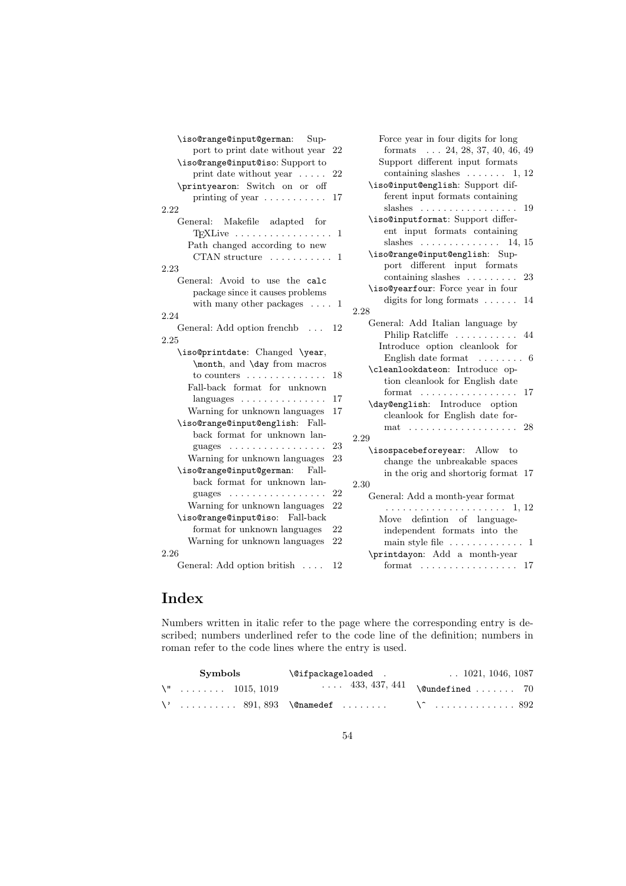\iso@range@input@german: Support to print date without year 22
\iso@range@input@iso: Support to print date without year . . . . . 22
\printyearon: Switch on or off printing of year . . . . . . . . . . . 17

2.22
General: Makefile adapted for TEXLive . . . . . . . . . . . . . . . . . 1
Path changed according to new CTAN structure . . . . . . . . . . . 1

2.23
General: Avoid to use the calc package since it causes problems with many other packages . . . . 1

2.24
General: Add option frenchb . . . 12

2.25
\iso@printdate: Changed \year, \month, and \day from macros to counters . . . . . . . . . . . . . . 18
Fall-back format for unknown languages . . . . . . . . . . . . . . . 17
Warning for unknown languages 17
\iso@range@input@english: Fall-back format for unknown languages . . . . . . . . . . . . . . . . . 23
Warning for unknown languages 23
\iso@range@input@german: Fall-back format for unknown languages . . . . . . . . . . . . . . . . . 22
Warning for unknown languages 22
\iso@range@input@iso: Fall-back format for unknown languages 22
Warning for unknown languages 22

2.26
General: Add option british . . . . 12
Force year in four digits for long formats . . . 24, 28, 37, 40, 46, 49
Support different input formats containing slashes . . . . . . . 1, 12
\iso@input@english: Support different input formats containing slashes . . . . . . . . . . . . . . . . . 19
\iso@inputformat: Support different input formats containing slashes . . . . . . . . . . . . . 14, 15
\iso@range@input@english: Support different input formats containing slashes . . . . . . . . . 23
\iso@yearfour: Force year in four digits for long formats . . . . . . 14

2.28
General: Add Italian language by Philip Ratcliffe . . . . . . . . . . . 44
Introduce option cleanlook for English date format . . . . . . . . 6
\cleanlookdateon: Introduce option cleanlook for English date format . . . . . . . . . . . . . . . . . 17
\day@english: Introduce option cleanlook for English date format . . . . . . . . . . . . . . . . . . . 28

2.29
\isospacebeforeyear: Allow to change the unbreakable spaces in the orig and shortorig format 17

2.30
General: Add a month-year format . . . . . . . . . . . . . . . . . . . . . 1, 12
Move defintion of language-independent formats into the main style file . . . . . . . . . . . . . 1
\printdayon: Add a month-year format . . . . . . . . . . . . . . . . . 17

# Index

Numbers written in italic refer to the page where the corresponding entry is described; numbers underlined refer to the code line of the definition; numbers in roman refer to the code lines where the entry is used.

**Symbols**

\" . . . . . . . . 1015, 1019
\' . . . . . . . . . . 891, 893
\@ifpackageloaded . . . . . 433, 437, 441
\@namedef . . . . . . . . . . 1021, 1046, 1087
\@undefined . . . . . . . 70
\^ . . . . . . . . . . . . . . 892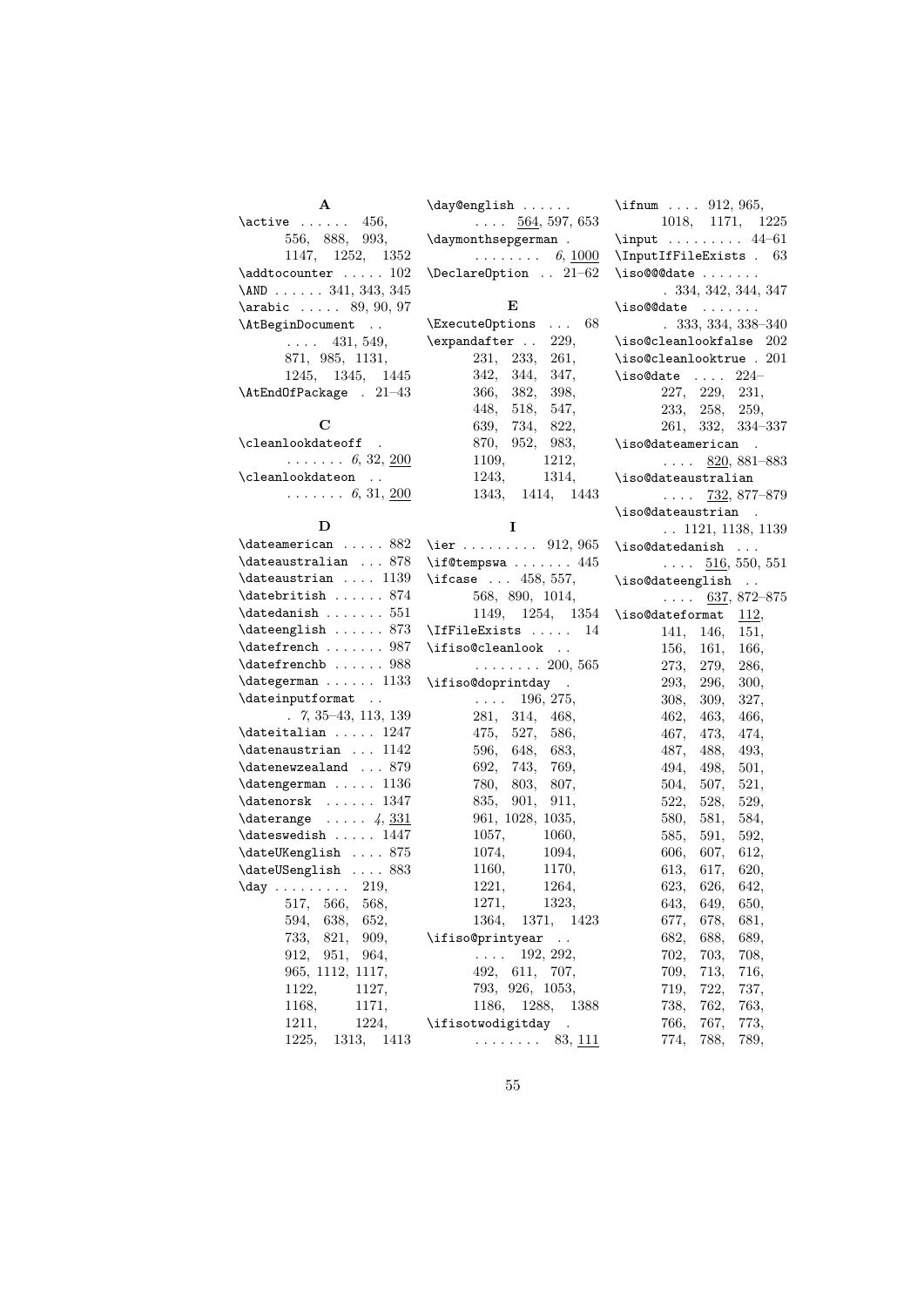**A**

\active . . . . . . 456, 556, 888, 993, 1147, 1252, 1352
\addtocounter . . . . . 102
\AND . . . . . . 341, 343, 345
\arabic . . . . . 89, 90, 97
\AtBeginDocument . . . . . . 431, 549, 871, 985, 1131, 1245, 1345, 1445
\AtEndOfPackage . 21–43

**C**

\cleanlookdateoff . . . . . . . . *6*, 32, <u>200</u>
\cleanlookdateon . . . . . . . . . *6*, 31, <u>200</u>

**D**

\dateamerican . . . . . 882
\dateaustralian . . . 878
\dateaustrian . . . . 1139
\datebritish . . . . . . 874
\datedanish . . . . . . . 551
\dateenglish . . . . . . 873
\datefrench . . . . . . . 987
\datefrenchb . . . . . . 988
\dategerman . . . . . . 1133
\dateinputformat . . . *7*, 35–43, 113, 139
\dateitalian . . . . . 1247
\datenaustrian . . . 1142
\datenewzealand . . . 879
\datengerman . . . . . 1136
\datenorsk . . . . . . 1347
\daterange . . . . . *4*, <u>331</u>
\dateswedish . . . . . 1447
\dateUKenglish . . . . 875
\dateUSenglish . . . . 883
\day . . . . . . . . . 219, 517, 566, 568, 594, 638, 652, 733, 821, 909, 912, 951, 964, 965, 1112, 1117, 1122, 1127, 1168, 1171, 1211, 1224, 1225, 1313, 1413
\day@english . . . . . . . . . . <u>564</u>, 597, 653
\daymonthsepgerman . . . . . . . . . *6*, <u>1000</u>
\DeclareOption . . 21–62

**E**

\ExecuteOptions . . . 68
\expandafter . . 229, 231, 233, 261, 342, 344, 347, 366, 382, 398, 448, 518, 547, 639, 734, 822, 870, 952, 983, 1109, 1212, 1243, 1314, 1343, 1414, 1443

**I**

\ier . . . . . . . . . 912, 965
\if@tempswa . . . . . . . 445
\ifcase . . . 458, 557, 568, 890, 1014, 1149, 1254, 1354
\IfFileExists . . . . . 14
\ifiso@cleanlook . . . . . . . . . . 200, 565
\ifiso@doprintday . . . . . 196, 275, 281, 314, 468, 475, 527, 586, 596, 648, 683, 692, 743, 769, 780, 803, 807, 835, 901, 911, 961, 1028, 1035, 1057, 1060, 1074, 1094, 1160, 1170, 1221, 1264, 1271, 1323, 1364, 1371, 1423
\ifiso@printyear . . . . . . 192, 292, 492, 611, 707, 793, 926, 1053, 1186, 1288, 1388
\ifisotwodigitday . . . . . . . . . . 83, <u>111</u>
\ifnum . . . . 912, 965, 1018, 1171, 1225
\input . . . . . . . . . 44–61
\InputIfFileExists . 63
\iso@@@date . . . . . . . . 334, 342, 344, 347
\iso@@date . . . . . . . . 333, 334, 338–340
\iso@cleanlookfalse 202
\iso@cleanlooktrue . 201
\iso@date . . . . 224–227, 229, 231, 233, 258, 259, 261, 332, 334–337
\iso@dateamerican . . . . . . <u>820</u>, 881–883
\iso@dateaustralian . . . . <u>732</u>, 877–879
\iso@dateaustrian . . . 1121, 1138, 1139
\iso@datedanish . . . . . . . <u>516</u>, 550, 551
\iso@dateenglish . . . . . . <u>637</u>, 872–875
\iso@dateformat <u>112</u>, 141, 146, 151, 156, 161, 166, 273, 279, 286, 293, 296, 300, 308, 309, 327, 462, 463, 466, 467, 473, 474, 487, 488, 493, 494, 498, 501, 504, 507, 521, 522, 528, 529, 580, 581, 584, 585, 591, 592, 606, 607, 612, 613, 617, 620, 623, 626, 642, 643, 649, 650, 677, 678, 681, 682, 688, 689, 702, 703, 708, 709, 713, 716, 719, 722, 737, 738, 762, 763, 766, 767, 773, 774, 788, 789,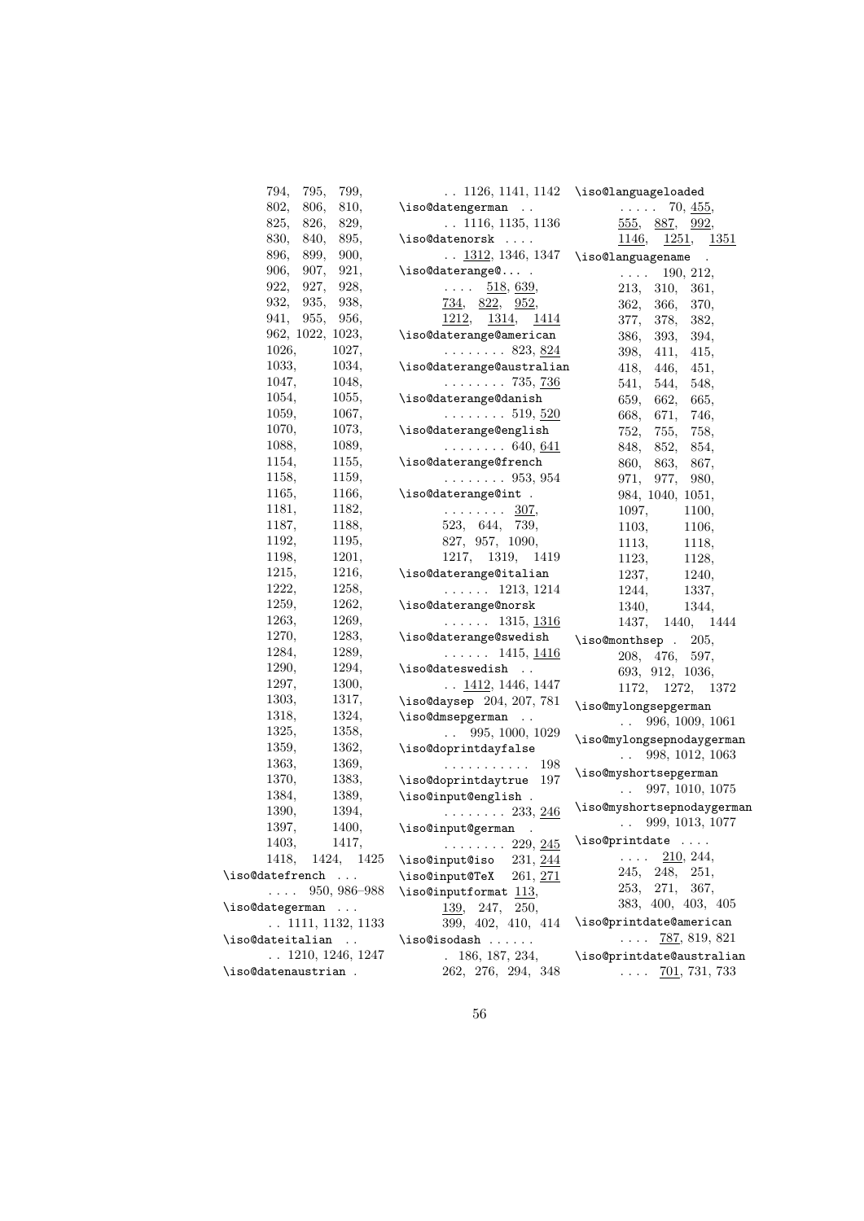794, 795, 799, 802, 806, 810, 825, 826, 829, 830, 840, 895, 896, 899, 900, 906, 907, 921, 922, 927, 928, 932, 935, 938, 941, 955, 956, 962, 1022, 1023, 1026, 1027, 1033, 1034, 1047, 1048, 1054, 1055, 1059, 1067, 1070, 1073, 1088, 1089, 1154, 1155, 1158, 1159, 1165, 1166, 1181, 1182, 1187, 1188, 1192, 1195, 1198, 1201, 1215, 1216, 1222, 1258, 1259, 1262, 1263, 1269, 1270, 1283, 1284, 1289, 1290, 1294, 1297, 1300, 1303, 1317, 1318, 1324, 1325, 1358, 1359, 1362, 1363, 1369, 1370, 1383, 1384, 1389, 1390, 1394, 1397, 1400, 1403, 1417, 1418, 1424, 1425

\iso@datefrench . . . . . . . 950, 986–988

\iso@dategerman . . . . . 1111, 1132, 1133

\iso@dateitalian . . . . 1210, 1246, 1247

\iso@datenaustrian . . . 1126, 1141, 1142

\iso@datengerman . . . . 1116, 1135, 1136

\iso@datenorsk . . . . . . 1312, 1346, 1347

\iso@daterange@... . . . . . 518, 639, 734, 822, 952, 1212, 1314, 1414

\iso@daterange@american . . . . . . . . 823, 824

\iso@daterange@australian . . . . . . . . 735, 736

\iso@daterange@danish . . . . . . . . 519, 520

\iso@daterange@english . . . . . . . . 640, 641

\iso@daterange@french . . . . . . . . 953, 954

\iso@daterange@int . . . . . . . . . 307, 523, 644, 739, 827, 957, 1090, 1217, 1319, 1419

\iso@daterange@italian . . . . . . 1213, 1214

\iso@daterange@norsk . . . . . . 1315, 1316

\iso@daterange@swedish . . . . . . 1415, 1416

\iso@dateswedish . . . . 1412, 1446, 1447

\iso@daysep 204, 207, 781

\iso@dmsepgerman . . . . 995, 1000, 1029

\iso@doprintdayfalse . . . . . . . . . . . 198

\iso@doprintdaytrue 197

\iso@input@english . . . . . . . . . 233, 246

\iso@input@german . . . . . . . . . 229, 245

\iso@input@iso 231, 244

\iso@input@TeX 261, 271

\iso@inputformat 113, 139, 247, 250, 399, 402, 410, 414

\iso@isodash . . . . . . . 186, 187, 234, 262, 276, 294, 348

\iso@languageloaded . . . . . 70, 455, 555, 887, 992, 1146, 1251, 1351

\iso@languagename . . . . . 190, 212, 213, 310, 361, 362, 366, 370, 377, 378, 382, 386, 393, 394, 398, 411, 415, 418, 446, 451, 541, 544, 548, 659, 662, 665, 668, 671, 746, 752, 755, 758, 848, 852, 854, 860, 863, 867, 971, 977, 980, 984, 1040, 1051, 1097, 1100, 1103, 1106, 1113, 1118, 1123, 1128, 1237, 1240, 1244, 1337, 1340, 1344, 1437, 1440, 1444

\iso@monthsep . 205, 208, 476, 597, 693, 912, 1036, 1172, 1272, 1372

\iso@mylongsepgerman . . 996, 1009, 1061

\iso@mylongsepnodaygerman . . 998, 1012, 1063

\iso@myshortsepgerman . . 997, 1010, 1075

\iso@myshortsepnodaygerman . . 999, 1013, 1077

\iso@printdate . . . . . . . . 210, 244, 245, 248, 251, 253, 271, 367, 383, 400, 403, 405

\iso@printdate@american . . . . 787, 819, 821

\iso@printdate@australian . . . . 701, 731, 733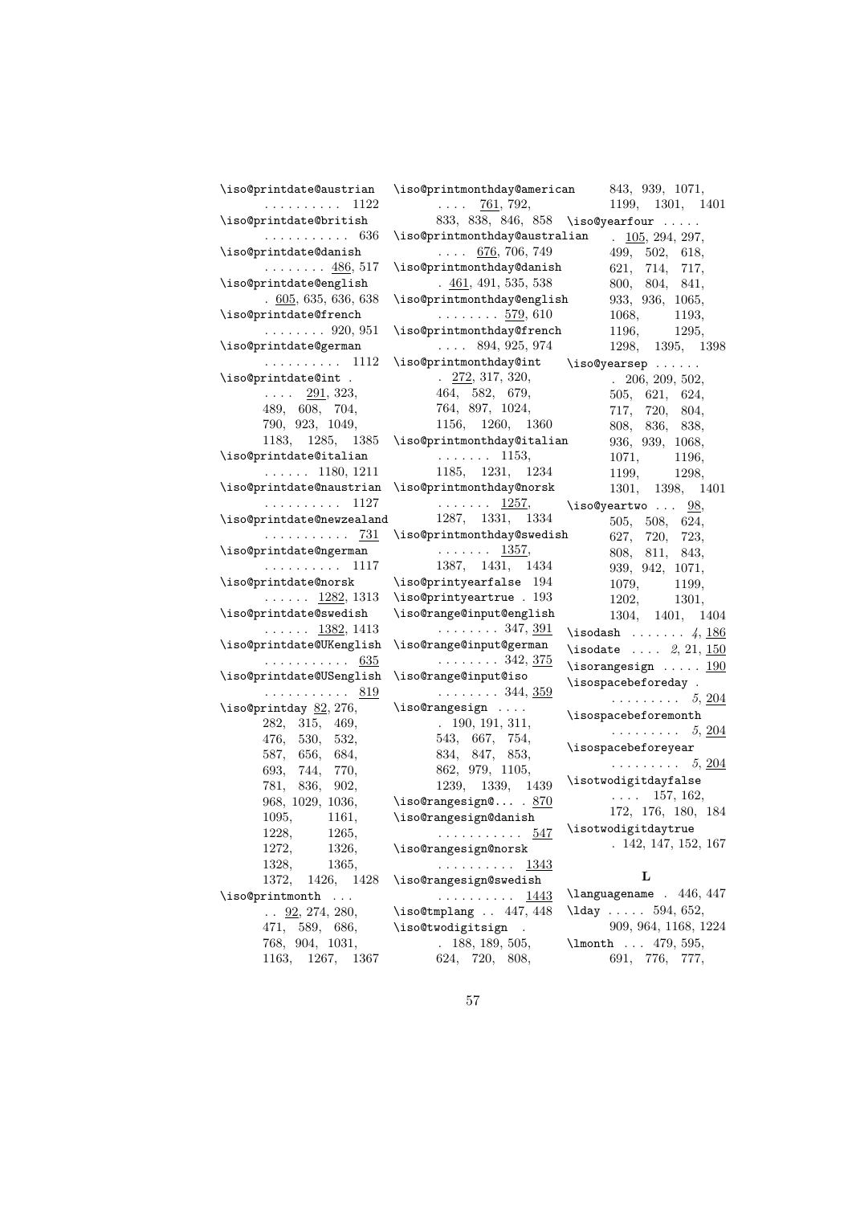\iso@printdate@austrian . . . . . . . . . . 1122
\iso@printdate@british . . . . . . . . . . . 636
\iso@printdate@danish . . . . . . . . 486, 517
\iso@printdate@english . 605, 635, 636, 638
\iso@printdate@french . . . . . . . . 920, 951
\iso@printdate@german . . . . . . . . . . 1112
\iso@printdate@int . . . . . 291, 323, 489, 608, 704, 790, 923, 1049, 1183, 1285, 1385
\iso@printdate@italian . . . . . . 1180, 1211
\iso@printdate@naustrian . . . . . . . . . . 1127
\iso@printdate@newzealand . . . . . . . . . . . 731
\iso@printdate@ngerman . . . . . . . . . . 1117
\iso@printdate@norsk . . . . . . 1282, 1313
\iso@printdate@swedish . . . . . . 1382, 1413
\iso@printdate@UKenglish . . . . . . . . . . . 635
\iso@printdate@USenglish . . . . . . . . . . . 819
\iso@printday 82, 276, 282, 315, 469, 476, 530, 532, 587, 656, 684, 693, 744, 770, 781, 836, 902, 968, 1029, 1036, 1095, 1161, 1228, 1265, 1272, 1326, 1328, 1365, 1372, 1426, 1428
\iso@printmonth . . . . . 92, 274, 280, 471, 589, 686, 768, 904, 1031, 1163, 1267, 1367
\iso@printmonthday@american . . . . 761, 792, 833, 838, 846, 858
\iso@printmonthday@australian . . . . 676, 706, 749
\iso@printmonthday@danish . 461, 491, 535, 538
\iso@printmonthday@english . . . . . . . . 579, 610
\iso@printmonthday@french . . . . 894, 925, 974
\iso@printmonthday@int . 272, 317, 320, 464, 582, 679, 764, 897, 1024, 1156, 1260, 1360
\iso@printmonthday@italian . . . . . . . 1153, 1185, 1231, 1234
\iso@printmonthday@norsk . . . . . . . 1257, 1287, 1331, 1334
\iso@printmonthday@swedish . . . . . . . 1357, 1387, 1431, 1434
\iso@printyearfalse 194
\iso@printyeartrue . 193
\iso@range@input@english . . . . . . . . 347, 391
\iso@range@input@german . . . . . . . . 342, 375
\iso@range@input@iso . . . . . . . . 344, 359
\iso@rangesign . . . . . 190, 191, 311, 543, 667, 754, 834, 847, 853, 862, 979, 1105, 1239, 1339, 1439
\iso@rangesign@... . 870
\iso@rangesign@danish . . . . . . . . . . . 547
\iso@rangesign@norsk . . . . . . . . . . 1343
\iso@rangesign@swedish . . . . . . . . . . 1443
\iso@tmplang . . 447, 448
\iso@twodigitsign . . 188, 189, 505, 624, 720, 808, 843, 939, 1071, 1199, 1301, 1401
\iso@yearfour . . . . . . 105, 294, 297, 499, 502, 618, 621, 714, 717, 800, 804, 841, 933, 936, 1065, 1068, 1193, 1196, 1295, 1298, 1395, 1398
\iso@yearsep . . . . . . 206, 209, 502, 505, 621, 624, 717, 720, 804, 808, 836, 838, 936, 939, 1068, 1071, 1196, 1199, 1298, 1301, 1398, 1401
\iso@yeartwo . . . 98, 505, 508, 624, 627, 720, 723, 808, 811, 843, 939, 942, 1071, 1079, 1199, 1202, 1301, 1304, 1401, 1404
\isodash . . . . . . . *4*, 186
\isodate . . . . *2*, 21, 150
\isorangesign . . . . . 190
\isospacebeforeday . . . . . . . . . . *5*, 204
\isospacebeforemonth . . . . . . . . . *5*, 204
\isospacebeforeyear . . . . . . . . . *5*, 204
\isotwodigitdayfalse . . . . 157, 162, 172, 176, 180, 184
\isotwodigitdaytrue . 142, 147, 152, 167

**L**

\languagename . 446, 447
\lday . . . . . 594, 652, 909, 964, 1168, 1224
\lmonth . . . 479, 595, 691, 776, 777,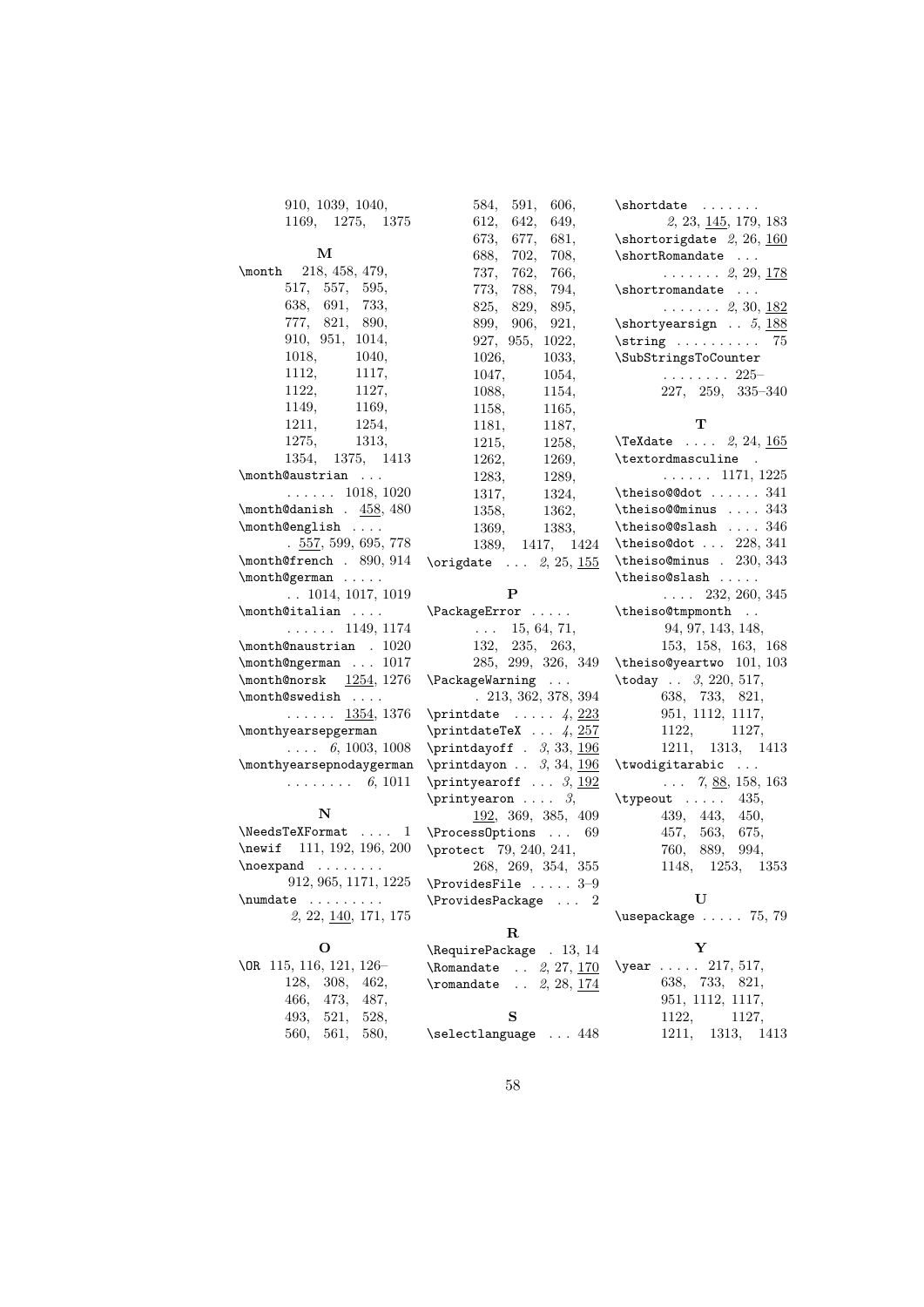910, 1039, 1040, 1169, 1275, 1375

**M**

\month 218, 458, 479, 517, 557, 595, 638, 691, 733, 777, 821, 890, 910, 951, 1014, 1018, 1040, 1112, 1117, 1122, 1127, 1149, 1169, 1211, 1254, 1275, 1313, 1354, 1375, 1413
\month@austrian . . . . . . . . . 1018, 1020
\month@danish . 458, 480
\month@english . . . . . 557, 599, 695, 778
\month@french . 890, 914
\month@german . . . . . . . 1014, 1017, 1019
\month@italian . . . . . . . . . . 1149, 1174
\month@naustrian . 1020
\month@ngerman . . . 1017
\month@norsk 1254, 1276
\month@swedish . . . . . . . . . . 1354, 1376
\monthyearsepgerman . . . . *6*, 1003, 1008
\monthyearsepnodaygerman . . . . . . . . *6*, 1011

**N**

\NeedsTeXFormat . . . . 1
\newif 111, 192, 196, 200
\noexpand . . . . . . . . 912, 965, 1171, 1225
\numdate . . . . . . . . . *2*, 22, 140, 171, 175

**O**

\OR 115, 116, 121, 126–128, 308, 462, 466, 473, 487, 493, 521, 528, 560, 561, 580, 584, 591, 606, 612, 642, 649, 673, 677, 681, 688, 702, 708, 737, 762, 766, 773, 788, 794, 825, 829, 895, 899, 906, 921, 927, 955, 1022, 1026, 1033, 1047, 1054, 1088, 1154, 1158, 1165, 1181, 1187, 1215, 1258, 1262, 1269, 1283, 1289, 1317, 1324, 1358, 1362, 1369, 1383, 1389, 1417, 1424
\origdate . . . *2*, 25, 155

**P**

\PackageError . . . . . . . . 15, 64, 71, 132, 235, 263, 285, 299, 326, 349
\PackageWarning . . . . 213, 362, 378, 394
\printdate . . . . . *4*, 223
\printdateTeX . . . *4*, 257
\printdayoff . *3*, 33, 196
\printdayon . . *3*, 34, 196
\printyearoff . . . *3*, 192
\printyearon . . . . *3*, 192, 369, 385, 409
\ProcessOptions . . . 69
\protect 79, 240, 241, 268, 269, 354, 355
\ProvidesFile . . . . . 3–9
\ProvidesPackage . . . 2

**R**

\RequirePackage . 13, 14
\Romandate . . *2*, 27, 170
\romandate . . *2*, 28, 174

**S**

\selectlanguage . . . 448
\shortdate . . . . . . . *2*, 23, 145, 179, 183
\shortorigdate *2*, 26, 160
\shortRomandate . . . . . . . . . . *2*, 29, 178
\shortromandate . . . . . . . . . . *2*, 30, 182
\shortyearsign . . *5*, 188
\string . . . . . . . . . . 75
\SubStringsToCounter . . . . . . . . 225–227, 259, 335–340

**T**

\TeXdate . . . . *2*, 24, 165
\textordmasculine . . . . . . . 1171, 1225
\theiso@@dot . . . . . . 341
\theiso@@minus . . . . 343
\theiso@@slash . . . . 346
\theiso@dot . . . 228, 341
\theiso@minus . 230, 343
\theiso@slash . . . . . . . . . 232, 260, 345
\theiso@tmpmonth . . 94, 97, 143, 148, 153, 158, 163, 168
\theiso@yeartwo 101, 103
\today . . *3*, 220, 517, 638, 733, 821, 951, 1112, 1117, 1122, 1127, 1211, 1313, 1413
\twodigitarabic . . . . . . *7*, 88, 158, 163
\typeout . . . . . 435, 439, 443, 450, 457, 563, 675, 760, 889, 994, 1148, 1253, 1353

**U**

\usepackage . . . . . 75, 79

**Y**

\year . . . . . 217, 517, 638, 733, 821, 951, 1112, 1117, 1122, 1127, 1211, 1313, 1413